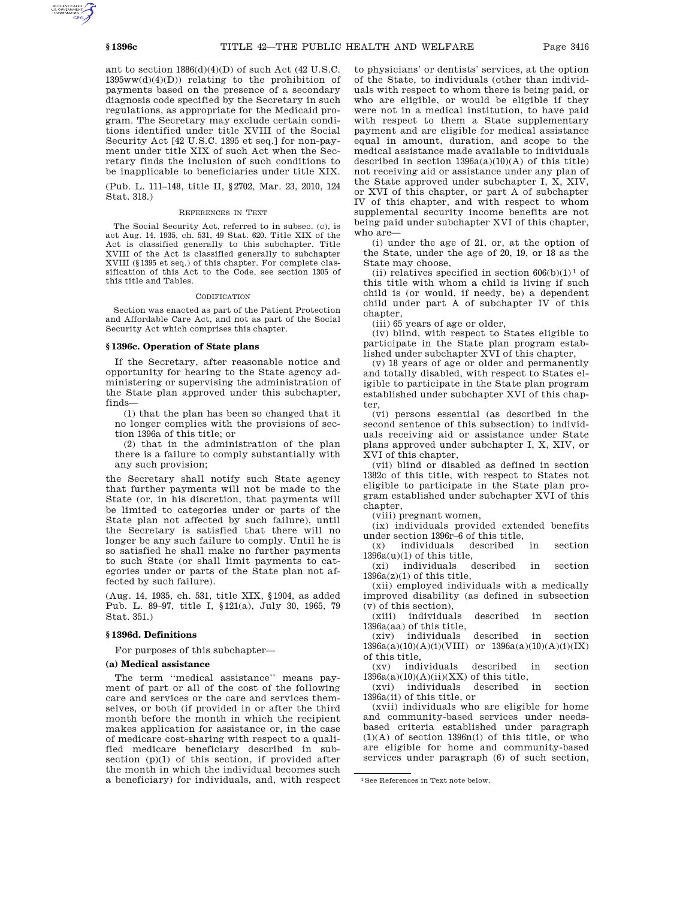ant to section 1886(d)(4)(D) of such Act (42 U.S.C. 1395ww(d)(4)(D)) relating to the prohibition of payments based on the presence of a secondary diagnosis code specified by the Secretary in such regulations, as appropriate for the Medicaid program. The Secretary may exclude certain conditions identified under title XVIII of the Social Security Act [42 U.S.C. 1395 et seq.] for non-payment under title XIX of such Act when the Secretary finds the inclusion of such conditions to be inapplicable to beneficiaries under title XIX.

(Pub. L. 111–148, title II, §2702, Mar. 23, 2010, 124 Stat. 318.)

REFERENCES IN TEXT

The Social Security Act, referred to in subsec. (c), is act Aug. 14, 1935, ch. 531, 49 Stat. 620. Title XIX of the Act is classified generally to this subchapter. Title XVIII of the Act is classified generally to subchapter XVIII (§1395 et seq.) of this chapter. For complete classification of this Act to the Code, see section 1305 of this title and Tables.

CODIFICATION

Section was enacted as part of the Patient Protection and Affordable Care Act, and not as part of the Social Security Act which comprises this chapter.

### §1396c. Operation of State plans

If the Secretary, after reasonable notice and opportunity for hearing to the State agency administering or supervising the administration of the State plan approved under this subchapter, finds—

(1) that the plan has been so changed that it no longer complies with the provisions of section 1396a of this title; or

(2) that in the administration of the plan there is a failure to comply substantially with any such provision;

the Secretary shall notify such State agency that further payments will not be made to the State (or, in his discretion, that payments will be limited to categories under or parts of the State plan not affected by such failure), until the Secretary is satisfied that there will no longer be any such failure to comply. Until he is so satisfied he shall make no further payments to such State (or shall limit payments to categories under or parts of the State plan not affected by such failure).

(Aug. 14, 1935, ch. 531, title XIX, §1904, as added Pub. L. 89–97, title I, §121(a), July 30, 1965, 79 Stat. 351.)

### §1396d. Definitions

For purposes of this subchapter—

#### (a) Medical assistance

The term "medical assistance" means payment of part or all of the cost of the following care and services or the care and services themselves, or both (if provided in or after the third month before the month in which the recipient makes application for assistance or, in the case of medicare cost-sharing with respect to a qualified medicare beneficiary described in subsection (p)(1) of this section, if provided after the month in which the individual becomes such a beneficiary) for individuals, and, with respect to physicians' or dentists' services, at the option of the State, to individuals (other than individuals with respect to whom there is being paid, or who are eligible, or would be eligible if they were not in a medical institution, to have paid with respect to them a State supplementary payment and are eligible for medical assistance equal in amount, duration, and scope to the medical assistance made available to individuals described in section 1396a(a)(10)(A) of this title) not receiving aid or assistance under any plan of the State approved under subchapter I, X, XIV, or XVI of this chapter, or part A of subchapter IV of this chapter, and with respect to whom supplemental security income benefits are not being paid under subchapter XVI of this chapter, who are—

(i) under the age of 21, or, at the option of the State, under the age of 20, 19, or 18 as the State may choose,

(ii) relatives specified in section 606(b)(1)[1] of this title with whom a child is living if such child is (or would, if needy, be) a dependent child under part A of subchapter IV of this chapter,

(iii) 65 years of age or older,

(iv) blind, with respect to States eligible to participate in the State plan program established under subchapter XVI of this chapter,

(v) 18 years of age or older and permanently and totally disabled, with respect to States eligible to participate in the State plan program established under subchapter XVI of this chapter,

(vi) persons essential (as described in the second sentence of this subsection) to individuals receiving aid or assistance under State plans approved under subchapter I, X, XIV, or XVI of this chapter,

(vii) blind or disabled as defined in section 1382c of this title, with respect to States not eligible to participate in the State plan program established under subchapter XVI of this chapter,

(viii) pregnant women,

(ix) individuals provided extended benefits under section 1396r–6 of this title,

(x) individuals described in section 1396a(u)(1) of this title,

(xi) individuals described in section 1396a(z)(1) of this title,

(xii) employed individuals with a medically improved disability (as defined in subsection (v) of this section),

(xiii) individuals described in section 1396a(aa) of this title,

(xiv) individuals described in section 1396a(a)(10)(A)(i)(VIII) or 1396a(a)(10)(A)(i)(IX) of this title,

(xv) individuals described in section 1396a(a)(10)(A)(ii)(XX) of this title,

(xvi) individuals described in section 1396a(ii) of this title, or

(xvii) individuals who are eligible for home and community-based services under needs-based criteria established under paragraph (1)(A) of section 1396n(i) of this title, or who are eligible for home and community-based services under paragraph (6) of such section,

[1] See References in Text note below.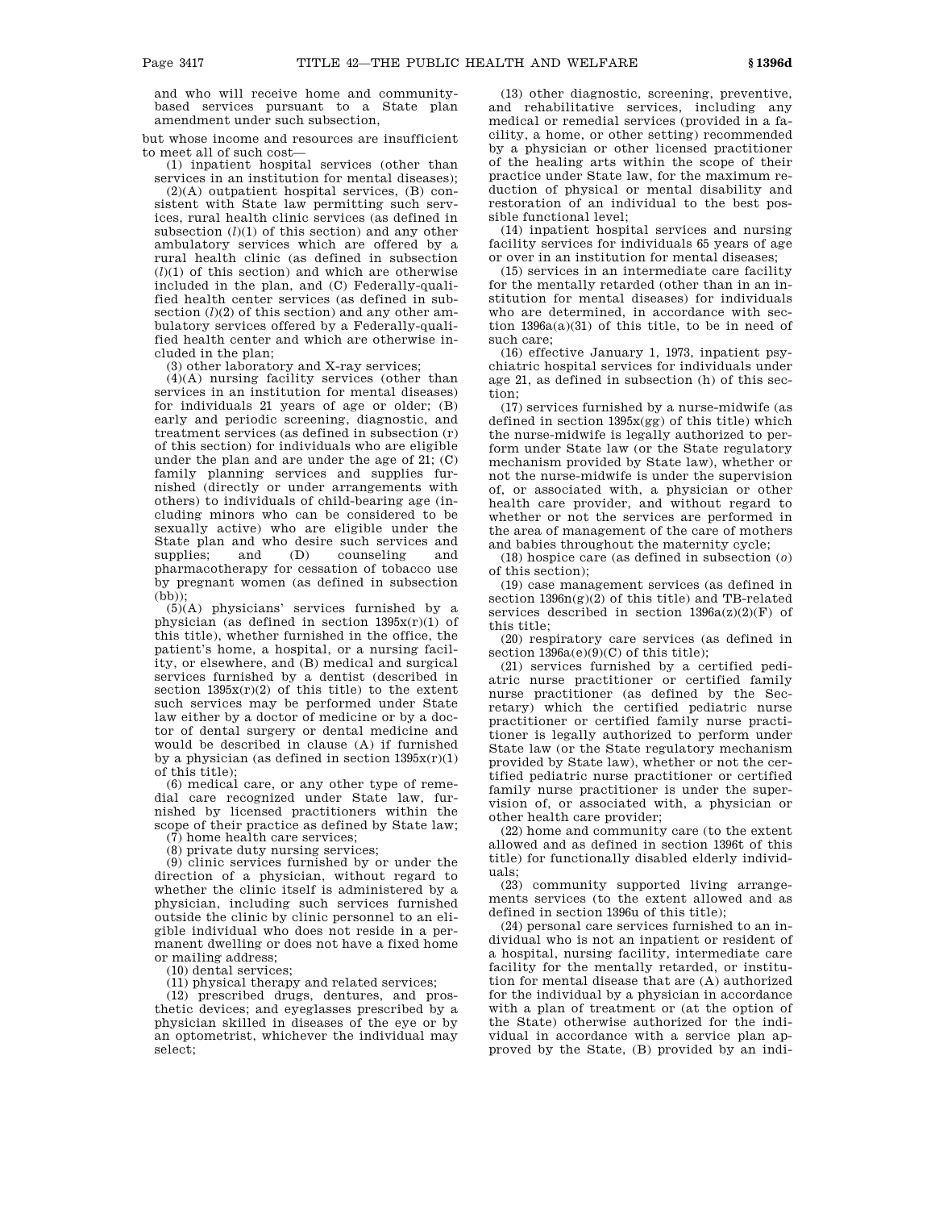and who will receive home and community-based services pursuant to a State plan amendment under such subsection,

but whose income and resources are insufficient to meet all of such cost—

(1) inpatient hospital services (other than services in an institution for mental diseases);

(2)(A) outpatient hospital services, (B) consistent with State law permitting such services, rural health clinic services (as defined in subsection (*l*)(1) of this section) and any other ambulatory services which are offered by a rural health clinic (as defined in subsection (*l*)(1) of this section) and which are otherwise included in the plan, and (C) Federally-qualified health center services (as defined in subsection (*l*)(2) of this section) and any other ambulatory services offered by a Federally-qualified health center and which are otherwise included in the plan;

(3) other laboratory and X-ray services;

(4)(A) nursing facility services (other than services in an institution for mental diseases) for individuals 21 years of age or older; (B) early and periodic screening, diagnostic, and treatment services (as defined in subsection (r) of this section) for individuals who are eligible under the plan and are under the age of 21; (C) family planning services and supplies furnished (directly or under arrangements with others) to individuals of child-bearing age (including minors who can be considered to be sexually active) who are eligible under the State plan and who desire such services and supplies; and (D) counseling and pharmacotherapy for cessation of tobacco use by pregnant women (as defined in subsection (bb));

(5)(A) physicians' services furnished by a physician (as defined in section 1395x(r)(1) of this title), whether furnished in the office, the patient's home, a hospital, or a nursing facility, or elsewhere, and (B) medical and surgical services furnished by a dentist (described in section 1395x(r)(2) of this title) to the extent such services may be performed under State law either by a doctor of medicine or by a doctor of dental surgery or dental medicine and would be described in clause (A) if furnished by a physician (as defined in section 1395x(r)(1) of this title);

(6) medical care, or any other type of remedial care recognized under State law, furnished by licensed practitioners within the scope of their practice as defined by State law;

(7) home health care services;

(8) private duty nursing services;

(9) clinic services furnished by or under the direction of a physician, without regard to whether the clinic itself is administered by a physician, including such services furnished outside the clinic by clinic personnel to an eligible individual who does not reside in a permanent dwelling or does not have a fixed home or mailing address;

(10) dental services;

(11) physical therapy and related services;

(12) prescribed drugs, dentures, and prosthetic devices; and eyeglasses prescribed by a physician skilled in diseases of the eye or by an optometrist, whichever the individual may select;

(13) other diagnostic, screening, preventive, and rehabilitative services, including any medical or remedial services (provided in a facility, a home, or other setting) recommended by a physician or other licensed practitioner of the healing arts within the scope of their practice under State law, for the maximum reduction of physical or mental disability and restoration of an individual to the best possible functional level;

(14) inpatient hospital services and nursing facility services for individuals 65 years of age or over in an institution for mental diseases;

(15) services in an intermediate care facility for the mentally retarded (other than in an institution for mental diseases) for individuals who are determined, in accordance with section 1396a(a)(31) of this title, to be in need of such care;

(16) effective January 1, 1973, inpatient psychiatric hospital services for individuals under age 21, as defined in subsection (h) of this section;

(17) services furnished by a nurse-midwife (as defined in section 1395x(gg) of this title) which the nurse-midwife is legally authorized to perform under State law (or the State regulatory mechanism provided by State law), whether or not the nurse-midwife is under the supervision of, or associated with, a physician or other health care provider, and without regard to whether or not the services are performed in the area of management of the care of mothers and babies throughout the maternity cycle;

(18) hospice care (as defined in subsection (*o*) of this section);

(19) case management services (as defined in section 1396n(g)(2) of this title) and TB-related services described in section 1396a(z)(2)(F) of this title;

(20) respiratory care services (as defined in section 1396a(e)(9)(C) of this title);

(21) services furnished by a certified pediatric nurse practitioner or certified family nurse practitioner (as defined by the Secretary) which the certified pediatric nurse practitioner or certified family nurse practitioner is legally authorized to perform under State law (or the State regulatory mechanism provided by State law), whether or not the certified pediatric nurse practitioner or certified family nurse practitioner is under the supervision of, or associated with, a physician or other health care provider;

(22) home and community care (to the extent allowed and as defined in section 1396t of this title) for functionally disabled elderly individuals;

(23) community supported living arrangements services (to the extent allowed and as defined in section 1396u of this title);

(24) personal care services furnished to an individual who is not an inpatient or resident of a hospital, nursing facility, intermediate care facility for the mentally retarded, or institution for mental disease that are (A) authorized for the individual by a physician in accordance with a plan of treatment or (at the option of the State) otherwise authorized for the individual in accordance with a service plan approved by the State, (B) provided by an indi-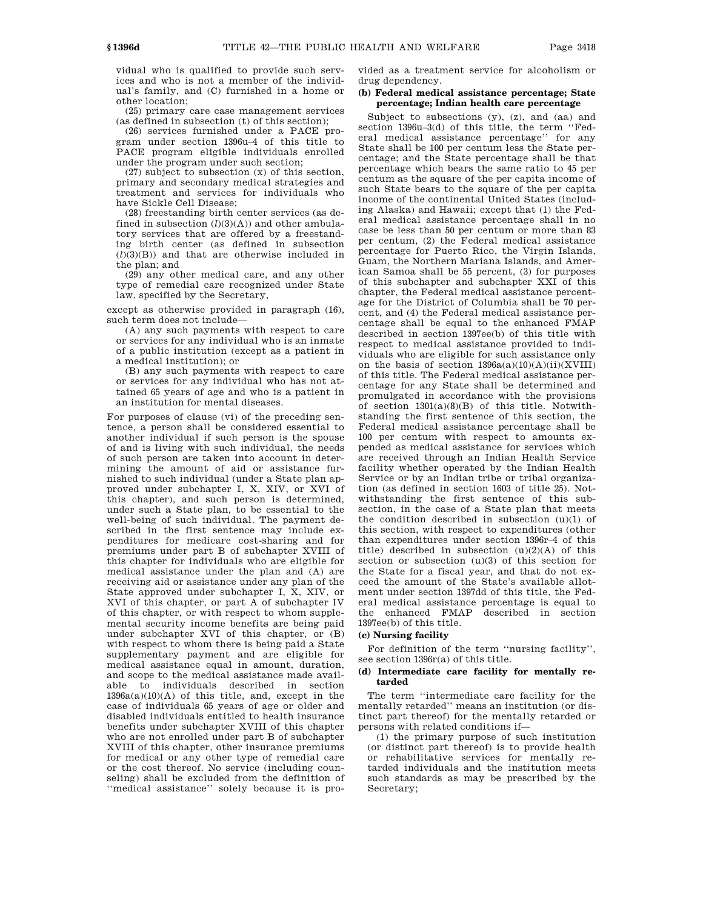vidual who is qualified to provide such services and who is not a member of the individual's family, and (C) furnished in a home or other location;

(25) primary care case management services (as defined in subsection (t) of this section);

(26) services furnished under a PACE program under section 1396u–4 of this title to PACE program eligible individuals enrolled under the program under such section;

(27) subject to subsection (x) of this section, primary and secondary medical strategies and treatment and services for individuals who have Sickle Cell Disease;

(28) freestanding birth center services (as defined in subsection (*l*)(3)(A)) and other ambulatory services that are offered by a freestanding birth center (as defined in subsection (*l*)(3)(B)) and that are otherwise included in the plan; and

(29) any other medical care, and any other type of remedial care recognized under State law, specified by the Secretary,

except as otherwise provided in paragraph (16), such term does not include—

(A) any such payments with respect to care or services for any individual who is an inmate of a public institution (except as a patient in a medical institution); or

(B) any such payments with respect to care or services for any individual who has not attained 65 years of age and who is a patient in an institution for mental diseases.

For purposes of clause (vi) of the preceding sentence, a person shall be considered essential to another individual if such person is the spouse of and is living with such individual, the needs of such person are taken into account in determining the amount of aid or assistance furnished to such individual (under a State plan approved under subchapter I, X, XIV, or XVI of this chapter), and such person is determined, under such a State plan, to be essential to the well-being of such individual. The payment described in the first sentence may include expenditures for medicare cost-sharing and for premiums under part B of subchapter XVIII of this chapter for individuals who are eligible for medical assistance under the plan and (A) are receiving aid or assistance under any plan of the State approved under subchapter I, X, XIV, or XVI of this chapter, or part A of subchapter IV of this chapter, or with respect to whom supplemental security income benefits are being paid under subchapter XVI of this chapter, or (B) with respect to whom there is being paid a State supplementary payment and are eligible for medical assistance equal in amount, duration, and scope to the medical assistance made available to individuals described in section 1396a(a)(10)(A) of this title, and, except in the case of individuals 65 years of age or older and disabled individuals entitled to health insurance benefits under subchapter XVIII of this chapter who are not enrolled under part B of subchapter XVIII of this chapter, other insurance premiums for medical or any other type of remedial care or the cost thereof. No service (including counseling) shall be excluded from the definition of ''medical assistance'' solely because it is provided as a treatment service for alcoholism or drug dependency.

### (b) Federal medical assistance percentage; State percentage; Indian health care percentage

Subject to subsections (y), (z), and (aa) and section 1396u–3(d) of this title, the term ''Federal medical assistance percentage'' for any State shall be 100 per centum less the State percentage; and the State percentage shall be that percentage which bears the same ratio to 45 per centum as the square of the per capita income of such State bears to the square of the per capita income of the continental United States (including Alaska) and Hawaii; except that (1) the Federal medical assistance percentage shall in no case be less than 50 per centum or more than 83 per centum, (2) the Federal medical assistance percentage for Puerto Rico, the Virgin Islands, Guam, the Northern Mariana Islands, and American Samoa shall be 55 percent, (3) for purposes of this subchapter and subchapter XXI of this chapter, the Federal medical assistance percentage for the District of Columbia shall be 70 percent, and (4) the Federal medical assistance percentage shall be equal to the enhanced FMAP described in section 1397ee(b) of this title with respect to medical assistance provided to individuals who are eligible for such assistance only on the basis of section 1396a(a)(10)(A)(ii)(XVIII) of this title. The Federal medical assistance percentage for any State shall be determined and promulgated in accordance with the provisions of section 1301(a)(8)(B) of this title. Notwithstanding the first sentence of this section, the Federal medical assistance percentage shall be 100 per centum with respect to amounts expended as medical assistance for services which are received through an Indian Health Service facility whether operated by the Indian Health Service or by an Indian tribe or tribal organization (as defined in section 1603 of title 25). Notwithstanding the first sentence of this subsection, in the case of a State plan that meets the condition described in subsection (u)(1) of this section, with respect to expenditures (other than expenditures under section 1396r–4 of this title) described in subsection (u)(2)(A) of this section or subsection (u)(3) of this section for the State for a fiscal year, and that do not exceed the amount of the State's available allotment under section 1397dd of this title, the Federal medical assistance percentage is equal to the enhanced FMAP described in section 1397ee(b) of this title.

### (c) Nursing facility

For definition of the term ''nursing facility'', see section 1396r(a) of this title.

### (d) Intermediate care facility for mentally retarded

The term ''intermediate care facility for the mentally retarded'' means an institution (or distinct part thereof) for the mentally retarded or persons with related conditions if—

(1) the primary purpose of such institution (or distinct part thereof) is to provide health or rehabilitative services for mentally retarded individuals and the institution meets such standards as may be prescribed by the Secretary;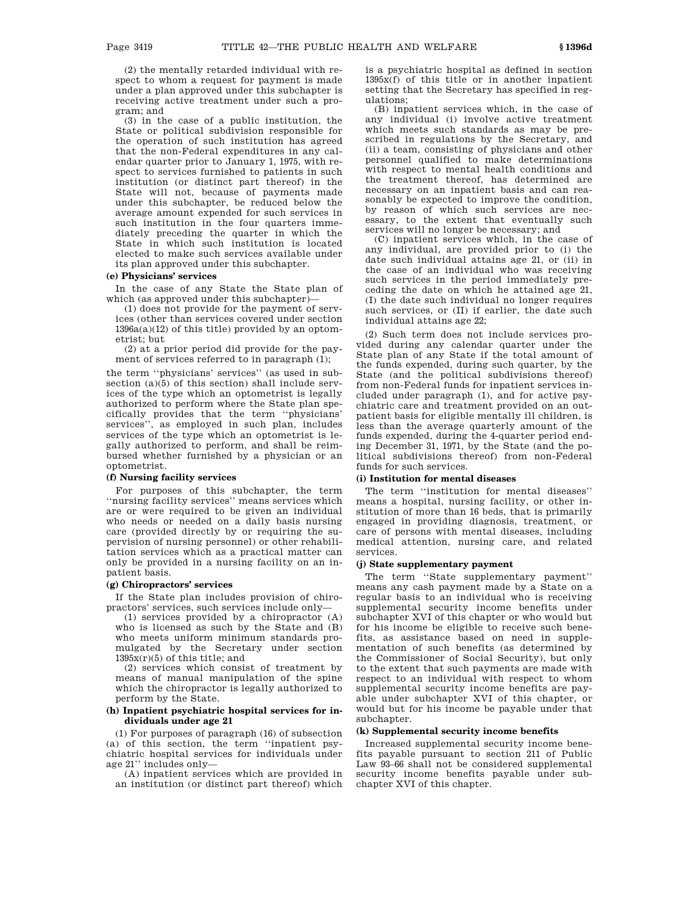(2) the mentally retarded individual with respect to whom a request for payment is made under a plan approved under this subchapter is receiving active treatment under such a program; and

(3) in the case of a public institution, the State or political subdivision responsible for the operation of such institution has agreed that the non-Federal expenditures in any calendar quarter prior to January 1, 1975, with respect to services furnished to patients in such institution (or distinct part thereof) in the State will not, because of payments made under this subchapter, be reduced below the average amount expended for such services in such institution in the four quarters immediately preceding the quarter in which the State in which such institution is located elected to make such services available under its plan approved under this subchapter.

**(e) Physicians' services**

In the case of any State the State plan of which (as approved under this subchapter)—

(1) does not provide for the payment of services (other than services covered under section 1396a(a)(12) of this title) provided by an optometrist; but

(2) at a prior period did provide for the payment of services referred to in paragraph (1);

the term "physicians' services" (as used in subsection (a)(5) of this section) shall include services of the type which an optometrist is legally authorized to perform where the State plan specifically provides that the term "physicians' services", as employed in such plan, includes services of the type which an optometrist is legally authorized to perform, and shall be reimbursed whether furnished by a physician or an optometrist.

**(f) Nursing facility services**

For purposes of this subchapter, the term "nursing facility services" means services which are or were required to be given an individual who needs or needed on a daily basis nursing care (provided directly by or requiring the supervision of nursing personnel) or other rehabilitation services which as a practical matter can only be provided in a nursing facility on an inpatient basis.

**(g) Chiropractors' services**

If the State plan includes provision of chiropractors' services, such services include only—

(1) services provided by a chiropractor (A) who is licensed as such by the State and (B) who meets uniform minimum standards promulgated by the Secretary under section 1395x(r)(5) of this title; and

(2) services which consist of treatment by means of manual manipulation of the spine which the chiropractor is legally authorized to perform by the State.

**(h) Inpatient psychiatric hospital services for individuals under age 21**

(1) For purposes of paragraph (16) of subsection (a) of this section, the term "inpatient psychiatric hospital services for individuals under age 21" includes only—

(A) inpatient services which are provided in an institution (or distinct part thereof) which is a psychiatric hospital as defined in section 1395x(f) of this title or in another inpatient setting that the Secretary has specified in regulations;

(B) inpatient services which, in the case of any individual (i) involve active treatment which meets such standards as may be prescribed in regulations by the Secretary, and (ii) a team, consisting of physicians and other personnel qualified to make determinations with respect to mental health conditions and the treatment thereof, has determined are necessary on an inpatient basis and can reasonably be expected to improve the condition, by reason of which such services are necessary, to the extent that eventually such services will no longer be necessary; and

(C) inpatient services which, in the case of any individual, are provided prior to (i) the date such individual attains age 21, or (ii) in the case of an individual who was receiving such services in the period immediately preceding the date on which he attained age 21, (I) the date such individual no longer requires such services, or (II) if earlier, the date such individual attains age 22;

(2) Such term does not include services provided during any calendar quarter under the State plan of any State if the total amount of the funds expended, during such quarter, by the State (and the political subdivisions thereof) from non-Federal funds for inpatient services included under paragraph (1), and for active psychiatric care and treatment provided on an outpatient basis for eligible mentally ill children, is less than the average quarterly amount of the funds expended, during the 4-quarter period ending December 31, 1971, by the State (and the political subdivisions thereof) from non-Federal funds for such services.

**(i) Institution for mental diseases**

The term "institution for mental diseases" means a hospital, nursing facility, or other institution of more than 16 beds, that is primarily engaged in providing diagnosis, treatment, or care of persons with mental diseases, including medical attention, nursing care, and related services.

**(j) State supplementary payment**

The term "State supplementary payment" means any cash payment made by a State on a regular basis to an individual who is receiving supplemental security income benefits under subchapter XVI of this chapter or who would but for his income be eligible to receive such benefits, as assistance based on need in supplementation of such benefits (as determined by the Commissioner of Social Security), but only to the extent that such payments are made with respect to an individual with respect to whom supplemental security income benefits are payable under subchapter XVI of this chapter, or would but for his income be payable under that subchapter.

**(k) Supplemental security income benefits**

Increased supplemental security income benefits payable pursuant to section 211 of Public Law 93–66 shall not be considered supplemental security income benefits payable under subchapter XVI of this chapter.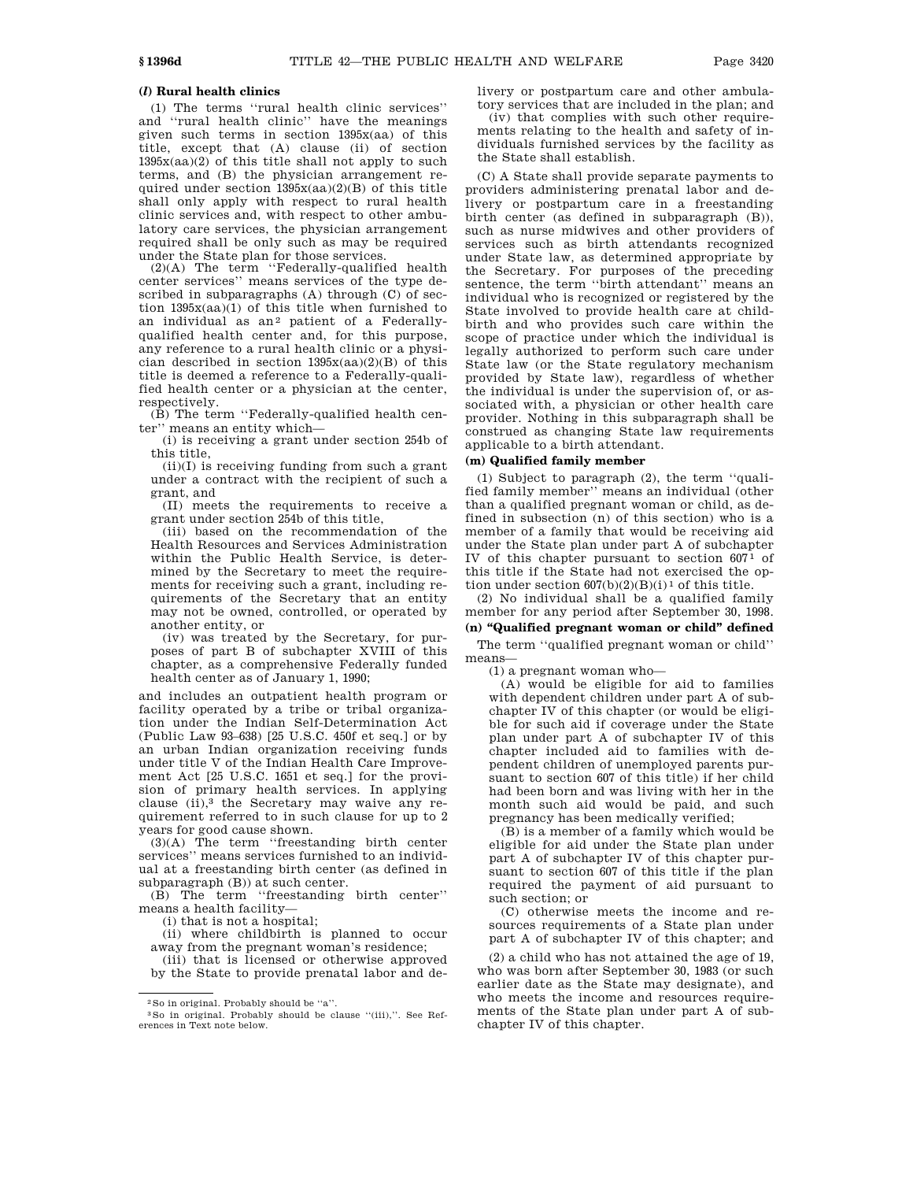### (*l*) Rural health clinics

(1) The terms ''rural health clinic services'' and ''rural health clinic'' have the meanings given such terms in section 1395x(aa) of this title, except that (A) clause (ii) of section 1395x(aa)(2) of this title shall not apply to such terms, and (B) the physician arrangement required under section 1395x(aa)(2)(B) of this title shall only apply with respect to rural health clinic services and, with respect to other ambulatory care services, the physician arrangement required shall be only such as may be required under the State plan for those services.

(2)(A) The term ''Federally-qualified health center services'' means services of the type described in subparagraphs (A) through (C) of section 1395x(aa)(1) of this title when furnished to an individual as an[2] patient of a Federally-qualified health center and, for this purpose, any reference to a rural health clinic or a physician described in section 1395x(aa)(2)(B) of this title is deemed a reference to a Federally-qualified health center or a physician at the center, respectively.

(B) The term ''Federally-qualified health center'' means an entity which—

(i) is receiving a grant under section 254b of this title,

(ii)(I) is receiving funding from such a grant under a contract with the recipient of such a grant, and

(II) meets the requirements to receive a grant under section 254b of this title,

(iii) based on the recommendation of the Health Resources and Services Administration within the Public Health Service, is determined by the Secretary to meet the requirements for receiving such a grant, including requirements of the Secretary that an entity may not be owned, controlled, or operated by another entity, or

(iv) was treated by the Secretary, for purposes of part B of subchapter XVIII of this chapter, as a comprehensive Federally funded health center as of January 1, 1990;

and includes an outpatient health program or facility operated by a tribe or tribal organization under the Indian Self-Determination Act (Public Law 93–638) [25 U.S.C. 450f et seq.] or by an urban Indian organization receiving funds under title V of the Indian Health Care Improvement Act [25 U.S.C. 1651 et seq.] for the provision of primary health services. In applying clause (ii),[3] the Secretary may waive any requirement referred to in such clause for up to 2 years for good cause shown.

(3)(A) The term ''freestanding birth center services'' means services furnished to an individual at a freestanding birth center (as defined in subparagraph (B)) at such center.

(B) The term ''freestanding birth center'' means a health facility—

(i) that is not a hospital;

(ii) where childbirth is planned to occur away from the pregnant woman's residence;

(iii) that is licensed or otherwise approved by the State to provide prenatal labor and delivery or postpartum care and other ambulatory services that are included in the plan; and

(iv) that complies with such other requirements relating to the health and safety of individuals furnished services by the facility as the State shall establish.

(C) A State shall provide separate payments to providers administering prenatal labor and delivery or postpartum care in a freestanding birth center (as defined in subparagraph (B)), such as nurse midwives and other providers of services such as birth attendants recognized under State law, as determined appropriate by the Secretary. For purposes of the preceding sentence, the term ''birth attendant'' means an individual who is recognized or registered by the State involved to provide health care at childbirth and who provides such care within the scope of practice under which the individual is legally authorized to perform such care under State law (or the State regulatory mechanism provided by State law), regardless of whether the individual is under the supervision of, or associated with, a physician or other health care provider. Nothing in this subparagraph shall be construed as changing State law requirements applicable to a birth attendant.

### (m) Qualified family member

(1) Subject to paragraph (2), the term ''qualified family member'' means an individual (other than a qualified pregnant woman or child, as defined in subsection (n) of this section) who is a member of a family that would be receiving aid under the State plan under part A of subchapter IV of this chapter pursuant to section 607[1] of this title if the State had not exercised the option under section 607(b)(2)(B)(i)[1] of this title.

(2) No individual shall be a qualified family member for any period after September 30, 1998.

### (n) "Qualified pregnant woman or child" defined

The term ''qualified pregnant woman or child'' means—

(1) a pregnant woman who—

(A) would be eligible for aid to families with dependent children under part A of subchapter IV of this chapter (or would be eligible for such aid if coverage under the State plan under part A of subchapter IV of this chapter included aid to families with dependent children of unemployed parents pursuant to section 607 of this title) if her child had been born and was living with her in the month such aid would be paid, and such pregnancy has been medically verified;

(B) is a member of a family which would be eligible for aid under the State plan under part A of subchapter IV of this chapter pursuant to section 607 of this title if the plan required the payment of aid pursuant to such section; or

(C) otherwise meets the income and resources requirements of a State plan under part A of subchapter IV of this chapter; and

(2) a child who has not attained the age of 19, who was born after September 30, 1983 (or such earlier date as the State may designate), and who meets the income and resources requirements of the State plan under part A of subchapter IV of this chapter.

---

[2] So in original. Probably should be ''a''.

[3] So in original. Probably should be clause ''(iii),''. See References in Text note below.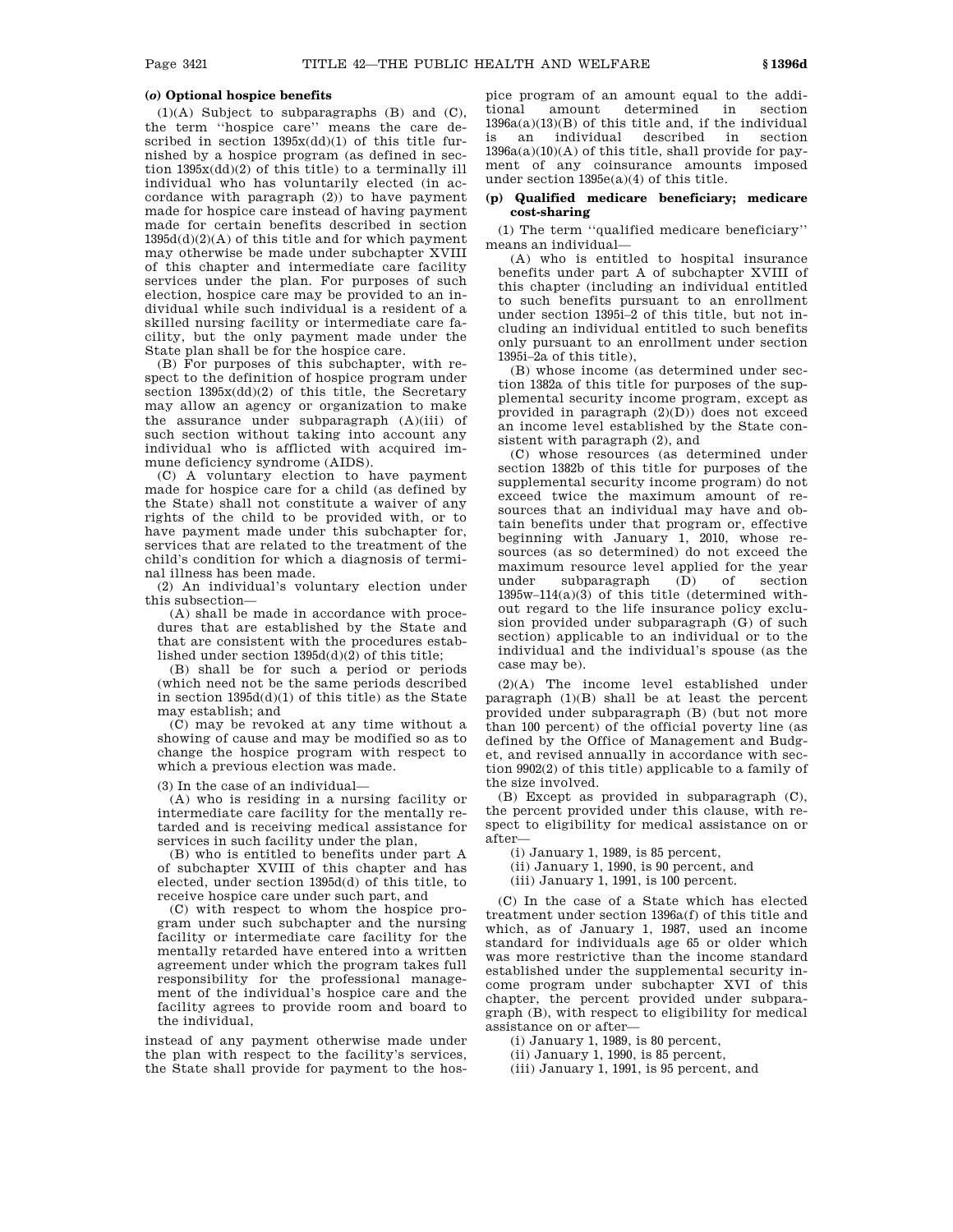### (o) Optional hospice benefits

(1)(A) Subject to subparagraphs (B) and (C), the term ''hospice care'' means the care described in section 1395x(dd)(1) of this title furnished by a hospice program (as defined in section 1395x(dd)(2) of this title) to a terminally ill individual who has voluntarily elected (in accordance with paragraph (2)) to have payment made for hospice care instead of having payment made for certain benefits described in section 1395d(d)(2)(A) of this title and for which payment may otherwise be made under subchapter XVIII of this chapter and intermediate care facility services under the plan. For purposes of such election, hospice care may be provided to an individual while such individual is a resident of a skilled nursing facility or intermediate care facility, but the only payment made under the State plan shall be for the hospice care.

(B) For purposes of this subchapter, with respect to the definition of hospice program under section 1395x(dd)(2) of this title, the Secretary may allow an agency or organization to make the assurance under subparagraph (A)(iii) of such section without taking into account any individual who is afflicted with acquired immune deficiency syndrome (AIDS).

(C) A voluntary election to have payment made for hospice care for a child (as defined by the State) shall not constitute a waiver of any rights of the child to be provided with, or to have payment made under this subchapter for, services that are related to the treatment of the child's condition for which a diagnosis of terminal illness has been made.

(2) An individual's voluntary election under this subsection—

(A) shall be made in accordance with procedures that are established by the State and that are consistent with the procedures established under section 1395d(d)(2) of this title;

(B) shall be for such a period or periods (which need not be the same periods described in section 1395d(d)(1) of this title) as the State may establish; and

(C) may be revoked at any time without a showing of cause and may be modified so as to change the hospice program with respect to which a previous election was made.

(3) In the case of an individual—

(A) who is residing in a nursing facility or intermediate care facility for the mentally retarded and is receiving medical assistance for services in such facility under the plan,

(B) who is entitled to benefits under part A of subchapter XVIII of this chapter and has elected, under section 1395d(d) of this title, to receive hospice care under such part, and

(C) with respect to whom the hospice program under such subchapter and the nursing facility or intermediate care facility for the mentally retarded have entered into a written agreement under which the program takes full responsibility for the professional management of the individual's hospice care and the facility agrees to provide room and board to the individual,

instead of any payment otherwise made under the plan with respect to the facility's services, the State shall provide for payment to the hospice program of an amount equal to the additional amount determined in section 1396a(a)(13)(B) of this title and, if the individual is an individual described in section 1396a(a)(10)(A) of this title, shall provide for payment of any coinsurance amounts imposed under section 1395e(a)(4) of this title.

### (p) Qualified medicare beneficiary; medicare cost-sharing

(1) The term ''qualified medicare beneficiary'' means an individual—

(A) who is entitled to hospital insurance benefits under part A of subchapter XVIII of this chapter (including an individual entitled to such benefits pursuant to an enrollment under section 1395i–2 of this title, but not including an individual entitled to such benefits only pursuant to an enrollment under section 1395i–2a of this title),

(B) whose income (as determined under section 1382a of this title for purposes of the supplemental security income program, except as provided in paragraph (2)(D)) does not exceed an income level established by the State consistent with paragraph (2), and

(C) whose resources (as determined under section 1382b of this title for purposes of the supplemental security income program) do not exceed twice the maximum amount of resources that an individual may have and obtain benefits under that program or, effective beginning with January 1, 2010, whose resources (as so determined) do not exceed the maximum resource level applied for the year under subparagraph (D) of section 1395w–114(a)(3) of this title (determined without regard to the life insurance policy exclusion provided under subparagraph (G) of such section) applicable to an individual or to the individual and the individual's spouse (as the case may be).

(2)(A) The income level established under paragraph (1)(B) shall be at least the percent provided under subparagraph (B) (but not more than 100 percent) of the official poverty line (as defined by the Office of Management and Budget, and revised annually in accordance with section 9902(2) of this title) applicable to a family of the size involved.

(B) Except as provided in subparagraph (C), the percent provided under this clause, with respect to eligibility for medical assistance on or after—

(i) January 1, 1989, is 85 percent,

(ii) January 1, 1990, is 90 percent, and

(iii) January 1, 1991, is 100 percent.

(C) In the case of a State which has elected treatment under section 1396a(f) of this title and which, as of January 1, 1987, used an income standard for individuals age 65 or older which was more restrictive than the income standard established under the supplemental security income program under subchapter XVI of this chapter, the percent provided under subparagraph (B), with respect to eligibility for medical assistance on or after—

(i) January 1, 1989, is 80 percent,

(ii) January 1, 1990, is 85 percent,

(iii) January 1, 1991, is 95 percent, and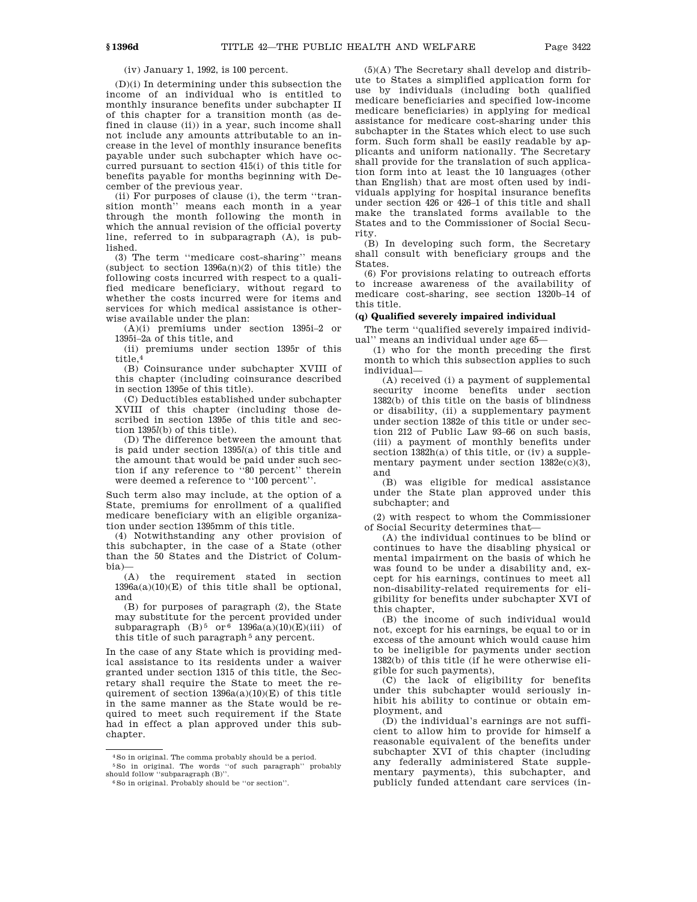(iv) January 1, 1992, is 100 percent.

(D)(i) In determining under this subsection the income of an individual who is entitled to monthly insurance benefits under subchapter II of this chapter for a transition month (as defined in clause (ii)) in a year, such income shall not include any amounts attributable to an increase in the level of monthly insurance benefits payable under such subchapter which have occurred pursuant to section 415(i) of this title for benefits payable for months beginning with December of the previous year.

(ii) For purposes of clause (i), the term ''transition month'' means each month in a year through the month following the month in which the annual revision of the official poverty line, referred to in subparagraph (A), is published.

(3) The term ''medicare cost-sharing'' means (subject to section 1396a(n)(2) of this title) the following costs incurred with respect to a qualified medicare beneficiary, without regard to whether the costs incurred were for items and services for which medical assistance is otherwise available under the plan:

(A)(i) premiums under section 1395i–2 or 1395i–2a of this title, and

(ii) premiums under section 1395r of this title,[4]

(B) Coinsurance under subchapter XVIII of this chapter (including coinsurance described in section 1395e of this title).

(C) Deductibles established under subchapter XVIII of this chapter (including those described in section 1395e of this title and section 1395*l*(b) of this title).

(D) The difference between the amount that is paid under section 1395*l*(a) of this title and the amount that would be paid under such section if any reference to ''80 percent'' therein were deemed a reference to ''100 percent''.

Such term also may include, at the option of a State, premiums for enrollment of a qualified medicare beneficiary with an eligible organization under section 1395mm of this title.

(4) Notwithstanding any other provision of this subchapter, in the case of a State (other than the 50 States and the District of Columbia)—

(A) the requirement stated in section 1396a(a)(10)(E) of this title shall be optional, and

(B) for purposes of paragraph (2), the State may substitute for the percent provided under subparagraph (B)[5] or[6] 1396a(a)(10)(E)(iii) of this title of such paragraph[5] any percent.

In the case of any State which is providing medical assistance to its residents under a waiver granted under section 1315 of this title, the Secretary shall require the State to meet the requirement of section 1396a(a)(10)(E) of this title in the same manner as the State would be required to meet such requirement if the State had in effect a plan approved under this subchapter.

(5)(A) The Secretary shall develop and distribute to States a simplified application form for use by individuals (including both qualified medicare beneficiaries and specified low-income medicare beneficiaries) in applying for medical assistance for medicare cost-sharing under this subchapter in the States which elect to use such form. Such form shall be easily readable by applicants and uniform nationally. The Secretary shall provide for the translation of such application form into at least the 10 languages (other than English) that are most often used by individuals applying for hospital insurance benefits under section 426 or 426–1 of this title and shall make the translated forms available to the States and to the Commissioner of Social Security.

(B) In developing such form, the Secretary shall consult with beneficiary groups and the States.

(6) For provisions relating to outreach efforts to increase awareness of the availability of medicare cost-sharing, see section 1320b–14 of this title.

**(q) Qualified severely impaired individual**

The term ''qualified severely impaired individual'' means an individual under age 65—

(1) who for the month preceding the first month to which this subsection applies to such individual—

(A) received (i) a payment of supplemental security income benefits under section 1382(b) of this title on the basis of blindness or disability, (ii) a supplementary payment under section 1382e of this title or under section 212 of Public Law 93–66 on such basis, (iii) a payment of monthly benefits under section 1382h(a) of this title, or (iv) a supplementary payment under section 1382e(c)(3), and

(B) was eligible for medical assistance under the State plan approved under this subchapter; and

(2) with respect to whom the Commissioner of Social Security determines that—

(A) the individual continues to be blind or continues to have the disabling physical or mental impairment on the basis of which he was found to be under a disability and, except for his earnings, continues to meet all non-disability-related requirements for eligibility for benefits under subchapter XVI of this chapter,

(B) the income of such individual would not, except for his earnings, be equal to or in excess of the amount which would cause him to be ineligible for payments under section 1382(b) of this title (if he were otherwise eligible for such payments),

(C) the lack of eligibility for benefits under this subchapter would seriously inhibit his ability to continue or obtain employment, and

(D) the individual's earnings are not sufficient to allow him to provide for himself a reasonable equivalent of the benefits under subchapter XVI of this chapter (including any federally administered State supplementary payments), this subchapter, and publicly funded attendant care services (in-

---

[4] So in original. The comma probably should be a period.

[5] So in original. The words ''of such paragraph'' probably should follow ''subparagraph (B)''.

[6] So in original. Probably should be ''or section''.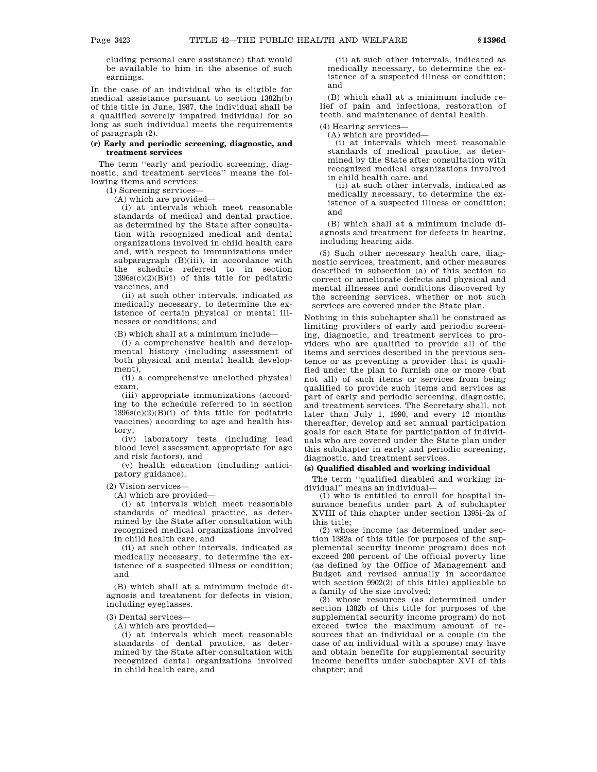cluding personal care assistance) that would be available to him in the absence of such earnings.

In the case of an individual who is eligible for medical assistance pursuant to section 1382h(b) of this title in June, 1987, the individual shall be a qualified severely impaired individual for so long as such individual meets the requirements of paragraph (2).

**(r) Early and periodic screening, diagnostic, and treatment services**

The term ''early and periodic screening, diagnostic, and treatment services'' means the following items and services:

(1) Screening services—

(A) which are provided—

(i) at intervals which meet reasonable standards of medical and dental practice, as determined by the State after consultation with recognized medical and dental organizations involved in child health care and, with respect to immunizations under subparagraph (B)(iii), in accordance with the schedule referred to in section 1396s(c)(2)(B)(i) of this title for pediatric vaccines, and

(ii) at such other intervals, indicated as medically necessary, to determine the existence of certain physical or mental illnesses or conditions; and

(B) which shall at a minimum include—

(i) a comprehensive health and developmental history (including assessment of both physical and mental health development),

(ii) a comprehensive unclothed physical exam,

(iii) appropriate immunizations (according to the schedule referred to in section 1396s(c)(2)(B)(i) of this title for pediatric vaccines) according to age and health history,

(iv) laboratory tests (including lead blood level assessment appropriate for age and risk factors), and

(v) health education (including anticipatory guidance).

(2) Vision services—

(A) which are provided—

(i) at intervals which meet reasonable standards of medical practice, as determined by the State after consultation with recognized medical organizations involved in child health care, and

(ii) at such other intervals, indicated as medically necessary, to determine the existence of a suspected illness or condition; and

(B) which shall at a minimum include diagnosis and treatment for defects in vision, including eyeglasses.

(3) Dental services—

(A) which are provided—

(i) at intervals which meet reasonable standards of dental practice, as determined by the State after consultation with recognized dental organizations involved in child health care, and

(ii) at such other intervals, indicated as medically necessary, to determine the existence of a suspected illness or condition; and

(B) which shall at a minimum include relief of pain and infections, restoration of teeth, and maintenance of dental health.

(4) Hearing services—

(A) which are provided—

(i) at intervals which meet reasonable standards of medical practice, as determined by the State after consultation with recognized medical organizations involved in child health care, and

(ii) at such other intervals, indicated as medically necessary, to determine the existence of a suspected illness or condition; and

(B) which shall at a minimum include diagnosis and treatment for defects in hearing, including hearing aids.

(5) Such other necessary health care, diagnostic services, treatment, and other measures described in subsection (a) of this section to correct or ameliorate defects and physical and mental illnesses and conditions discovered by the screening services, whether or not such services are covered under the State plan.

Nothing in this subchapter shall be construed as limiting providers of early and periodic screening, diagnostic, and treatment services to providers who are qualified to provide all of the items and services described in the previous sentence or as preventing a provider that is qualified under the plan to furnish one or more (but not all) of such items or services from being qualified to provide such items and services as part of early and periodic screening, diagnostic, and treatment services. The Secretary shall, not later than July 1, 1990, and every 12 months thereafter, develop and set annual participation goals for each State for participation of individuals who are covered under the State plan under this subchapter in early and periodic screening, diagnostic, and treatment services.

**(s) Qualified disabled and working individual**

The term ''qualified disabled and working individual'' means an individual—

(1) who is entitled to enroll for hospital insurance benefits under part A of subchapter XVIII of this chapter under section 1395i–2a of this title;

(2) whose income (as determined under section 1382a of this title for purposes of the supplemental security income program) does not exceed 200 percent of the official poverty line (as defined by the Office of Management and Budget and revised annually in accordance with section 9902(2) of this title) applicable to a family of the size involved;

(3) whose resources (as determined under section 1382b of this title for purposes of the supplemental security income program) do not exceed twice the maximum amount of resources that an individual or a couple (in the case of an individual with a spouse) may have and obtain benefits for supplemental security income benefits under subchapter XVI of this chapter; and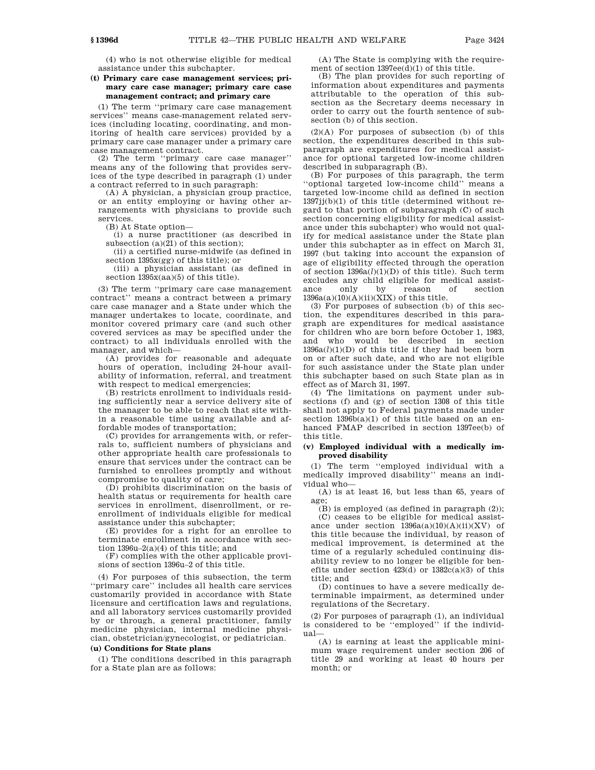(4) who is not otherwise eligible for medical assistance under this subchapter.

**(t) Primary care case management services; primary care case manager; primary care case management contract; and primary care**

(1) The term ''primary care case management services'' means case-management related services (including locating, coordinating, and monitoring of health care services) provided by a primary care case manager under a primary care case management contract.

(2) The term ''primary care case manager'' means any of the following that provides services of the type described in paragraph (1) under a contract referred to in such paragraph:

(A) A physician, a physician group practice, or an entity employing or having other arrangements with physicians to provide such services.

(B) At State option—

(i) a nurse practitioner (as described in subsection (a)(21) of this section);

(ii) a certified nurse-midwife (as defined in section 1395x(gg) of this title); or

(iii) a physician assistant (as defined in section 1395x(aa)(5) of this title).

(3) The term ''primary care case management contract'' means a contract between a primary care case manager and a State under which the manager undertakes to locate, coordinate, and monitor covered primary care (and such other covered services as may be specified under the contract) to all individuals enrolled with the manager, and which—

(A) provides for reasonable and adequate hours of operation, including 24-hour availability of information, referral, and treatment with respect to medical emergencies;

(B) restricts enrollment to individuals residing sufficiently near a service delivery site of the manager to be able to reach that site within a reasonable time using available and affordable modes of transportation;

(C) provides for arrangements with, or referrals to, sufficient numbers of physicians and other appropriate health care professionals to ensure that services under the contract can be furnished to enrollees promptly and without compromise to quality of care;

(D) prohibits discrimination on the basis of health status or requirements for health care services in enrollment, disenrollment, or reenrollment of individuals eligible for medical assistance under this subchapter;

(E) provides for a right for an enrollee to terminate enrollment in accordance with section 1396u–2(a)(4) of this title; and

(F) complies with the other applicable provisions of section 1396u–2 of this title.

(4) For purposes of this subsection, the term ''primary care'' includes all health care services customarily provided in accordance with State licensure and certification laws and regulations, and all laboratory services customarily provided by or through, a general practitioner, family medicine physician, internal medicine physician, obstetrician/gynecologist, or pediatrician.

**(u) Conditions for State plans**

(1) The conditions described in this paragraph for a State plan are as follows:

(A) The State is complying with the requirement of section 1397ee(d)(1) of this title.

(B) The plan provides for such reporting of information about expenditures and payments attributable to the operation of this subsection as the Secretary deems necessary in order to carry out the fourth sentence of subsection (b) of this section.

(2)(A) For purposes of subsection (b) of this section, the expenditures described in this subparagraph are expenditures for medical assistance for optional targeted low-income children described in subparagraph (B).

(B) For purposes of this paragraph, the term ''optional targeted low-income child'' means a targeted low-income child as defined in section 1397jj(b)(1) of this title (determined without regard to that portion of subparagraph (C) of such section concerning eligibility for medical assistance under this subchapter) who would not qualify for medical assistance under the State plan under this subchapter as in effect on March 31, 1997 (but taking into account the expansion of age of eligibility effected through the operation of section 1396a(*l*)(1)(D) of this title). Such term excludes any child eligible for medical assistance only by reason of section 1396a(a)(10)(A)(ii)(XIX) of this title.

(3) For purposes of subsection (b) of this section, the expenditures described in this paragraph are expenditures for medical assistance for children who are born before October 1, 1983, and who would be described in section 1396a(*l*)(1)(D) of this title if they had been born on or after such date, and who are not eligible for such assistance under the State plan under this subchapter based on such State plan as in effect as of March 31, 1997.

(4) The limitations on payment under subsections (f) and (g) of section 1308 of this title shall not apply to Federal payments made under section 1396b(a)(1) of this title based on an enhanced FMAP described in section 1397ee(b) of this title.

**(v) Employed individual with a medically improved disability**

(1) The term ''employed individual with a medically improved disability'' means an individual who—

(A) is at least 16, but less than 65, years of age;

(B) is employed (as defined in paragraph (2));

(C) ceases to be eligible for medical assistance under section 1396a(a)(10)(A)(ii)(XV) of this title because the individual, by reason of medical improvement, is determined at the time of a regularly scheduled continuing disability review to no longer be eligible for benefits under section 423(d) or 1382c(a)(3) of this title; and

(D) continues to have a severe medically determinable impairment, as determined under regulations of the Secretary.

(2) For purposes of paragraph (1), an individual is considered to be ''employed'' if the individual—

(A) is earning at least the applicable minimum wage requirement under section 206 of title 29 and working at least 40 hours per month; or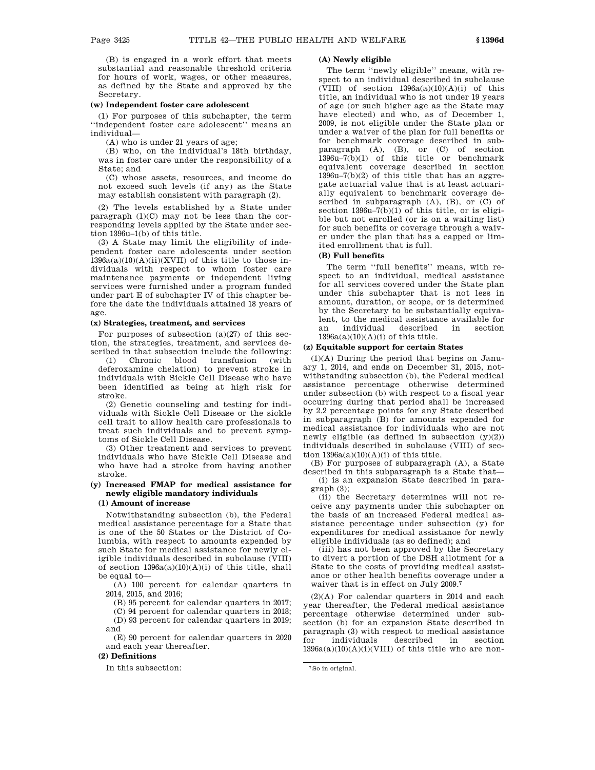(B) is engaged in a work effort that meets substantial and reasonable threshold criteria for hours of work, wages, or other measures, as defined by the State and approved by the Secretary.

**(w) Independent foster care adolescent**

(1) For purposes of this subchapter, the term ''independent foster care adolescent'' means an individual—

(A) who is under 21 years of age;

(B) who, on the individual's 18th birthday, was in foster care under the responsibility of a State; and

(C) whose assets, resources, and income do not exceed such levels (if any) as the State may establish consistent with paragraph (2).

(2) The levels established by a State under paragraph (1)(C) may not be less than the corresponding levels applied by the State under section 1396u–1(b) of this title.

(3) A State may limit the eligibility of independent foster care adolescents under section 1396a(a)(10)(A)(ii)(XVII) of this title to those individuals with respect to whom foster care maintenance payments or independent living services were furnished under a program funded under part E of subchapter IV of this chapter before the date the individuals attained 18 years of age.

**(x) Strategies, treatment, and services**

For purposes of subsection (a)(27) of this section, the strategies, treatment, and services described in that subsection include the following:

(1) Chronic blood transfusion (with deferoxamine chelation) to prevent stroke in individuals with Sickle Cell Disease who have been identified as being at high risk for stroke.

(2) Genetic counseling and testing for individuals with Sickle Cell Disease or the sickle cell trait to allow health care professionals to treat such individuals and to prevent symptoms of Sickle Cell Disease.

(3) Other treatment and services to prevent individuals who have Sickle Cell Disease and who have had a stroke from having another stroke.

**(y) Increased FMAP for medical assistance for newly eligible mandatory individuals**

**(1) Amount of increase**

Notwithstanding subsection (b), the Federal medical assistance percentage for a State that is one of the 50 States or the District of Columbia, with respect to amounts expended by such State for medical assistance for newly eligible individuals described in subclause (VIII) of section 1396a(a)(10)(A)(i) of this title, shall be equal to—

(A) 100 percent for calendar quarters in 2014, 2015, and 2016;

(B) 95 percent for calendar quarters in 2017;

(C) 94 percent for calendar quarters in 2018;

(D) 93 percent for calendar quarters in 2019; and

(E) 90 percent for calendar quarters in 2020 and each year thereafter.

**(2) Definitions**

In this subsection:

**(A) Newly eligible**

The term ''newly eligible'' means, with respect to an individual described in subclause (VIII) of section 1396a(a)(10)(A)(i) of this title, an individual who is not under 19 years of age (or such higher age as the State may have elected) and who, as of December 1, 2009, is not eligible under the State plan or under a waiver of the plan for full benefits or for benchmark coverage described in subparagraph (A), (B), or (C) of section 1396u–7(b)(1) of this title or benchmark equivalent coverage described in section 1396u–7(b)(2) of this title that has an aggregate actuarial value that is at least actuarially equivalent to benchmark coverage described in subparagraph (A), (B), or (C) of section 1396u–7(b)(1) of this title, or is eligible but not enrolled (or is on a waiting list) for such benefits or coverage through a waiver under the plan that has a capped or limited enrollment that is full.

**(B) Full benefits**

The term ''full benefits'' means, with respect to an individual, medical assistance for all services covered under the State plan under this subchapter that is not less in amount, duration, or scope, or is determined by the Secretary to be substantially equivalent, to the medical assistance available for an individual described in section 1396a(a)(10)(A)(i) of this title.

**(z) Equitable support for certain States**

(1)(A) During the period that begins on January 1, 2014, and ends on December 31, 2015, notwithstanding subsection (b), the Federal medical assistance percentage otherwise determined under subsection (b) with respect to a fiscal year occurring during that period shall be increased by 2.2 percentage points for any State described in subparagraph (B) for amounts expended for medical assistance for individuals who are not newly eligible (as defined in subsection (y)(2)) individuals described in subclause (VIII) of section 1396a(a)(10)(A)(i) of this title.

(B) For purposes of subparagraph (A), a State described in this subparagraph is a State that—

(i) is an expansion State described in paragraph (3);

(ii) the Secretary determines will not receive any payments under this subchapter on the basis of an increased Federal medical assistance percentage under subsection (y) for expenditures for medical assistance for newly eligible individuals (as so defined); and

(iii) has not been approved by the Secretary to divert a portion of the DSH allotment for a State to the costs of providing medical assistance or other health benefits coverage under a waiver that is in effect on July 2009.[7]

(2)(A) For calendar quarters in 2014 and each year thereafter, the Federal medical assistance percentage otherwise determined under subsection (b) for an expansion State described in paragraph (3) with respect to medical assistance for individuals described in section 1396a(a)(10)(A)(i)(VIII) of this title who are non-

[7] So in original.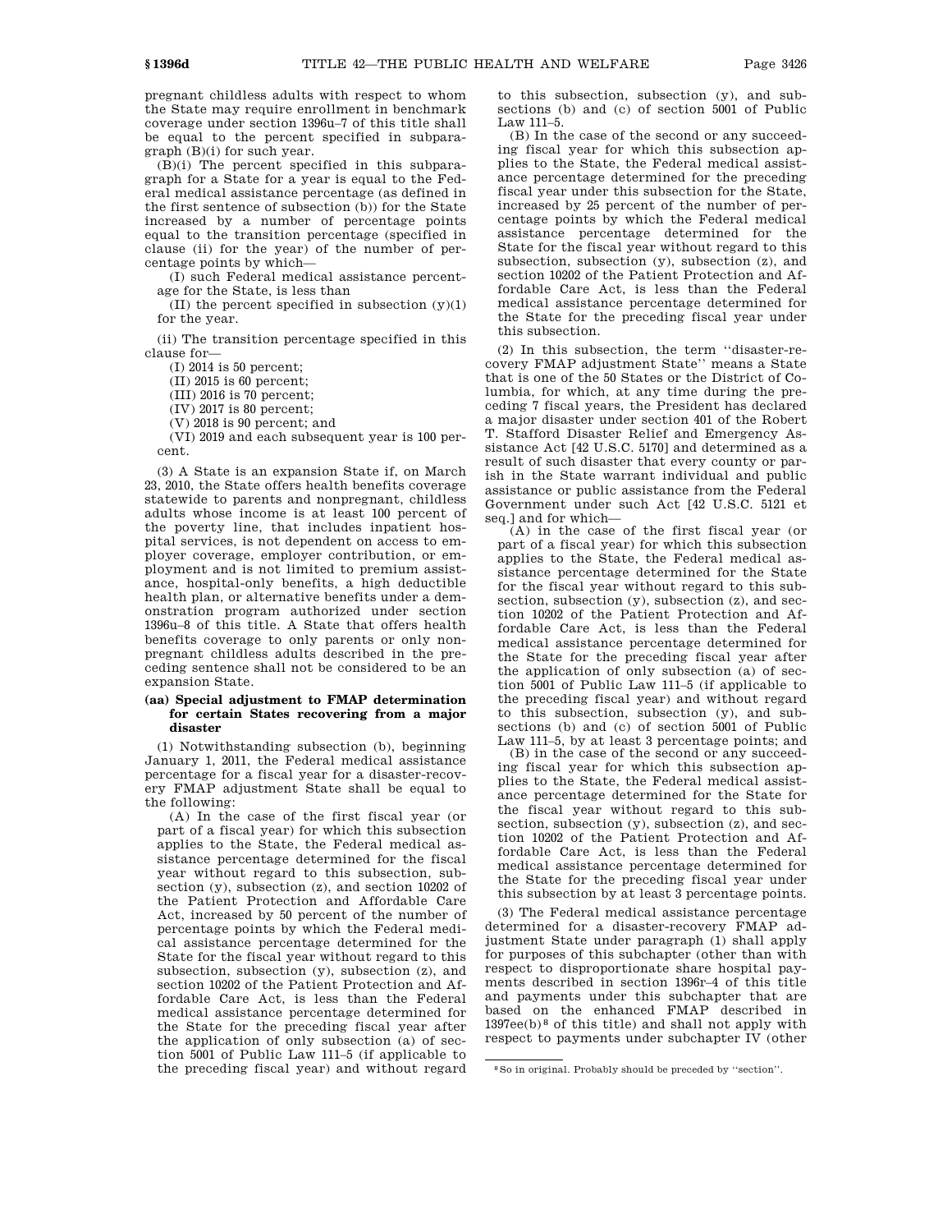pregnant childless adults with respect to whom the State may require enrollment in benchmark coverage under section 1396u–7 of this title shall be equal to the percent specified in subparagraph (B)(i) for such year.

(B)(i) The percent specified in this subparagraph for a State for a year is equal to the Federal medical assistance percentage (as defined in the first sentence of subsection (b)) for the State increased by a number of percentage points equal to the transition percentage (specified in clause (ii) for the year) of the number of percentage points by which—

(I) such Federal medical assistance percentage for the State, is less than

(II) the percent specified in subsection (y)(1) for the year.

(ii) The transition percentage specified in this clause for—

(I) 2014 is 50 percent;

(II) 2015 is 60 percent;

(III) 2016 is 70 percent;

(IV) 2017 is 80 percent;

(V) 2018 is 90 percent; and

(VI) 2019 and each subsequent year is 100 percent.

(3) A State is an expansion State if, on March 23, 2010, the State offers health benefits coverage statewide to parents and nonpregnant, childless adults whose income is at least 100 percent of the poverty line, that includes inpatient hospital services, is not dependent on access to employer coverage, employer contribution, or employment and is not limited to premium assistance, hospital-only benefits, a high deductible health plan, or alternative benefits under a demonstration program authorized under section 1396u–8 of this title. A State that offers health benefits coverage to only parents or only nonpregnant childless adults described in the preceding sentence shall not be considered to be an expansion State.

#### (aa) Special adjustment to FMAP determination for certain States recovering from a major disaster

(1) Notwithstanding subsection (b), beginning January 1, 2011, the Federal medical assistance percentage for a fiscal year for a disaster-recovery FMAP adjustment State shall be equal to the following:

(A) In the case of the first fiscal year (or part of a fiscal year) for which this subsection applies to the State, the Federal medical assistance percentage determined for the fiscal year without regard to this subsection, subsection (y), subsection (z), and section 10202 of the Patient Protection and Affordable Care Act, increased by 50 percent of the number of percentage points by which the Federal medical assistance percentage determined for the State for the fiscal year without regard to this subsection, subsection (y), subsection (z), and section 10202 of the Patient Protection and Affordable Care Act, is less than the Federal medical assistance percentage determined for the State for the preceding fiscal year after the application of only subsection (a) of section 5001 of Public Law 111–5 (if applicable to the preceding fiscal year) and without regard to this subsection, subsection (y), and subsections (b) and (c) of section 5001 of Public Law 111–5.

(B) In the case of the second or any succeeding fiscal year for which this subsection applies to the State, the Federal medical assistance percentage determined for the preceding fiscal year under this subsection for the State, increased by 25 percent of the number of percentage points by which the Federal medical assistance percentage determined for the State for the fiscal year without regard to this subsection, subsection (y), subsection (z), and section 10202 of the Patient Protection and Affordable Care Act, is less than the Federal medical assistance percentage determined for the State for the preceding fiscal year under this subsection.

(2) In this subsection, the term "disaster-recovery FMAP adjustment State" means a State that is one of the 50 States or the District of Columbia, for which, at any time during the preceding 7 fiscal years, the President has declared a major disaster under section 401 of the Robert T. Stafford Disaster Relief and Emergency Assistance Act [42 U.S.C. 5170] and determined as a result of such disaster that every county or parish in the State warrant individual and public assistance or public assistance from the Federal Government under such Act [42 U.S.C. 5121 et seq.] and for which—

(A) in the case of the first fiscal year (or part of a fiscal year) for which this subsection applies to the State, the Federal medical assistance percentage determined for the State for the fiscal year without regard to this subsection, subsection (y), subsection (z), and section 10202 of the Patient Protection and Affordable Care Act, is less than the Federal medical assistance percentage determined for the State for the preceding fiscal year after the application of only subsection (a) of section 5001 of Public Law 111–5 (if applicable to the preceding fiscal year) and without regard to this subsection, subsection (y), and subsections (b) and (c) of section 5001 of Public Law 111–5, by at least 3 percentage points; and

(B) in the case of the second or any succeeding fiscal year for which this subsection applies to the State, the Federal medical assistance percentage determined for the State for the fiscal year without regard to this subsection, subsection (y), subsection (z), and section 10202 of the Patient Protection and Affordable Care Act, is less than the Federal medical assistance percentage determined for the State for the preceding fiscal year under this subsection by at least 3 percentage points.

(3) The Federal medical assistance percentage determined for a disaster-recovery FMAP adjustment State under paragraph (1) shall apply for purposes of this subchapter (other than with respect to disproportionate share hospital payments described in section 1396r–4 of this title and payments under this subchapter that are based on the enhanced FMAP described in 1397ee(b)[8] of this title) and shall not apply with respect to payments under subchapter IV (other

[8] So in original. Probably should be preceded by "section".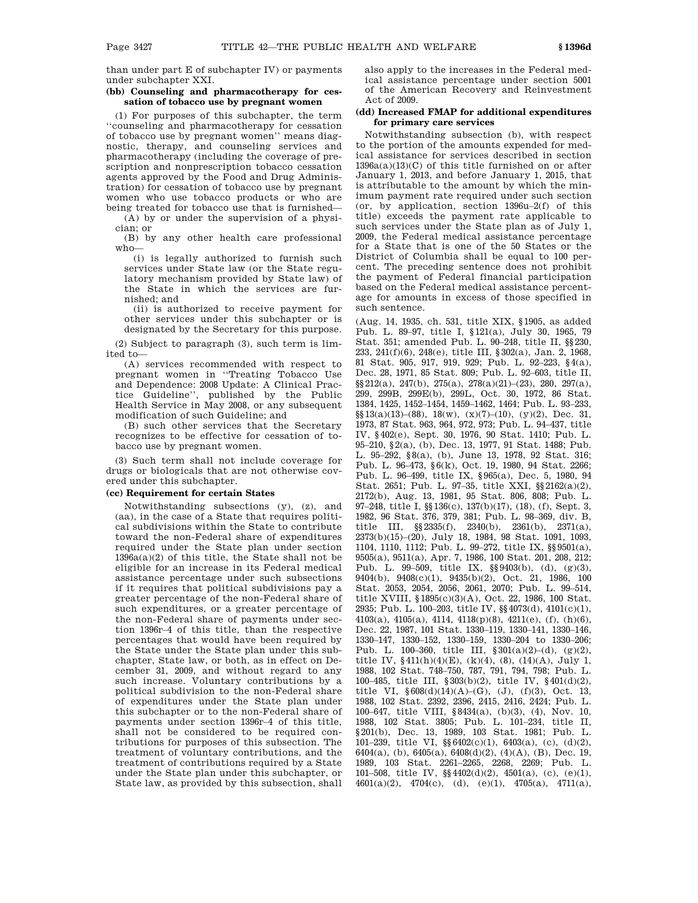than under part E of subchapter IV) or payments under subchapter XXI.

**(bb) Counseling and pharmacotherapy for cessation of tobacco use by pregnant women**

(1) For purposes of this subchapter, the term ''counseling and pharmacotherapy for cessation of tobacco use by pregnant women'' means diagnostic, therapy, and counseling services and pharmacotherapy (including the coverage of prescription and nonprescription tobacco cessation agents approved by the Food and Drug Administration) for cessation of tobacco use by pregnant women who use tobacco products or who are being treated for tobacco use that is furnished—

(A) by or under the supervision of a physician; or

(B) by any other health care professional who—

(i) is legally authorized to furnish such services under State law (or the State regulatory mechanism provided by State law) of the State in which the services are furnished; and

(ii) is authorized to receive payment for other services under this subchapter or is designated by the Secretary for this purpose.

(2) Subject to paragraph (3), such term is limited to—

(A) services recommended with respect to pregnant women in ''Treating Tobacco Use and Dependence: 2008 Update: A Clinical Practice Guideline'', published by the Public Health Service in May 2008, or any subsequent modification of such Guideline; and

(B) such other services that the Secretary recognizes to be effective for cessation of tobacco use by pregnant women.

(3) Such term shall not include coverage for drugs or biologicals that are not otherwise covered under this subchapter.

**(cc) Requirement for certain States**

Notwithstanding subsections (y), (z), and (aa), in the case of a State that requires political subdivisions within the State to contribute toward the non-Federal share of expenditures required under the State plan under section 1396a(a)(2) of this title, the State shall not be eligible for an increase in its Federal medical assistance percentage under such subsections if it requires that political subdivisions pay a greater percentage of the non-Federal share of such expenditures, or a greater percentage of the non-Federal share of payments under section 1396r–4 of this title, than the respective percentages that would have been required by the State under the State plan under this subchapter, State law, or both, as in effect on December 31, 2009, and without regard to any such increase. Voluntary contributions by a political subdivision to the non-Federal share of expenditures under the State plan under this subchapter or to the non-Federal share of payments under section 1396r–4 of this title, shall not be considered to be required contributions for purposes of this subsection. The treatment of voluntary contributions, and the treatment of contributions required by a State under the State plan under this subchapter, or State law, as provided by this subsection, shall also apply to the increases in the Federal medical assistance percentage under section 5001 of the American Recovery and Reinvestment Act of 2009.

**(dd) Increased FMAP for additional expenditures for primary care services**

Notwithstanding subsection (b), with respect to the portion of the amounts expended for medical assistance for services described in section 1396a(a)(13)(C) of this title furnished on or after January 1, 2013, and before January 1, 2015, that is attributable to the amount by which the minimum payment rate required under such section (or, by application, section 1396u–2(f) of this title) exceeds the payment rate applicable to such services under the State plan as of July 1, 2009, the Federal medical assistance percentage for a State that is one of the 50 States or the District of Columbia shall be equal to 100 percent. The preceding sentence does not prohibit the payment of Federal financial participation based on the Federal medical assistance percentage for amounts in excess of those specified in such sentence.

(Aug. 14, 1935, ch. 531, title XIX, §1905, as added Pub. L. 89–97, title I, §121(a), July 30, 1965, 79 Stat. 351; amended Pub. L. 90–248, title II, §§230, 233, 241(f)(6), 248(e), title III, §302(a), Jan. 2, 1968, 81 Stat. 905, 917, 919, 929; Pub. L. 92–223, §4(a), Dec. 28, 1971, 85 Stat. 809; Pub. L. 92–603, title II, §§212(a), 247(b), 275(a), 278(a)(21)–(23), 280, 297(a), 299, 299B, 299E(b), 299L, Oct. 30, 1972, 86 Stat. 1384, 1425, 1452–1454, 1459–1462, 1464; Pub. L. 93–233, §§13(a)(13)–(88), 18(w), (x)(7)–(10), (y)(2), Dec. 31, 1973, 87 Stat. 963, 964, 972, 973; Pub. L. 94–437, title IV, §402(e), Sept. 30, 1976, 90 Stat. 1410; Pub. L. 95–210, §2(a), (b), Dec. 13, 1977, 91 Stat. 1488; Pub. L. 95–292, §8(a), (b), June 13, 1978, 92 Stat. 316; Pub. L. 96–473, §6(k), Oct. 19, 1980, 94 Stat. 2266; Pub. L. 96–499, title IX, §965(a), Dec. 5, 1980, 94 Stat. 2651; Pub. L. 97–35, title XXI, §§2162(a)(2), 2172(b), Aug. 13, 1981, 95 Stat. 806, 808; Pub. L. 97–248, title I, §§136(c), 137(b)(17), (18), (f), Sept. 3, 1982, 96 Stat. 376, 379, 381; Pub. L. 98–369, div. B, title III, §§2335(f), 2340(b), 2361(b), 2371(a), 2373(b)(15)–(20), July 18, 1984, 98 Stat. 1091, 1093, 1104, 1110, 1112; Pub. L. 99–272, title IX, §§9501(a), 9505(a), 9511(a), Apr. 7, 1986, 100 Stat. 201, 208, 212; Pub. L. 99–509, title IX, §§9403(b), (d), (g)(3), 9404(b), 9408(c)(1), 9435(b)(2), Oct. 21, 1986, 100 Stat. 2053, 2054, 2056, 2061, 2070; Pub. L. 99–514, title XVIII, §1895(c)(3)(A), Oct. 22, 1986, 100 Stat. 2935; Pub. L. 100–203, title IV, §§4073(d), 4101(c)(1), 4103(a), 4105(a), 4114, 4118(p)(8), 4211(e), (f), (h)(6), Dec. 22, 1987, 101 Stat. 1330–119, 1330–141, 1330–146, 1330–147, 1330–152, 1330–159, 1330–204 to 1330–206; Pub. L. 100–360, title III, §301(a)(2)–(d), (g)(2), title IV, §411(h)(4)(E), (k)(4), (8), (14)(A), July 1, 1988, 102 Stat. 748–750, 787, 791, 794, 798; Pub. L. 100–485, title III, §303(b)(2), title IV, §401(d)(2), title VI, §608(d)(14)(A)–(G), (J), (f)(3), Oct. 13, 1988, 102 Stat. 2392, 2396, 2415, 2416, 2424; Pub. L. 100–647, title VIII, §8434(a), (b)(3), (4), Nov. 10, 1988, 102 Stat. 3805; Pub. L. 101–234, title II, §201(b), Dec. 13, 1989, 103 Stat. 1981; Pub. L. 101–239, title VI, §§6402(c)(1), 6403(a), (c), (d)(2), 6404(a), (b), 6405(a), 6408(d)(2), (4)(A), (B), Dec. 19, 1989, 103 Stat. 2261–2265, 2268, 2269; Pub. L. 101–508, title IV, §§4402(d)(2), 4501(a), (c), (e)(1), 4601(a)(2), 4704(c), (d), (e)(1), 4705(a), 4711(a),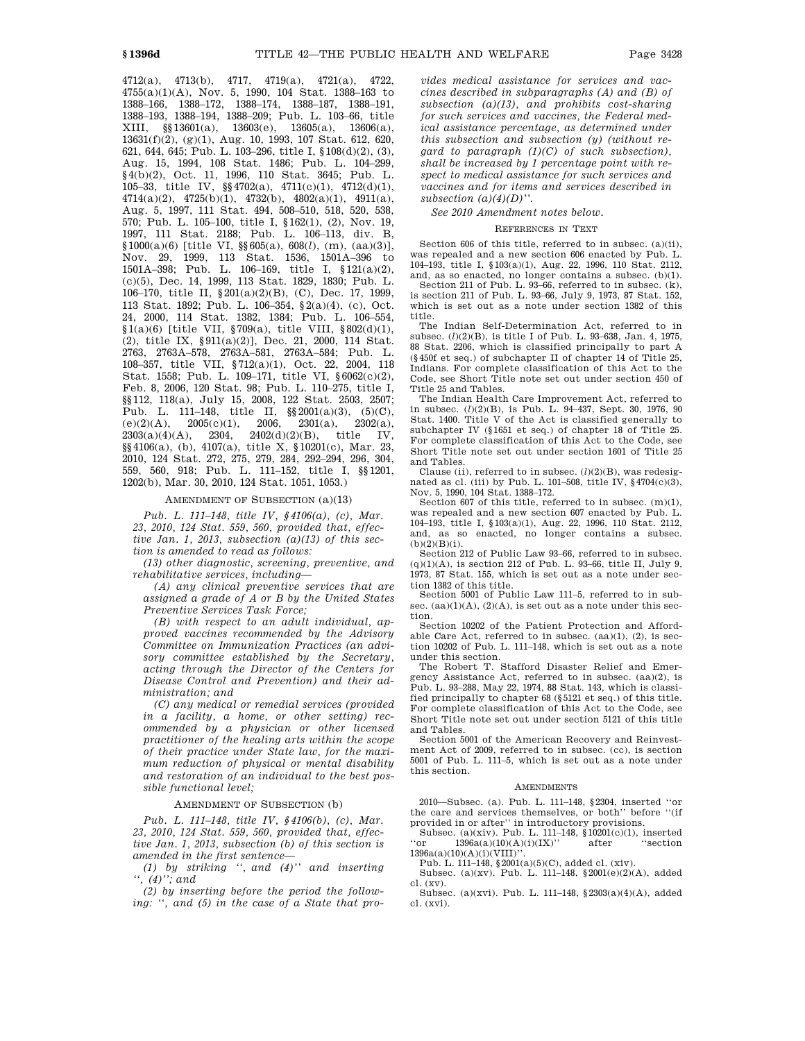4712(a), 4713(b), 4717, 4719(a), 4721(a), 4722, 4755(a)(1)(A), Nov. 5, 1990, 104 Stat. 1388–163 to 1388–166, 1388–172, 1388–174, 1388–187, 1388–191, 1388–193, 1388–194, 1388–209; Pub. L. 103–66, title XIII, §§13601(a), 13603(e), 13605(a), 13606(a), 13631(f)(2), (g)(1), Aug. 10, 1993, 107 Stat. 612, 620, 621, 644, 645; Pub. L. 103–296, title I, §108(d)(2), (3), Aug. 15, 1994, 108 Stat. 1486; Pub. L. 104–299, §4(b)(2), Oct. 11, 1996, 110 Stat. 3645; Pub. L. 105–33, title IV, §§4702(a), 4711(c)(1), 4712(d)(1), 4714(a)(2), 4725(b)(1), 4732(b), 4802(a)(1), 4911(a), Aug. 5, 1997, 111 Stat. 494, 508–510, 518, 520, 538, 570; Pub. L. 105–100, title I, §162(1), (2), Nov. 19, 1997, 111 Stat. 2188; Pub. L. 106–113, div. B, §1000(a)(6) [title VI, §§605(a), 608(*l*), (m), (aa)(3)], Nov. 29, 1999, 113 Stat. 1536, 1501A–396 to 1501A–398; Pub. L. 106–169, title I, §121(a)(2), (c)(5), Dec. 14, 1999, 113 Stat. 1829, 1830; Pub. L. 106–170, title II, §201(a)(2)(B), (C), Dec. 17, 1999, 113 Stat. 1892; Pub. L. 106–354, §2(a)(4), (c), Oct. 24, 2000, 114 Stat. 1382, 1384; Pub. L. 106–554, §1(a)(6) [title VII, §709(a), title VIII, §802(d)(1), (2), title IX, §911(a)(2)], Dec. 21, 2000, 114 Stat. 2763, 2763A–578, 2763A–581, 2763A–584; Pub. L. 108–357, title VII, §712(a)(1), Oct. 22, 2004, 118 Stat. 1558; Pub. L. 109–171, title VI, §6062(c)(2), Feb. 8, 2006, 120 Stat. 98; Pub. L. 110–275, title I, §§112, 118(a), July 15, 2008, 122 Stat. 2503, 2507; Pub. L. 111–148, title II, §§2001(a)(3), (5)(C), (e)(2)(A), 2005(c)(1), 2006, 2301(a), 2302(a), 2303(a)(4)(A), 2304, 2402(d)(2)(B), title IV, §§4106(a), (b), 4107(a), title X, §10201(c), Mar. 23, 2010, 124 Stat. 272, 275, 279, 284, 292–294, 296, 304, 559, 560, 918; Pub. L. 111–152, title I, §§1201, 1202(b), Mar. 30, 2010, 124 Stat. 1051, 1053.)

AMENDMENT OF SUBSECTION (a)(13)

*Pub. L. 111–148, title IV, §4106(a), (c), Mar. 23, 2010, 124 Stat. 559, 560, provided that, effective Jan. 1, 2013, subsection (a)(13) of this section is amended to read as follows:*

*(13) other diagnostic, screening, preventive, and rehabilitative services, including—*

*(A) any clinical preventive services that are assigned a grade of A or B by the United States Preventive Services Task Force;*

*(B) with respect to an adult individual, approved vaccines recommended by the Advisory Committee on Immunization Practices (an advisory committee established by the Secretary, acting through the Director of the Centers for Disease Control and Prevention) and their administration; and*

*(C) any medical or remedial services (provided in a facility, a home, or other setting) recommended by a physician or other licensed practitioner of the healing arts within the scope of their practice under State law, for the maximum reduction of physical or mental disability and restoration of an individual to the best possible functional level;*

AMENDMENT OF SUBSECTION (b)

*Pub. L. 111–148, title IV, §4106(b), (c), Mar. 23, 2010, 124 Stat. 559, 560, provided that, effective Jan. 1, 2013, subsection (b) of this section is amended in the first sentence—*

*(1) by striking '', and (4)'' and inserting '', (4)''; and*

*(2) by inserting before the period the following: '', and (5) in the case of a State that provides medical assistance for services and vaccines described in subparagraphs (A) and (B) of subsection (a)(13), and prohibits cost-sharing for such services and vaccines, the Federal medical assistance percentage, as determined under this subsection and subsection (y) (without regard to paragraph (1)(C) of such subsection), shall be increased by 1 percentage point with respect to medical assistance for such services and vaccines and for items and services described in subsection (a)(4)(D)''.*

*See 2010 Amendment notes below.*

REFERENCES IN TEXT

Section 606 of this title, referred to in subsec. (a)(ii), was repealed and a new section 606 enacted by Pub. L. 104–193, title I, §103(a)(1), Aug. 22, 1996, 110 Stat. 2112, and, as so enacted, no longer contains a subsec. (b)(1).

Section 211 of Pub. L. 93–66, referred to in subsec. (k), is section 211 of Pub. L. 93–66, July 9, 1973, 87 Stat. 152, which is set out as a note under section 1382 of this title.

The Indian Self-Determination Act, referred to in subsec. (*l*)(2)(B), is title I of Pub. L. 93–638, Jan. 4, 1975, 88 Stat. 2206, which is classified principally to part A (§450f et seq.) of subchapter II of chapter 14 of Title 25, Indians. For complete classification of this Act to the Code, see Short Title note set out under section 450 of Title 25 and Tables.

The Indian Health Care Improvement Act, referred to in subsec. (*l*)(2)(B), is Pub. L. 94–437, Sept. 30, 1976, 90 Stat. 1400. Title V of the Act is classified generally to subchapter IV (§1651 et seq.) of chapter 18 of Title 25. For complete classification of this Act to the Code, see Short Title note set out under section 1601 of Title 25 and Tables.

Clause (ii), referred to in subsec. (*l*)(2)(B), was redesignated as cl. (iii) by Pub. L. 101–508, title IV, §4704(c)(3), Nov. 5, 1990, 104 Stat. 1388–172.

Section 607 of this title, referred to in subsec. (m)(1), was repealed and a new section 607 enacted by Pub. L. 104–193, title I, §103(a)(1), Aug. 22, 1996, 110 Stat. 2112, and, as so enacted, no longer contains a subsec. (b)(2)(B)(i).

Section 212 of Public Law 93–66, referred to in subsec. (q)(1)(A), is section 212 of Pub. L. 93–66, title II, July 9, 1973, 87 Stat. 155, which is set out as a note under section 1382 of this title.

Section 5001 of Public Law 111–5, referred to in subsec. (aa)(1)(A), (2)(A), is set out as a note under this section.

Section 10202 of the Patient Protection and Affordable Care Act, referred to in subsec. (aa)(1), (2), is section 10202 of Pub. L. 111–148, which is set out as a note under this section.

The Robert T. Stafford Disaster Relief and Emergency Assistance Act, referred to in subsec. (aa)(2), is Pub. L. 93–288, May 22, 1974, 88 Stat. 143, which is classified principally to chapter 68 (§5121 et seq.) of this title. For complete classification of this Act to the Code, see Short Title note set out under section 5121 of this title and Tables.

Section 5001 of the American Recovery and Reinvestment Act of 2009, referred to in subsec. (cc), is section 5001 of Pub. L. 111–5, which is set out as a note under this section.

AMENDMENTS

2010—Subsec. (a). Pub. L. 111–148, §2304, inserted ''or the care and services themselves, or both'' before ''(if provided in or after'' in introductory provisions.

Subsec. (a)(xiv). Pub. L. 111–148, §10201(c)(1), inserted ''or 1396a(a)(10)(A)(i)(IX)'' after ''section 1396a(a)(10)(A)(i)(VIII)''.

Pub. L. 111–148, §2001(a)(5)(C), added cl. (xiv).

Subsec. (a)(xv). Pub. L. 111–148, §2001(e)(2)(A), added cl. (xv).

Subsec. (a)(xvi). Pub. L. 111–148, §2303(a)(4)(A), added cl. (xvi).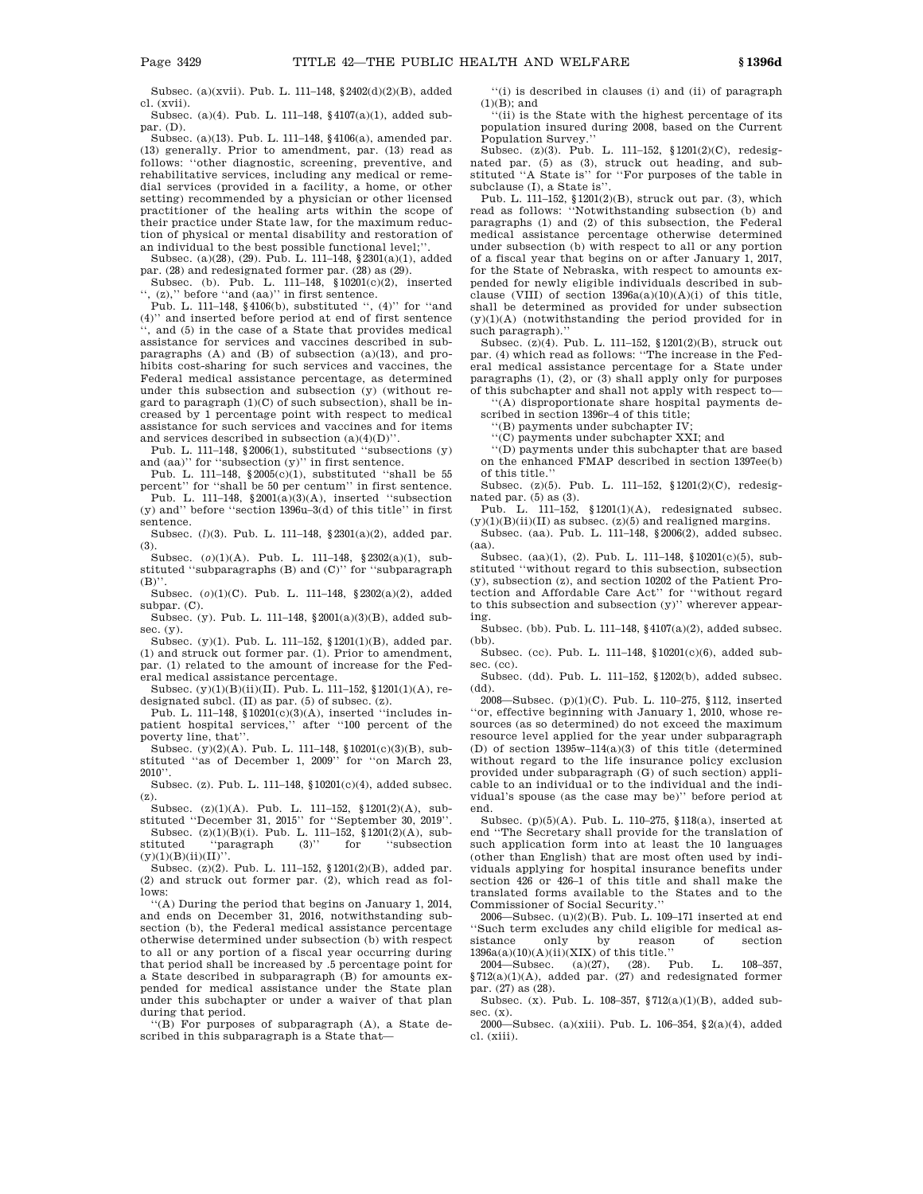Subsec. (a)(xvii). Pub. L. 111–148, §2402(d)(2)(B), added cl. (xvii).

Subsec. (a)(4). Pub. L. 111–148, §4107(a)(1), added subpar. (D).

Subsec. (a)(13). Pub. L. 111–148, §4106(a), amended par. (13) generally. Prior to amendment, par. (13) read as follows: ''other diagnostic, screening, preventive, and rehabilitative services, including any medical or remedial services (provided in a facility, a home, or other setting) recommended by a physician or other licensed practitioner of the healing arts within the scope of their practice under State law, for the maximum reduction of physical or mental disability and restoration of an individual to the best possible functional level;''.

Subsec. (a)(28), (29). Pub. L. 111–148, §2301(a)(1), added par. (28) and redesignated former par. (28) as (29).

Subsec. (b). Pub. L. 111–148, §10201(c)(2), inserted '', (z),'' before ''and (aa)'' in first sentence.

Pub. L. 111–148, §4106(b), substituted '', (4)'' for ''and (4)'' and inserted before period at end of first sentence '', and (5) in the case of a State that provides medical assistance for services and vaccines described in subparagraphs (A) and (B) of subsection (a)(13), and prohibits cost-sharing for such services and vaccines, the Federal medical assistance percentage, as determined under this subsection and subsection (y) (without regard to paragraph (1)(C) of such subsection), shall be increased by 1 percentage point with respect to medical assistance for such services and vaccines and for items and services described in subsection (a)(4)(D)''.

Pub. L. 111–148, §2006(1), substituted ''subsections (y) and (aa)'' for ''subsection (y)'' in first sentence.

Pub. L. 111–148, §2005(c)(1), substituted ''shall be 55 percent'' for ''shall be 50 per centum'' in first sentence.

Pub. L. 111–148, §2001(a)(3)(A), inserted ''subsection (y) and'' before ''section 1396u–3(d) of this title'' in first sentence.

Subsec. (*l*)(3). Pub. L. 111–148, §2301(a)(2), added par. (3).

Subsec. (*o*)(1)(A). Pub. L. 111–148, §2302(a)(1), substituted ''subparagraphs (B) and (C)'' for ''subparagraph (B)''.

Subsec. (*o*)(1)(C). Pub. L. 111–148, §2302(a)(2), added subpar. (C).

Subsec. (y). Pub. L. 111–148, §2001(a)(3)(B), added subsec. (y).

Subsec. (y)(1). Pub. L. 111–152, §1201(1)(B), added par. (1) and struck out former par. (1). Prior to amendment, par. (1) related to the amount of increase for the Federal medical assistance percentage.

Subsec. (y)(1)(B)(ii)(II). Pub. L. 111–152, §1201(1)(A), redesignated subcl. (II) as par. (5) of subsec. (z).

Pub. L. 111–148, §10201(c)(3)(A), inserted ''includes inpatient hospital services,'' after ''100 percent of the poverty line, that''.

Subsec. (y)(2)(A). Pub. L. 111–148, §10201(c)(3)(B), substituted ''as of December 1, 2009'' for ''on March 23, 2010''.

Subsec. (z). Pub. L. 111–148, §10201(c)(4), added subsec. (z).

Subsec. (z)(1)(A). Pub. L. 111–152, §1201(2)(A), substituted ''December 31, 2015'' for ''September 30, 2019''.

Subsec. (z)(1)(B)(i). Pub. L. 111–152, §1201(2)(A), substituted ''paragraph (3)'' for ''subsection (y)(1)(B)(ii)(II)''.

Subsec. (z)(2). Pub. L. 111–152, §1201(2)(B), added par. (2) and struck out former par. (2), which read as follows:

''(A) During the period that begins on January 1, 2014, and ends on December 31, 2016, notwithstanding subsection (b), the Federal medical assistance percentage otherwise determined under subsection (b) with respect to all or any portion of a fiscal year occurring during that period shall be increased by .5 percentage point for a State described in subparagraph (B) for amounts expended for medical assistance under the State plan under this subchapter or under a waiver of that plan during that period.

''(B) For purposes of subparagraph (A), a State described in this subparagraph is a State that—

''(i) is described in clauses (i) and (ii) of paragraph (1)(B); and

''(ii) is the State with the highest percentage of its population insured during 2008, based on the Current Population Survey.''

Subsec. (z)(3). Pub. L. 111–152, §1201(2)(C), redesignated par. (5) as (3), struck out heading, and substituted ''A State is'' for ''For purposes of the table in subclause (I), a State is''.

Pub. L. 111–152, §1201(2)(B), struck out par. (3), which read as follows: ''Notwithstanding subsection (b) and paragraphs (1) and (2) of this subsection, the Federal medical assistance percentage otherwise determined under subsection (b) with respect to all or any portion of a fiscal year that begins on or after January 1, 2017, for the State of Nebraska, with respect to amounts expended for newly eligible individuals described in subclause (VIII) of section 1396a(a)(10)(A)(i) of this title, shall be determined as provided for under subsection (y)(1)(A) (notwithstanding the period provided for in such paragraph).''

Subsec. (z)(4). Pub. L. 111–152, §1201(2)(B), struck out par. (4) which read as follows: ''The increase in the Federal medical assistance percentage for a State under paragraphs (1), (2), or (3) shall apply only for purposes of this subchapter and shall not apply with respect to—

''(A) disproportionate share hospital payments described in section 1396r–4 of this title;

''(B) payments under subchapter IV;

''(C) payments under subchapter XXI; and

''(D) payments under this subchapter that are based on the enhanced FMAP described in section 1397ee(b) of this title.''

Subsec. (z)(5). Pub. L. 111–152, §1201(2)(C), redesignated par. (5) as (3).

Pub. L. 111–152, §1201(1)(A), redesignated subsec. (y)(1)(B)(ii)(II) as subsec. (z)(5) and realigned margins.

Subsec. (aa). Pub. L. 111–148, §2006(2), added subsec. (aa).

Subsec. (aa)(1), (2). Pub. L. 111–148, §10201(c)(5), substituted ''without regard to this subsection, subsection (y), subsection (z), and section 10202 of the Patient Protection and Affordable Care Act'' for ''without regard to this subsection and subsection (y)'' wherever appearing.

Subsec. (bb). Pub. L. 111–148, §4107(a)(2), added subsec. (bb).

Subsec. (cc). Pub. L. 111–148, §10201(c)(6), added subsec. (cc).

Subsec. (dd). Pub. L. 111–152, §1202(b), added subsec. (dd).

2008—Subsec. (p)(1)(C). Pub. L. 110–275, §112, inserted ''or, effective beginning with January 1, 2010, whose resources (as so determined) do not exceed the maximum resource level applied for the year under subparagraph (D) of section 1395w–114(a)(3) of this title (determined without regard to the life insurance policy exclusion provided under subparagraph (G) of such section) applicable to an individual or to the individual and the individual's spouse (as the case may be)'' before period at end.

Subsec. (p)(5)(A). Pub. L. 110–275, §118(a), inserted at end ''The Secretary shall provide for the translation of such application form into at least the 10 languages (other than English) that are most often used by individuals applying for hospital insurance benefits under section 426 or 426–1 of this title and shall make the translated forms available to the States and to the Commissioner of Social Security.''

2006—Subsec. (u)(2)(B). Pub. L. 109–171 inserted at end ''Such term excludes any child eligible for medical assistance only by reason of section 1396a(a)(10)(A)(ii)(XIX) of this title.''

2004—Subsec. (a)(27), (28). Pub. L. 108–357, §712(a)(1)(A), added par. (27) and redesignated former par. (27) as (28).

Subsec. (x). Pub. L. 108–357, §712(a)(1)(B), added subsec. (x).

2000—Subsec. (a)(xiii). Pub. L. 106–354, §2(a)(4), added cl. (xiii).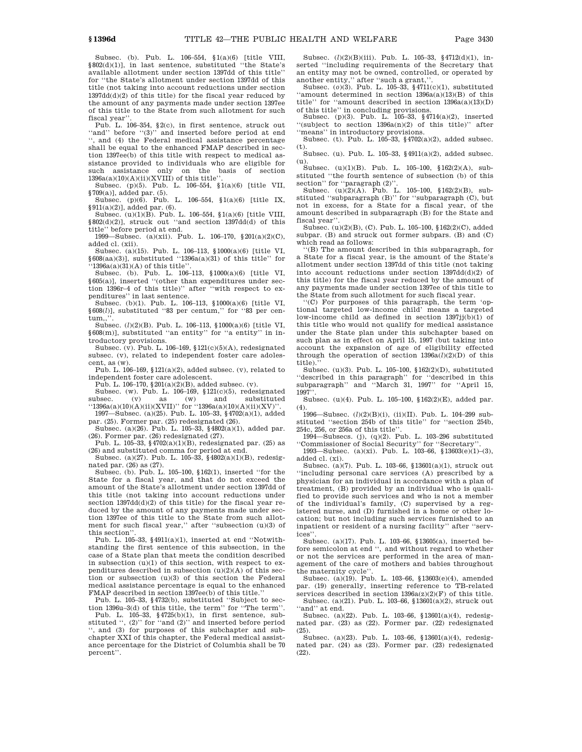Subsec. (b). Pub. L. 106–554, §1(a)(6) [title VIII, §802(d)(1)], in last sentence, substituted ''the State's available allotment under section 1397dd of this title'' for ''the State's allotment under section 1397dd of this title (not taking into account reductions under section 1397dd(d)(2) of this title) for the fiscal year reduced by the amount of any payments made under section 1397ee of this title to the State from such allotment for such fiscal year''.

Pub. L. 106–354, §2(c), in first sentence, struck out ''and'' before ''(3)'' and inserted before period at end '', and (4) the Federal medical assistance percentage shall be equal to the enhanced FMAP described in section 1397ee(b) of this title with respect to medical assistance provided to individuals who are eligible for such assistance only on the basis of section 1396a(a)(10)(A)(ii)(XVIII) of this title''.

Subsec. (p)(5). Pub. L. 106–554, §1(a)(6) [title VII, §709(a)], added par. (5).

Subsec. (p)(6). Pub. L. 106–554, §1(a)(6) [title IX, §911(a)(2)], added par. (6).

Subsec. (u)(1)(B). Pub. L. 106–554, §1(a)(6) [title VIII, §802(d)(2)], struck out ''and section 1397dd(d) of this title'' before period at end.

1999—Subsec. (a)(xii). Pub. L. 106–170, §201(a)(2)(C), added cl. (xii).

Subsec. (a)(15). Pub. L. 106–113, §1000(a)(6) [title VI, §608(aa)(3)], substituted ''1396a(a)(31) of this title'' for ''1396a(a)(31)(A) of this title''.

Subsec. (b). Pub. L. 106–113, §1000(a)(6) [title VI, §605(a)], inserted ''(other than expenditures under section 1396r–4 of this title)'' after ''with respect to expenditures'' in last sentence.

Subsec. (b)(1). Pub. L. 106–113, §1000(a)(6) [title VI, §608(*l*)], substituted ''83 per centum,'' for ''83 per centum,,''.

Subsec. (*l*)(2)(B). Pub. L. 106–113, §1000(a)(6) [title VI, §608(m)], substituted ''an entity'' for ''a entity'' in introductory provisions.

Subsec. (v). Pub. L. 106–169, §121(c)(5)(A), redesignated subsec. (v), related to independent foster care adolescent, as (w).

Pub. L. 106–169, §121(a)(2), added subsec. (v), related to independent foster care adolescent.

Pub. L. 106–170, §201(a)(2)(B), added subsec. (v).

Subsec. (w). Pub. L. 106–169, §121(c)(5), redesignated subsec. (v) as (w) and substituted ''1396a(a)(10)(A)(ii)(XVII)'' for ''1396a(a)(10)(A)(ii)(XV)''.

1997—Subsec. (a)(25). Pub. L. 105–33, §4702(a)(1), added par. (25). Former par. (25) redesignated (26).

Subsec. (a)(26). Pub. L. 105–33, §4802(a)(1), added par. (26). Former par. (26) redesignated (27).

Pub. L. 105–33, §4702(a)(1)(B), redesignated par. (25) as (26) and substituted comma for period at end.

Subsec. (a)(27). Pub. L. 105–33, §4802(a)(1)(B), redesignated par. (26) as (27).

Subsec. (b). Pub. L. 105–100, §162(1), inserted ''for the State for a fiscal year, and that do not exceed the amount of the State's allotment under section 1397dd of this title (not taking into account reductions under section 1397dd(d)(2) of this title) for the fiscal year reduced by the amount of any payments made under section 1397ee of this title to the State from such allotment for such fiscal year,'' after ''subsection (u)(3) of this section''.

Pub. L. 105–33, §4911(a)(1), inserted at end ''Notwithstanding the first sentence of this subsection, in the case of a State plan that meets the condition described in subsection (u)(1) of this section, with respect to expenditures described in subsection (u)(2)(A) of this section or subsection (u)(3) of this section the Federal medical assistance percentage is equal to the enhanced FMAP described in section 1397ee(b) of this title.''

Pub. L. 105–33, §4732(b), substituted ''Subject to section 1396u–3(d) of this title, the term'' for ''The term''.

Pub. L. 105–33, §4725(b)(1), in first sentence, substituted '', (2)'' for ''and (2)'' and inserted before period '', and (3) for purposes of this subchapter and subchapter XXI of this chapter, the Federal medical assistance percentage for the District of Columbia shall be 70 percent''.

Subsec. (*l*)(2)(B)(iii). Pub. L. 105–33, §4712(d)(1), inserted ''including requirements of the Secretary that an entity may not be owned, controlled, or operated by another entity,'' after ''such a grant,''.

Subsec. (*o*)(3). Pub. L. 105–33, §4711(c)(1), substituted ''amount determined in section 1396a(a)(13)(B) of this title'' for ''amount described in section 1396a(a)(13)(D) of this title'' in concluding provisions.

Subsec. (p)(3). Pub. L. 105–33, §4714(a)(2), inserted ''(subject to section 1396a(n)(2) of this title)'' after ''means'' in introductory provisions.

Subsec. (t). Pub. L. 105–33, §4702(a)(2), added subsec. (t).

Subsec. (u). Pub. L. 105–33, §4911(a)(2), added subsec. (u).

Subsec. (u)(1)(B). Pub. L. 105–100, §162(2)(A), substituted ''the fourth sentence of subsection (b) of this section'' for ''paragraph (2)''.

Subsec. (u)(2)(A). Pub. L. 105–100, §162(2)(B), substituted ''subparagraph (B)'' for ''subparagraph (C), but not in excess, for a State for a fiscal year, of the amount described in subparagraph (B) for the State and fiscal year''.

Subsec. (u)(2)(B), (C). Pub. L. 105–100, §162(2)(C), added subpar. (B) and struck out former subpars. (B) and (C) which read as follows:

''(B) The amount described in this subparagraph, for a State for a fiscal year, is the amount of the State's allotment under section 1397dd of this title (not taking into account reductions under section 1397dd(d)(2) of this title) for the fiscal year reduced by the amount of any payments made under section 1397ee of this title to the State from such allotment for such fiscal year.

''(C) For purposes of this paragraph, the term 'optional targeted low-income child' means a targeted low-income child as defined in section 1397jj(b)(1) of this title who would not qualify for medical assistance under the State plan under this subchapter based on such plan as in effect on April 15, 1997 (but taking into account the expansion of age of eligibility effected through the operation of section 1396a(*l*)(2)(D) of this title).''

Subsec. (u)(3). Pub. L. 105–100, §162(2)(D), substituted ''described in this paragraph'' for ''described in this subparagraph'' and ''March 31, 1997'' for ''April 15, 1997''.

Subsec. (u)(4). Pub. L. 105–100, §162(2)(E), added par. (4).

1996—Subsec. (*l*)(2)(B)(i), (ii)(II). Pub. L. 104–299 substituted ''section 254b of this title'' for ''section 254b, 254c, 256, or 256a of this title''.

1994—Subsecs. (j), (q)(2). Pub. L. 103–296 substituted ''Commissioner of Social Security'' for ''Secretary''.

1993—Subsec. (a)(xi). Pub. L. 103–66, §13603(e)(1)–(3), added cl. (xi).

Subsec. (a)(7). Pub. L. 103–66, §13601(a)(1), struck out ''including personal care services (A) prescribed by a physician for an individual in accordance with a plan of treatment, (B) provided by an individual who is qualified to provide such services and who is not a member of the individual's family, (C) supervised by a registered nurse, and (D) furnished in a home or other location; but not including such services furnished to an inpatient or resident of a nursing facility'' after ''services''.

Subsec. (a)(17). Pub. L. 103–66, §13605(a), inserted before semicolon at end '', and without regard to whether or not the services are performed in the area of management of the care of mothers and babies throughout the maternity cycle''.

Subsec. (a)(19). Pub. L. 103–66, §13603(e)(4), amended par. (19) generally, inserting reference to TB-related services described in section 1396a(z)(2)(F) of this title.

Subsec. (a)(21). Pub. L. 103–66, §13601(a)(2), struck out ''and'' at end.

Subsec. (a)(22). Pub. L. 103–66, §13601(a)(4), redesignated par. (23) as (22). Former par. (22) redesignated (25).

Subsec. (a)(23). Pub. L. 103–66, §13601(a)(4), redesignated par. (24) as (23). Former par. (23) redesignated (22).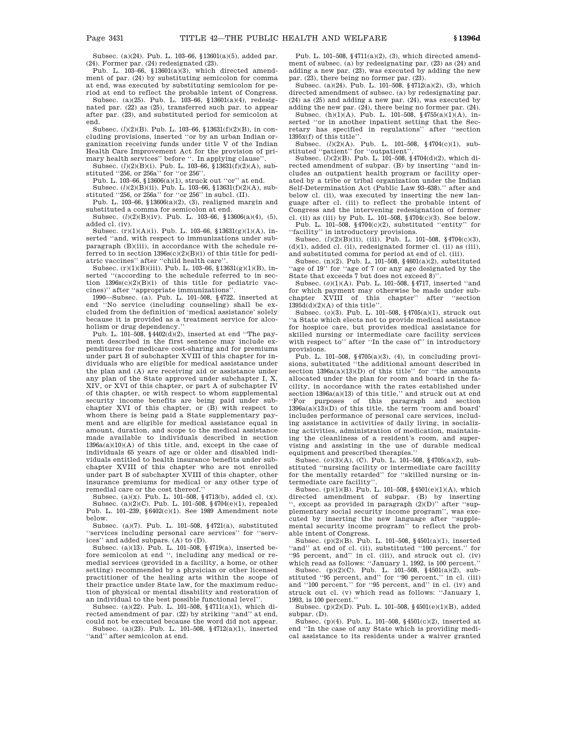Subsec. (a)(24). Pub. L. 103–66, §13601(a)(5), added par. (24). Former par. (24) redesignated (23).

Pub. L. 103–66, §13601(a)(3), which directed amendment of par. (24) by substituting semicolon for comma at end, was executed by substituting semicolon for period at end to reflect the probable intent of Congress.

Subsec. (a)(25). Pub. L. 103–66, §13601(a)(4), redesignated par. (22) as (25), transferred such par. to appear after par. (23), and substituted period for semicolon at end.

Subsec. (*l*)(2)(B). Pub. L. 103–66, §13631(f)(2)(B), in concluding provisions, inserted ''or by an urban Indian organization receiving funds under title V of the Indian Health Care Improvement Act for the provision of primary health services'' before ''. In applying clause''.

Subsec. (*l*)(2)(B)(i). Pub. L. 103–66, §13631(f)(2)(A), substituted ''256, or 256a'' for ''or 256''.

Pub. L. 103–66, §13606(a)(1), struck out ''or'' at end.

Subsec. (*l*)(2)(B)(ii). Pub. L. 103–66, §13631(f)(2)(A), substituted ''256, or 256a'' for ''or 256'' in subcl. (II).

Pub. L. 103–66, §13606(a)(2), (3), realigned margin and substituted a comma for semicolon at end.

Subsec. (*l*)(2)(B)(iv). Pub. L. 103–66, §13606(a)(4), (5), added cl. (iv).

Subsec. (r)(1)(A)(i). Pub. L. 103–66, §13631(g)(1)(A), inserted ''and, with respect to immunizations under subparagraph (B)(iii), in accordance with the schedule referred to in section 1396s(c)(2)(B)(i) of this title for pediatric vaccines'' after ''child health care''.

Subsec. (r)(1)(B)(iii). Pub. L. 103–66, §13631(g)(1)(B), inserted ''(according to the schedule referred to in section 1396s(c)(2)(B)(i) of this title for pediatric vaccines)'' after ''appropriate immunizations''.

1990—Subsec. (a). Pub. L. 101–508, §4722, inserted at end ''No service (including counseling) shall be excluded from the definition of 'medical assistance' solely because it is provided as a treatment service for alcoholism or drug dependency.''

Pub. L. 101–508, §4402(d)(2), inserted at end ''The payment described in the first sentence may include expenditures for medicare cost-sharing and for premiums under part B of subchapter XVIII of this chapter for individuals who are eligible for medical assistance under the plan and (A) are receiving aid or assistance under any plan of the State approved under subchapter I, X, XIV, or XVI of this chapter, or part A of subchapter IV of this chapter, or with respect to whom supplemental security income benefits are being paid under subchapter XVI of this chapter, or (B) with respect to whom there is being paid a State supplementary payment and are eligible for medical assistance equal in amount, duration, and scope to the medical assistance made available to individuals described in section 1396a(a)(10)(A) of this title, and, except in the case of individuals 65 years of age or older and disabled individuals entitled to health insurance benefits under subchapter XVIII of this chapter who are not enrolled under part B of subchapter XVIII of this chapter, other insurance premiums for medical or any other type of remedial care or the cost thereof.''

Subsec. (a)(x). Pub. L. 101–508, §4713(b), added cl. (x).

Subsec. (a)(2)(C). Pub. L. 101–508, §4704(e)(1), repealed Pub. L. 101–239, §6402(c)(1). See 1989 Amendment note below.

Subsec. (a)(7). Pub. L. 101–508, §4721(a), substituted ''services including personal care services'' for ''services'' and added subpars. (A) to (D).

Subsec. (a)(13). Pub. L. 101–508, §4719(a), inserted before semicolon at end '', including any medical or remedial services (provided in a facility, a home, or other setting) recommended by a physician or other licensed practitioner of the healing arts within the scope of their practice under State law, for the maximum reduction of physical or mental disability and restoration of an individual to the best possible functional level''.

Subsec. (a)(22). Pub. L. 101–508, §4711(a)(1), which directed amendment of par. (22) by striking ''and'' at end, could not be executed because the word did not appear.

Subsec. (a)(23). Pub. L. 101–508, §4712(a)(1), inserted ''and'' after semicolon at end.

Pub. L. 101–508, §4711(a)(2), (3), which directed amendment of subsec. (a) by redesignating par. (23) as (24) and adding a new par. (23), was executed by adding the new par. (23), there being no former par. (23).

Subsec. (a)(24). Pub. L. 101–508, §4712(a)(2), (3), which directed amendment of subsec. (a) by redesignating par. (24) as (25) and adding a new par. (24), was executed by adding the new par. (24), there being no former par. (24).

Subsec. (h)(1)(A). Pub. L. 101–508, §4755(a)(1)(A), inserted ''or in another inpatient setting that the Secretary has specified in regulations'' after ''section 1395x(f) of this title''.

Subsec. (*l*)(2)(A). Pub. L. 101–508, §4704(c)(1), substituted ''patient'' for ''outpatient''.

Subsec. (*l*)(2)(B). Pub. L. 101–508, §4704(d)(2), which directed amendment of subpar. (B) by inserting ''and includes an outpatient health program or facility operated by a tribe or tribal organization under the Indian Self-Determination Act (Public Law 93–638).'' after and below cl. (ii), was executed by inserting the new language after cl. (iii) to reflect the probable intent of Congress and the intervening redesignation of former cl. (ii) as (iii) by Pub. L. 101–508, §4704(c)(3). See below.

Pub. L. 101–508, §4704(c)(2), substituted ''entity'' for ''facility'' in introductory provisions.

Subsec. (*l*)(2)(B)(ii), (iii). Pub. L. 101–508, §4704(c)(3), (d)(1), added cl. (ii), redesignated former cl. (ii) as (iii), and substituted comma for period at end of cl. (iii).

Subsec. (n)(2). Pub. L. 101–508, §4601(a)(2), substituted ''age of 19'' for ''age of 7 (or any age designated by the State that exceeds 7 but does not exceed 8)''.

Subsec. (*o*)(1)(A). Pub. L. 101–508, §4717, inserted ''and for which payment may otherwise be made under subchapter XVIII of this chapter'' after ''section 1395d(d)(2)(A) of this title''.

Subsec. (*o*)(3). Pub. L. 101–508, §4705(a)(1), struck out ''a State which elects not to provide medical assistance for hospice care, but provides medical assistance for skilled nursing or intermediate care facility services with respect to'' after ''In the case of'' in introductory provisions.

Pub. L. 101–508, §4705(a)(3), (4), in concluding provisions, substituted ''the additional amount described in section 1396a(a)(13)(D) of this title'' for ''the amounts allocated under the plan for room and board in the facility, in accordance with the rates established under section 1396a(a)(13) of this title,'' and struck out at end ''For purposes of this paragraph and section 1396a(a)(13)(D) of this title, the term 'room and board' includes performance of personal care services, including assistance in activities of daily living, in socializing activities, administration of medication, maintaining the cleanliness of a resident's room, and supervising and assisting in the use of durable medical equipment and prescribed therapies.''

Subsec. (*o*)(3)(A), (C). Pub. L. 101–508, §4705(a)(2), substituted ''nursing facility or intermediate care facility for the mentally retarded'' for ''skilled nursing or intermediate care facility''.

Subsec. (p)(1)(B). Pub. L. 101–508, §4501(e)(1)(A), which directed amendment of subpar. (B) by inserting '', except as provided in paragraph (2)(D)'' after ''supplementary social security income program'', was executed by inserting the new language after ''supplemental security income program'' to reflect the probable intent of Congress.

Subsec. (p)(2)(B). Pub. L. 101–508, §4501(a)(1), inserted ''and'' at end of cl. (ii), substituted ''100 percent.'' for ''95 percent, and'' in cl. (iii), and struck out cl. (iv) which read as follows: ''January 1, 1992, is 100 percent.''

Subsec. (p)(2)(C). Pub. L. 101–508, §4501(a)(2), substituted ''95 percent, and'' for ''90 percent,'' in cl. (iii) and ''100 percent.'' for ''95 percent, and'' in cl. (iv) and struck out cl. (v) which read as follows: ''January 1, 1993, is 100 percent.''

Subsec. (p)(2)(D). Pub. L. 101–508, §4501(e)(1)(B), added subpar. (D).

Subsec. (p)(4). Pub. L. 101–508, §4501(c)(2), inserted at end ''In the case of any State which is providing medical assistance to its residents under a waiver granted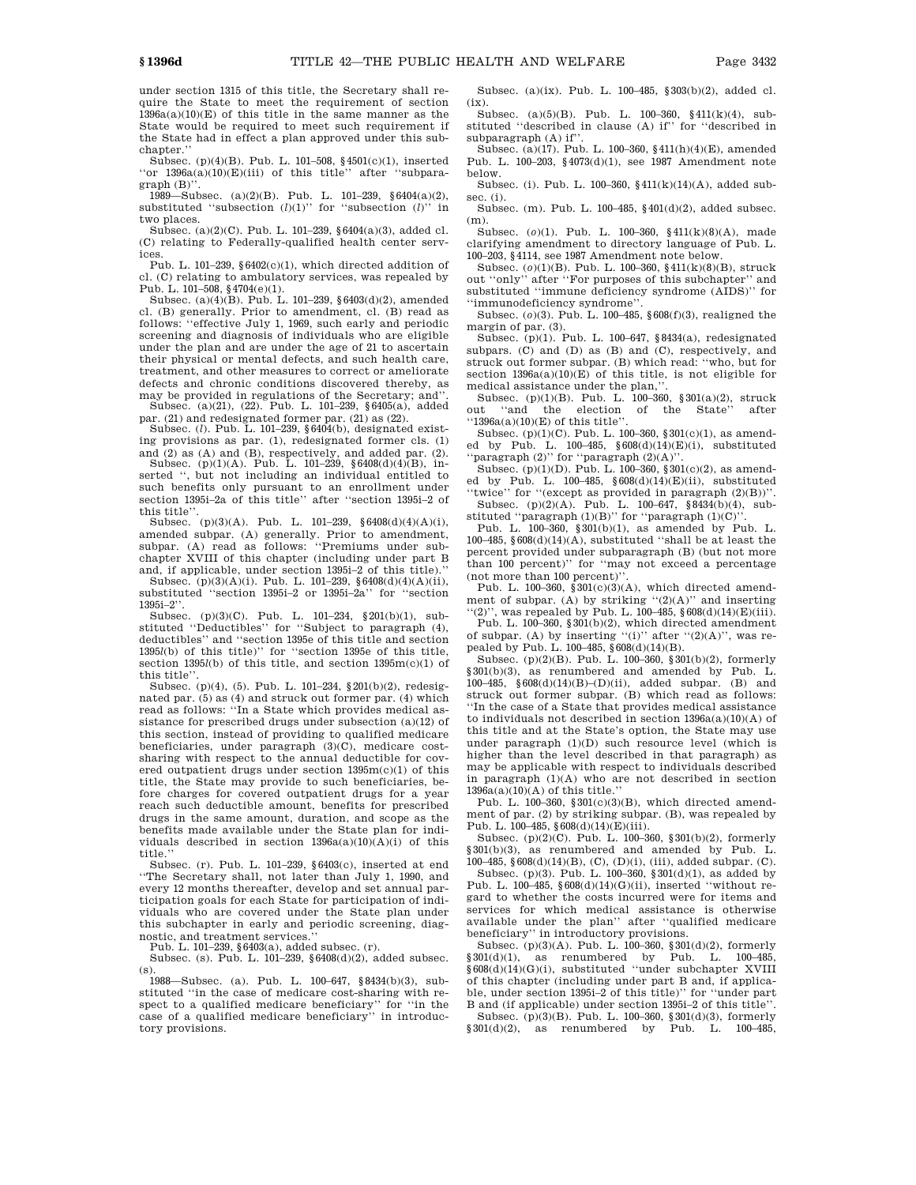under section 1315 of this title, the Secretary shall require the State to meet the requirement of section 1396a(a)(10)(E) of this title in the same manner as the State would be required to meet such requirement if the State had in effect a plan approved under this subchapter.''

Subsec. (p)(4)(B). Pub. L. 101–508, §4501(c)(1), inserted ''or 1396a(a)(10)(E)(iii) of this title'' after ''subparagraph (B)''.

1989—Subsec. (a)(2)(B). Pub. L. 101–239, §6404(a)(2), substituted ''subsection (*l*)(1)'' for ''subsection (*l*)'' in two places.

Subsec. (a)(2)(C). Pub. L. 101–239, §6404(a)(3), added cl. (C) relating to Federally-qualified health center services.

Pub. L. 101–239, §6402(c)(1), which directed addition of cl. (C) relating to ambulatory services, was repealed by Pub. L. 101–508, §4704(e)(1).

Subsec. (a)(4)(B). Pub. L. 101–239, §6403(d)(2), amended cl. (B) generally. Prior to amendment, cl. (B) read as follows: ''effective July 1, 1969, such early and periodic screening and diagnosis of individuals who are eligible under the plan and are under the age of 21 to ascertain their physical or mental defects, and such health care, treatment, and other measures to correct or ameliorate defects and chronic conditions discovered thereby, as may be provided in regulations of the Secretary; and''.

Subsec. (a)(21), (22). Pub. L. 101–239, §6405(a), added par. (21) and redesignated former par. (21) as (22).

Subsec. (*l*). Pub. L. 101–239, §6404(b), designated existing provisions as par. (1), redesignated former cls. (1) and (2) as (A) and (B), respectively, and added par. (2).

Subsec. (p)(1)(A). Pub. L. 101–239, §6408(d)(4)(B), inserted '', but not including an individual entitled to such benefits only pursuant to an enrollment under section 1395i–2a of this title'' after ''section 1395i–2 of this title''.

Subsec. (p)(3)(A). Pub. L. 101–239, §6408(d)(4)(A)(i), amended subpar. (A) generally. Prior to amendment, subpar. (A) read as follows: ''Premiums under subchapter XVIII of this chapter (including under part B and, if applicable, under section 1395i–2 of this title).''

Subsec. (p)(3)(A)(i). Pub. L. 101–239, §6408(d)(4)(A)(ii), substituted ''section 1395i–2 or 1395i–2a'' for ''section 1395i–2''.

Subsec. (p)(3)(C). Pub. L. 101–234, §201(b)(1), substituted ''Deductibles'' for ''Subject to paragraph (4), deductibles'' and ''section 1395e of this title and section 1395*l*(b) of this title)'' for ''section 1395e of this title, section 1395*l*(b) of this title, and section 1395m(c)(1) of this title''.

Subsec. (p)(4), (5). Pub. L. 101–234, §201(b)(2), redesignated par. (5) as (4) and struck out former par. (4) which read as follows: ''In a State which provides medical assistance for prescribed drugs under subsection (a)(12) of this section, instead of providing to qualified medicare beneficiaries, under paragraph (3)(C), medicare cost-sharing with respect to the annual deductible for covered outpatient drugs under section 1395m(c)(1) of this title, the State may provide to such beneficiaries, before charges for covered outpatient drugs for a year reach such deductible amount, benefits for prescribed drugs in the same amount, duration, and scope as the benefits made available under the State plan for individuals described in section 1396a(a)(10)(A)(i) of this title.''

Subsec. (r). Pub. L. 101–239, §6403(c), inserted at end ''The Secretary shall, not later than July 1, 1990, and every 12 months thereafter, develop and set annual participation goals for each State for participation of individuals who are covered under the State plan under this subchapter in early and periodic screening, diagnostic, and treatment services.''

Pub. L. 101–239, §6403(a), added subsec. (r).

Subsec. (s). Pub. L. 101–239, §6408(d)(2), added subsec. (s).

1988—Subsec. (a). Pub. L. 100–647, §8434(b)(3), substituted ''in the case of medicare cost-sharing with respect to a qualified medicare beneficiary'' for ''in the case of a qualified medicare beneficiary'' in introductory provisions.

Subsec. (a)(ix). Pub. L. 100–485, §303(b)(2), added cl. (ix).

Subsec. (a)(5)(B). Pub. L. 100–360, §411(k)(4), substituted ''described in clause (A) if'' for ''described in subparagraph (A) if''.

Subsec. (a)(17). Pub. L. 100–360, §411(h)(4)(E), amended Pub. L. 100–203, §4073(d)(1), see 1987 Amendment note below.

Subsec. (i). Pub. L. 100–360, §411(k)(14)(A), added subsec. (i).

Subsec. (m). Pub. L. 100–485, §401(d)(2), added subsec. (m).

Subsec. (*o*)(1). Pub. L. 100–360, §411(k)(8)(A), made clarifying amendment to directory language of Pub. L. 100–203, §4114, see 1987 Amendment note below.

Subsec. (*o*)(1)(B). Pub. L. 100–360, §411(k)(8)(B), struck out ''only'' after ''For purposes of this subchapter'' and substituted ''immune deficiency syndrome (AIDS)'' for ''immunodeficiency syndrome''.

Subsec. (*o*)(3). Pub. L. 100–485, §608(f)(3), realigned the margin of par. (3).

Subsec. (p)(1). Pub. L. 100–647, §8434(a), redesignated subpars. (C) and (D) as (B) and (C), respectively, and struck out former subpar. (B) which read: ''who, but for section 1396a(a)(10)(E) of this title, is not eligible for medical assistance under the plan,''.

Subsec. (p)(1)(B). Pub. L. 100–360, §301(a)(2), struck out ''and the election of the State'' after ''1396a(a)(10)(E) of this title''.

Subsec. (p)(1)(C). Pub. L. 100–360, §301(c)(1), as amended by Pub. L. 100–485, §608(d)(14)(E)(i), substituted ''paragraph (2)'' for ''paragraph (2)(A)''.

Subsec. (p)(1)(D). Pub. L. 100–360, §301(c)(2), as amended by Pub. L. 100–485, §608(d)(14)(E)(ii), substituted ''twice'' for ''(except as provided in paragraph (2)(B))''.

Subsec. (p)(2)(A). Pub. L. 100–647, §8434(b)(4), substituted ''paragraph (1)(B)'' for ''paragraph (1)(C)''.

Pub. L. 100–360, §301(b)(1), as amended by Pub. L. 100–485, §608(d)(14)(A), substituted ''shall be at least the percent provided under subparagraph (B) (but not more than 100 percent)'' for ''may not exceed a percentage (not more than 100 percent)''.

Pub. L. 100–360, §301(c)(3)(A), which directed amendment of subpar. (A) by striking ''(2)(A)'' and inserting ''(2)'', was repealed by Pub. L. 100–485, §608(d)(14)(E)(iii).

Pub. L. 100–360, §301(b)(2), which directed amendment of subpar. (A) by inserting ''(i)'' after ''(2)(A)'', was repealed by Pub. L. 100–485, §608(d)(14)(B).

Subsec. (p)(2)(B). Pub. L. 100–360, §301(b)(2), formerly §301(b)(3), as renumbered and amended by Pub. L. 100–485, §608(d)(14)(B)–(D)(ii), added subpar. (B) and struck out former subpar. (B) which read as follows: ''In the case of a State that provides medical assistance to individuals not described in section 1396a(a)(10)(A) of this title and at the State's option, the State may use under paragraph (1)(D) such resource level (which is higher than the level described in that paragraph) as may be applicable with respect to individuals described in paragraph (1)(A) who are not described in section 1396a(a)(10)(A) of this title.''

Pub. L. 100–360, §301(c)(3)(B), which directed amendment of par. (2) by striking subpar. (B), was repealed by Pub. L. 100–485, §608(d)(14)(E)(iii).

Subsec. (p)(2)(C). Pub. L. 100–360, §301(b)(2), formerly §301(b)(3), as renumbered and amended by Pub. L. 100–485, §608(d)(14)(B), (C), (D)(i), (iii), added subpar. (C).

Subsec. (p)(3). Pub. L. 100–360, §301(d)(1), as added by Pub. L. 100–485, §608(d)(14)(G)(ii), inserted ''without regard to whether the costs incurred were for items and services for which medical assistance is otherwise available under the plan'' after ''qualified medicare beneficiary'' in introductory provisions.

Subsec. (p)(3)(A). Pub. L. 100–360, §301(d)(2), formerly §301(d)(1), as renumbered by Pub. L. 100–485, §608(d)(14)(G)(i), substituted ''under subchapter XVIII of this chapter (including under part B and, if applicable, under section 1395i–2 of this title)'' for ''under part B and (if applicable) under section 1395i–2 of this title''.

Subsec. (p)(3)(B). Pub. L. 100–360, §301(d)(3), formerly §301(d)(2), as renumbered by Pub. L. 100–485,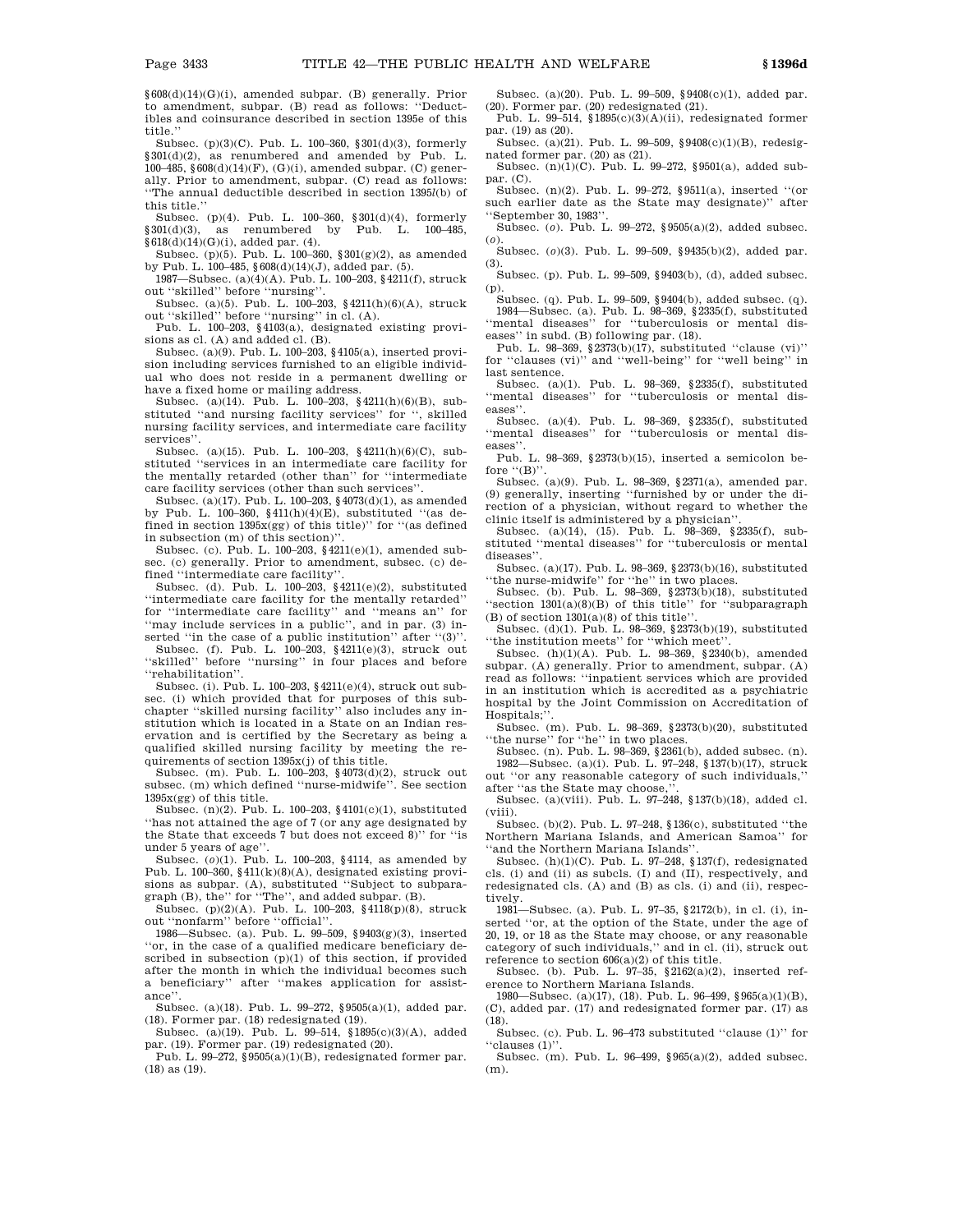§608(d)(14)(G)(i), amended subpar. (B) generally. Prior to amendment, subpar. (B) read as follows: ''Deductibles and coinsurance described in section 1395e of this title.''

Subsec. (p)(3)(C). Pub. L. 100–360, §301(d)(3), formerly §301(d)(2), as renumbered and amended by Pub. L. 100–485, §608(d)(14)(F), (G)(i), amended subpar. (C) generally. Prior to amendment, subpar. (C) read as follows: ''The annual deductible described in section 1395*l*(b) of this title.''

Subsec. (p)(4). Pub. L. 100–360, §301(d)(4), formerly §301(d)(3), as renumbered by Pub. L. 100–485, §618(d)(14)(G)(i), added par. (4).

Subsec. (p)(5). Pub. L. 100–360, §301(g)(2), as amended by Pub. L. 100–485, §608(d)(14)(J), added par. (5).

1987—Subsec. (a)(4)(A). Pub. L. 100–203, §4211(f), struck out ''skilled'' before ''nursing''.

Subsec. (a)(5). Pub. L. 100–203, §4211(h)(6)(A), struck out ''skilled'' before ''nursing'' in cl. (A).

Pub. L. 100–203, §4103(a), designated existing provisions as cl. (A) and added cl. (B).

Subsec. (a)(9). Pub. L. 100–203, §4105(a), inserted provision including services furnished to an eligible individual who does not reside in a permanent dwelling or have a fixed home or mailing address.

Subsec. (a)(14). Pub. L. 100–203, §4211(h)(6)(B), substituted ''and nursing facility services'' for '', skilled nursing facility services, and intermediate care facility services''.

Subsec. (a)(15). Pub. L. 100–203, §4211(h)(6)(C), substituted ''services in an intermediate care facility for the mentally retarded (other than'' for ''intermediate care facility services (other than such services''.

Subsec. (a)(17). Pub. L. 100–203, §4073(d)(1), as amended by Pub. L. 100–360, §411(h)(4)(E), substituted ''(as defined in section 1395x(gg) of this title)'' for ''(as defined in subsection (m) of this section)''.

Subsec. (c). Pub. L. 100–203, §4211(e)(1), amended subsec. (c) generally. Prior to amendment, subsec. (c) defined ''intermediate care facility''.

Subsec. (d). Pub. L. 100–203, §4211(e)(2), substituted ''intermediate care facility for the mentally retarded'' for ''intermediate care facility'' and ''means an'' for ''may include services in a public'', and in par. (3) inserted ''in the case of a public institution'' after ''(3)''.

Subsec. (f). Pub. L. 100–203, §4211(e)(3), struck out ''skilled'' before ''nursing'' in four places and before ''rehabilitation''.

Subsec. (i). Pub. L. 100–203, §4211(e)(4), struck out subsec. (i) which provided that for purposes of this subchapter ''skilled nursing facility'' also includes any institution which is located in a State on an Indian reservation and is certified by the Secretary as being a qualified skilled nursing facility by meeting the requirements of section 1395x(j) of this title.

Subsec. (m). Pub. L. 100–203, §4073(d)(2), struck out subsec. (m) which defined ''nurse-midwife''. See section 1395x(gg) of this title.

Subsec. (n)(2). Pub. L. 100–203, §4101(c)(1), substituted ''has not attained the age of 7 (or any age designated by the State that exceeds 7 but does not exceed 8)'' for ''is under 5 years of age''.

Subsec. (*o*)(1). Pub. L. 100–203, §4114, as amended by Pub. L. 100–360, §411(k)(8)(A), designated existing provisions as subpar. (A), substituted ''Subject to subparagraph (B), the'' for ''The'', and added subpar. (B).

Subsec. (p)(2)(A). Pub. L. 100–203, §4118(p)(8), struck out ''nonfarm'' before ''official''.

1986—Subsec. (a). Pub. L. 99–509, §9403(g)(3), inserted ''or, in the case of a qualified medicare beneficiary described in subsection (p)(1) of this section, if provided after the month in which the individual becomes such a beneficiary'' after ''makes application for assistance''.

Subsec. (a)(18). Pub. L. 99–272, §9505(a)(1), added par. (18). Former par. (18) redesignated (19).

Subsec. (a)(19). Pub. L. 99–514, §1895(c)(3)(A), added par. (19). Former par. (19) redesignated (20).

Pub. L. 99–272, §9505(a)(1)(B), redesignated former par. (18) as (19).

Subsec. (a)(20). Pub. L. 99–509, §9408(c)(1), added par. (20). Former par. (20) redesignated (21).

Pub. L. 99–514, §1895(c)(3)(A)(ii), redesignated former par. (19) as (20).

Subsec. (a)(21). Pub. L. 99–509, §9408(c)(1)(B), redesignated former par. (20) as (21).

Subsec. (n)(1)(C). Pub. L. 99–272, §9501(a), added subpar. (C).

Subsec. (n)(2). Pub. L. 99–272, §9511(a), inserted ''(or such earlier date as the State may designate)'' after ''September 30, 1983''.

Subsec. (*o*). Pub. L. 99–272, §9505(a)(2), added subsec. (*o*).

Subsec. (*o*)(3). Pub. L. 99–509, §9435(b)(2), added par. (3).

Subsec. (p). Pub. L. 99–509, §9403(b), (d), added subsec. (p).

Subsec. (q). Pub. L. 99–509, §9404(b), added subsec. (q).

1984—Subsec. (a). Pub. L. 98–369, §2335(f), substituted ''mental diseases'' for ''tuberculosis or mental diseases'' in subd. (B) following par. (18).

Pub. L. 98–369, §2373(b)(17), substituted ''clause (vi)'' for ''clauses (vi)'' and ''well-being'' for ''well being'' in last sentence.

Subsec. (a)(1). Pub. L. 98–369, §2335(f), substituted ''mental diseases'' for ''tuberculosis or mental diseases''.

Subsec. (a)(4). Pub. L. 98–369, §2335(f), substituted ''mental diseases'' for ''tuberculosis or mental diseases''.

Pub. L. 98–369, §2373(b)(15), inserted a semicolon before ''(B)''.

Subsec. (a)(9). Pub. L. 98–369, §2371(a), amended par. (9) generally, inserting ''furnished by or under the direction of a physician, without regard to whether the clinic itself is administered by a physician''.

Subsec. (a)(14), (15). Pub. L. 98–369, §2335(f), substituted ''mental diseases'' for ''tuberculosis or mental diseases''.

Subsec. (a)(17). Pub. L. 98–369, §2373(b)(16), substituted ''the nurse-midwife'' for ''he'' in two places.

Subsec. (b). Pub. L. 98–369, §2373(b)(18), substituted ''section 1301(a)(8)(B) of this title'' for ''subparagraph (B) of section 1301(a)(8) of this title''.

Subsec. (d)(1). Pub. L. 98–369, §2373(b)(19), substituted ''the institution meets'' for ''which meet''.

Subsec. (h)(1)(A). Pub. L. 98–369, §2340(b), amended subpar. (A) generally. Prior to amendment, subpar. (A) read as follows: ''inpatient services which are provided in an institution which is accredited as a psychiatric hospital by the Joint Commission on Accreditation of Hospitals;''.

Subsec. (m). Pub. L. 98–369, §2373(b)(20), substituted ''the nurse'' for ''he'' in two places.

Subsec. (n). Pub. L. 98–369, §2361(b), added subsec. (n).

1982—Subsec. (a)(i). Pub. L. 97–248, §137(b)(17), struck out ''or any reasonable category of such individuals,'' after ''as the State may choose,''.

Subsec. (a)(viii). Pub. L. 97–248, §137(b)(18), added cl. (viii).

Subsec. (b)(2). Pub. L. 97–248, §136(c), substituted ''the Northern Mariana Islands, and American Samoa'' for ''and the Northern Mariana Islands''.

Subsec. (h)(1)(C). Pub. L. 97–248, §137(f), redesignated cls. (i) and (ii) as subcls. (I) and (II), respectively, and redesignated cls. (A) and (B) as cls. (i) and (ii), respectively.

1981—Subsec. (a). Pub. L. 97–35, §2172(b), in cl. (i), inserted ''or, at the option of the State, under the age of 20, 19, or 18 as the State may choose, or any reasonable category of such individuals,'' and in cl. (ii), struck out reference to section 606(a)(2) of this title.

Subsec. (b). Pub. L. 97–35, §2162(a)(2), inserted reference to Northern Mariana Islands.

1980—Subsec. (a)(17), (18). Pub. L. 96–499, §965(a)(1)(B), (C), added par. (17) and redesignated former par. (17) as (18).

Subsec. (c). Pub. L. 96–473 substituted ''clause (1)'' for ''clauses (1)''.

Subsec. (m). Pub. L. 96–499, §965(a)(2), added subsec. (m).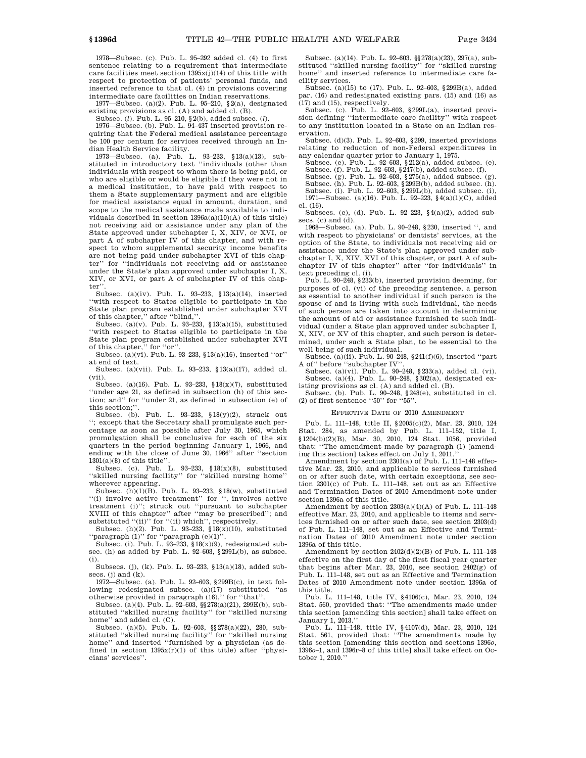1978—Subsec. (c). Pub. L. 95–292 added cl. (4) to first sentence relating to a requirement that intermediate care facilities meet section 1395x(j)(14) of this title with respect to protection of patients' personal funds, and inserted reference to that cl. (4) in provisions covering intermediate care facilities on Indian reservations.

1977—Subsec. (a)(2). Pub. L. 95–210, §2(a), designated existing provisions as cl. (A) and added cl. (B).

Subsec. (*l*). Pub. L. 95–210, §2(b), added subsec. (*l*).

1976—Subsec. (b). Pub. L. 94–437 inserted provision requiring that the Federal medical assistance percentage be 100 per centum for services received through an Indian Health Service facility.

1973—Subsec. (a). Pub. L. 93–233, §13(a)(13), substituted in introductory text ''individuals (other than individuals with respect to whom there is being paid, or who are eligible or would be eligible if they were not in a medical institution, to have paid with respect to them a State supplementary payment and are eligible for medical assistance equal in amount, duration, and scope to the medical assistance made available to individuals described in section 1396a(a)(10)(A) of this title) not receiving aid or assistance under any plan of the State approved under subchapter I, X, XIV, or XVI, or part A of subchapter IV of this chapter, and with respect to whom supplemental security income benefits are not being paid under subchapter XVI of this chapter'' for ''individuals not receiving aid or assistance under the State's plan approved under subchapter I, X, XIV, or XVI, or part A of subchapter IV of this chapter''.

Subsec. (a)(iv). Pub. L. 93–233, §13(a)(14), inserted ''with respect to States eligible to participate in the State plan program established under subchapter XVI of this chapter,'' after ''blind,''.

Subsec. (a)(v). Pub. L. 93–233, §13(a)(15), substituted ''with respect to States eligible to participate in the State plan program established under subchapter XVI of this chapter,'' for ''or''.

Subsec. (a)(vi). Pub. L. 93–233, §13(a)(16), inserted ''or'' at end of text.

Subsec. (a)(vii). Pub. L. 93–233, §13(a)(17), added cl. (vii).

Subsec. (a)(16). Pub. L. 93–233, §18(x)(7), substituted ''under age 21, as defined in subsection (h) of this section; and'' for ''under 21, as defined in subsection (e) of this section;''.

Subsec. (b). Pub. L. 93–233, §18(y)(2), struck out ''; except that the Secretary shall promulgate such percentage as soon as possible after July 30, 1965, which promulgation shall be conclusive for each of the six quarters in the period beginning January 1, 1966, and ending with the close of June 30, 1966'' after ''section 1301(a)(8) of this title''.

Subsec. (c). Pub. L. 93–233, §18(x)(8), substituted ''skilled nursing facility'' for ''skilled nursing home'' wherever appearing.

Subsec. (h)(1)(B). Pub. L. 93–233, §18(w), substituted ''(i) involve active treatment'' for '', involves active treatment (i)''; struck out ''pursuant to subchapter XVIII of this chapter'' after ''may be prescribed''; and substituted ''(ii)'' for ''(ii) which'', respectively.

Subsec. (h)(2). Pub. L. 93–233, §18(x)(10), substituted ''paragraph (1)'' for ''paragraph (e)(1)''.

Subsec. (i). Pub. L. 93–233, §18(x)(9), redesignated subsec. (h) as added by Pub. L. 92–603, §299L(b), as subsec. (i).

Subsecs. (j), (k). Pub. L. 93–233, §13(a)(18), added subsecs. (j) and (k).

1972—Subsec. (a). Pub. L. 92–603, §299B(c), in text following redesignated subsec. (a)(17) substituted ''as otherwise provided in paragraph (16),'' for ''that''.

Subsec. (a)(4). Pub. L. 92–603, §§278(a)(21), 299E(b), substituted ''skilled nursing facility'' for ''skilled nursing home'' and added cl. (C).

Subsec. (a)(5). Pub. L. 92–603, §§278(a)(22), 280, substituted ''skilled nursing facility'' for ''skilled nursing home'' and inserted ''furnished by a physician (as defined in section 1395x(r)(1) of this title) after ''physicians' services''.

Subsec. (a)(14). Pub. L. 92–603, §§278(a)(23), 297(a), substituted ''skilled nursing facility'' for ''skilled nursing home'' and inserted reference to intermediate care facility services.

Subsec. (a)(15) to (17). Pub. L. 92–603, §299B(a), added par. (16) and redesignated existing pars. (15) and (16) as (17) and (15), respectively.

Subsec. (c). Pub. L. 92–603, §299L(a), inserted provision defining ''intermediate care facility'' with respect to any institution located in a State on an Indian reservation.

Subsec. (d)(3). Pub. L. 92–603, §299, inserted provisions relating to reduction of non-Federal expenditures in any calendar quarter prior to January 1, 1975.

Subsec. (e). Pub. L. 92–603, §212(a), added subsec. (e).

Subsec. (f). Pub. L. 92–603, §247(b), added subsec. (f).

Subsec. (g). Pub. L. 92–603, §275(a), added subsec. (g).

Subsec. (h). Pub. L. 92–603, §299B(b), added subsec. (h).

Subsec. (i). Pub. L. 92–603, §299L(b), added subsec. (i),

1971—Subsec. (a)(16). Pub. L. 92–223, §4(a)(1)(C), added cl. (16).

Subsecs. (c), (d). Pub. L. 92–223, §4(a)(2), added subsecs. (c) and (d).

1968—Subsec. (a). Pub. L. 90–248, §230, inserted '', and with respect to physicians' or dentists' services, at the option of the State, to individuals not receiving aid or assistance under the State's plan approved under subchapter I, X, XIV, XVI of this chapter, or part A of subchapter IV of this chapter'' after ''for individuals'' in text preceding cl. (i).

Pub. L. 90–248, §233(b), inserted provision deeming, for purposes of cl. (vi) of the preceding sentence, a person as essential to another individual if such person is the spouse of and is living with such individual, the needs of such person are taken into account in determining the amount of aid or assistance furnished to such individual (under a State plan approved under subchapter I, X, XIV, or XV of this chapter, and such person is determined, under such a State plan, to be essential to the well being of such individual.

Subsec. (a)(ii). Pub. L. 90–248, §241(f)(6), inserted ''part A of'' before ''subchapter IV''.

Subsec. (a)(vi). Pub. L. 90–248, §233(a), added cl. (vi).

Subsec. (a)(4). Pub. L. 90–248, §302(a), designated existing provisions as cl. (A) and added cl. (B).

Subsec. (b). Pub. L. 90–248, §248(e), substituted in cl. (2) of first sentence ''50'' for ''55''.

## EFFECTIVE DATE OF 2010 AMENDMENT

Pub. L. 111–148, title II, §2005(c)(2), Mar. 23, 2010, 124 Stat. 284, as amended by Pub. L. 111–152, title I, §1204(b)(2)(B), Mar. 30, 2010, 124 Stat. 1056, provided that: ''The amendment made by paragraph (1) [amending this section] takes effect on July 1, 2011.''

Amendment by section 2301(a) of Pub. L. 111–148 effective Mar. 23, 2010, and applicable to services furnished on or after such date, with certain exceptions, see section 2301(c) of Pub. L. 111–148, set out as an Effective and Termination Dates of 2010 Amendment note under section 1396a of this title.

Amendment by section 2303(a)(4)(A) of Pub. L. 111–148 effective Mar. 23, 2010, and applicable to items and services furnished on or after such date, see section 2303(d) of Pub. L. 111–148, set out as an Effective and Termination Dates of 2010 Amendment note under section 1396a of this title.

Amendment by section 2402(d)(2)(B) of Pub. L. 111–148 effective on the first day of the first fiscal year quarter that begins after Mar. 23, 2010, see section 2402(g) of Pub. L. 111–148, set out as an Effective and Termination Dates of 2010 Amendment note under section 1396a of this title.

Pub. L. 111–148, title IV, §4106(c), Mar. 23, 2010, 124 Stat. 560, provided that: ''The amendments made under this section [amending this section] shall take effect on January 1, 2013.''

Pub. L. 111–148, title IV, §4107(d), Mar. 23, 2010, 124 Stat. 561, provided that: ''The amendments made by this section [amending this section and sections 1396*o*, 1396*o*–1, and 1396r–8 of this title] shall take effect on October 1, 2010.''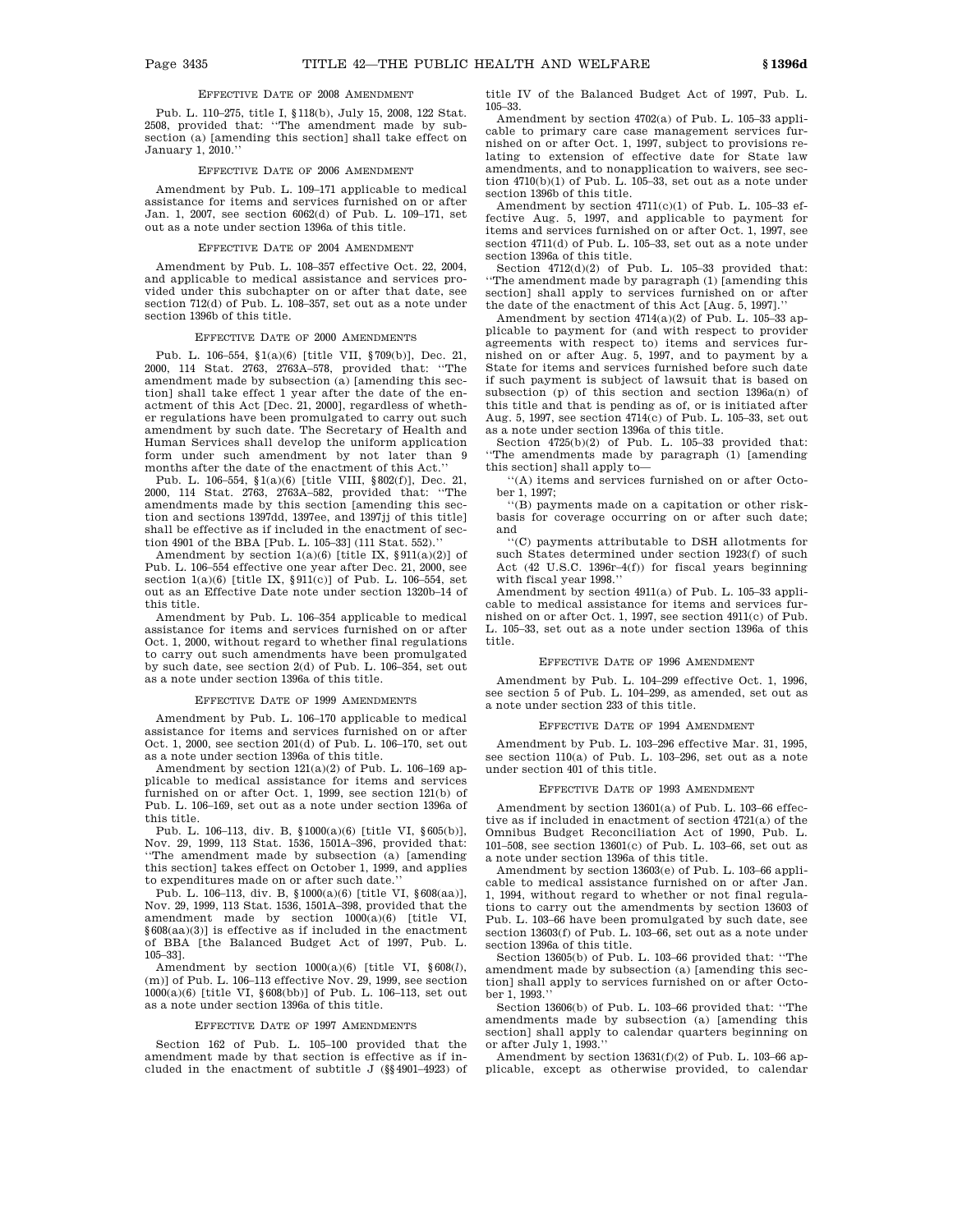### Effective Date of 2008 Amendment

Pub. L. 110–275, title I, §118(b), July 15, 2008, 122 Stat. 2508, provided that: ''The amendment made by subsection (a) [amending this section] shall take effect on January 1, 2010.''

### Effective Date of 2006 Amendment

Amendment by Pub. L. 109–171 applicable to medical assistance for items and services furnished on or after Jan. 1, 2007, see section 6062(d) of Pub. L. 109–171, set out as a note under section 1396a of this title.

### Effective Date of 2004 Amendment

Amendment by Pub. L. 108–357 effective Oct. 22, 2004, and applicable to medical assistance and services provided under this subchapter on or after that date, see section 712(d) of Pub. L. 108–357, set out as a note under section 1396b of this title.

### Effective Date of 2000 Amendments

Pub. L. 106–554, §1(a)(6) [title VII, §709(b)], Dec. 21, 2000, 114 Stat. 2763, 2763A–578, provided that: ''The amendment made by subsection (a) [amending this section] shall take effect 1 year after the date of the enactment of this Act [Dec. 21, 2000], regardless of whether regulations have been promulgated to carry out such amendment by such date. The Secretary of Health and Human Services shall develop the uniform application form under such amendment by not later than 9 months after the date of the enactment of this Act.''

Pub. L. 106–554, §1(a)(6) [title VIII, §802(f)], Dec. 21, 2000, 114 Stat. 2763, 2763A–582, provided that: ''The amendments made by this section [amending this section and sections 1397dd, 1397ee, and 1397jj of this title] shall be effective as if included in the enactment of section 4901 of the BBA [Pub. L. 105–33] (111 Stat. 552).''

Amendment by section 1(a)(6) [title IX, §911(a)(2)] of Pub. L. 106–554 effective one year after Dec. 21, 2000, see section 1(a)(6) [title IX, §911(c)] of Pub. L. 106–554, set out as an Effective Date note under section 1320b–14 of this title.

Amendment by Pub. L. 106–354 applicable to medical assistance for items and services furnished on or after Oct. 1, 2000, without regard to whether final regulations to carry out such amendments have been promulgated by such date, see section 2(d) of Pub. L. 106–354, set out as a note under section 1396a of this title.

### Effective Date of 1999 Amendments

Amendment by Pub. L. 106–170 applicable to medical assistance for items and services furnished on or after Oct. 1, 2000, see section 201(d) of Pub. L. 106–170, set out as a note under section 1396a of this title.

Amendment by section 121(a)(2) of Pub. L. 106–169 applicable to medical assistance for items and services furnished on or after Oct. 1, 1999, see section 121(b) of Pub. L. 106–169, set out as a note under section 1396a of this title.

Pub. L. 106–113, div. B, §1000(a)(6) [title VI, §605(b)], Nov. 29, 1999, 113 Stat. 1536, 1501A–396, provided that: ''The amendment made by subsection (a) [amending this section] takes effect on October 1, 1999, and applies to expenditures made on or after such date.''

Pub. L. 106–113, div. B, §1000(a)(6) [title VI, §608(aa)], Nov. 29, 1999, 113 Stat. 1536, 1501A–398, provided that the amendment made by section 1000(a)(6) [title VI, §608(aa)(3)] is effective as if included in the enactment of BBA [the Balanced Budget Act of 1997, Pub. L. 105–33].

Amendment by section 1000(a)(6) [title VI, §608(*l*), (m)] of Pub. L. 106–113 effective Nov. 29, 1999, see section 1000(a)(6) [title VI, §608(bb)] of Pub. L. 106–113, set out as a note under section 1396a of this title.

### Effective Date of 1997 Amendments

Section 162 of Pub. L. 105–100 provided that the amendment made by that section is effective as if included in the enactment of subtitle J (§§4901–4923) of title IV of the Balanced Budget Act of 1997, Pub. L. 105–33.

Amendment by section 4702(a) of Pub. L. 105–33 applicable to primary care case management services furnished on or after Oct. 1, 1997, subject to provisions relating to extension of effective date for State law amendments, and to nonapplication to waivers, see section 4710(b)(1) of Pub. L. 105–33, set out as a note under section 1396b of this title.

Amendment by section 4711(c)(1) of Pub. L. 105–33 effective Aug. 5, 1997, and applicable to payment for items and services furnished on or after Oct. 1, 1997, see section 4711(d) of Pub. L. 105–33, set out as a note under section 1396a of this title.

Section 4712(d)(2) of Pub. L. 105–33 provided that: ''The amendment made by paragraph (1) [amending this section] shall apply to services furnished on or after the date of the enactment of this Act [Aug. 5, 1997].''

Amendment by section 4714(a)(2) of Pub. L. 105–33 applicable to payment for (and with respect to provider agreements with respect to) items and services furnished on or after Aug. 5, 1997, and to payment by a State for items and services furnished before such date if such payment is subject of lawsuit that is based on subsection (p) of this section and section 1396a(n) of this title and that is pending as of, or is initiated after Aug. 5, 1997, see section 4714(c) of Pub. L. 105–33, set out as a note under section 1396a of this title.

Section 4725(b)(2) of Pub. L. 105–33 provided that: ''The amendments made by paragraph (1) [amending this section] shall apply to—

''(A) items and services furnished on or after October 1, 1997;

''(B) payments made on a capitation or other risk-basis for coverage occurring on or after such date; and

''(C) payments attributable to DSH allotments for such States determined under section 1923(f) of such Act (42 U.S.C. 1396r–4(f)) for fiscal years beginning with fiscal year 1998.''

Amendment by section 4911(a) of Pub. L. 105–33 applicable to medical assistance for items and services furnished on or after Oct. 1, 1997, see section 4911(c) of Pub. L. 105–33, set out as a note under section 1396a of this title.

### Effective Date of 1996 Amendment

Amendment by Pub. L. 104–299 effective Oct. 1, 1996, see section 5 of Pub. L. 104–299, as amended, set out as a note under section 233 of this title.

### Effective Date of 1994 Amendment

Amendment by Pub. L. 103–296 effective Mar. 31, 1995, see section 110(a) of Pub. L. 103–296, set out as a note under section 401 of this title.

### Effective Date of 1993 Amendment

Amendment by section 13601(a) of Pub. L. 103–66 effective as if included in enactment of section 4721(a) of the Omnibus Budget Reconciliation Act of 1990, Pub. L. 101–508, see section 13601(c) of Pub. L. 103–66, set out as a note under section 1396a of this title.

Amendment by section 13603(e) of Pub. L. 103–66 applicable to medical assistance furnished on or after Jan. 1, 1994, without regard to whether or not final regulations to carry out the amendments by section 13603 of Pub. L. 103–66 have been promulgated by such date, see section 13603(f) of Pub. L. 103–66, set out as a note under section 1396a of this title.

Section 13605(b) of Pub. L. 103–66 provided that: ''The amendment made by subsection (a) [amending this section] shall apply to services furnished on or after October 1, 1993.''

Section 13606(b) of Pub. L. 103–66 provided that: ''The amendments made by subsection (a) [amending this section] shall apply to calendar quarters beginning on or after July 1, 1993.''

Amendment by section 13631(f)(2) of Pub. L. 103–66 applicable, except as otherwise provided, to calendar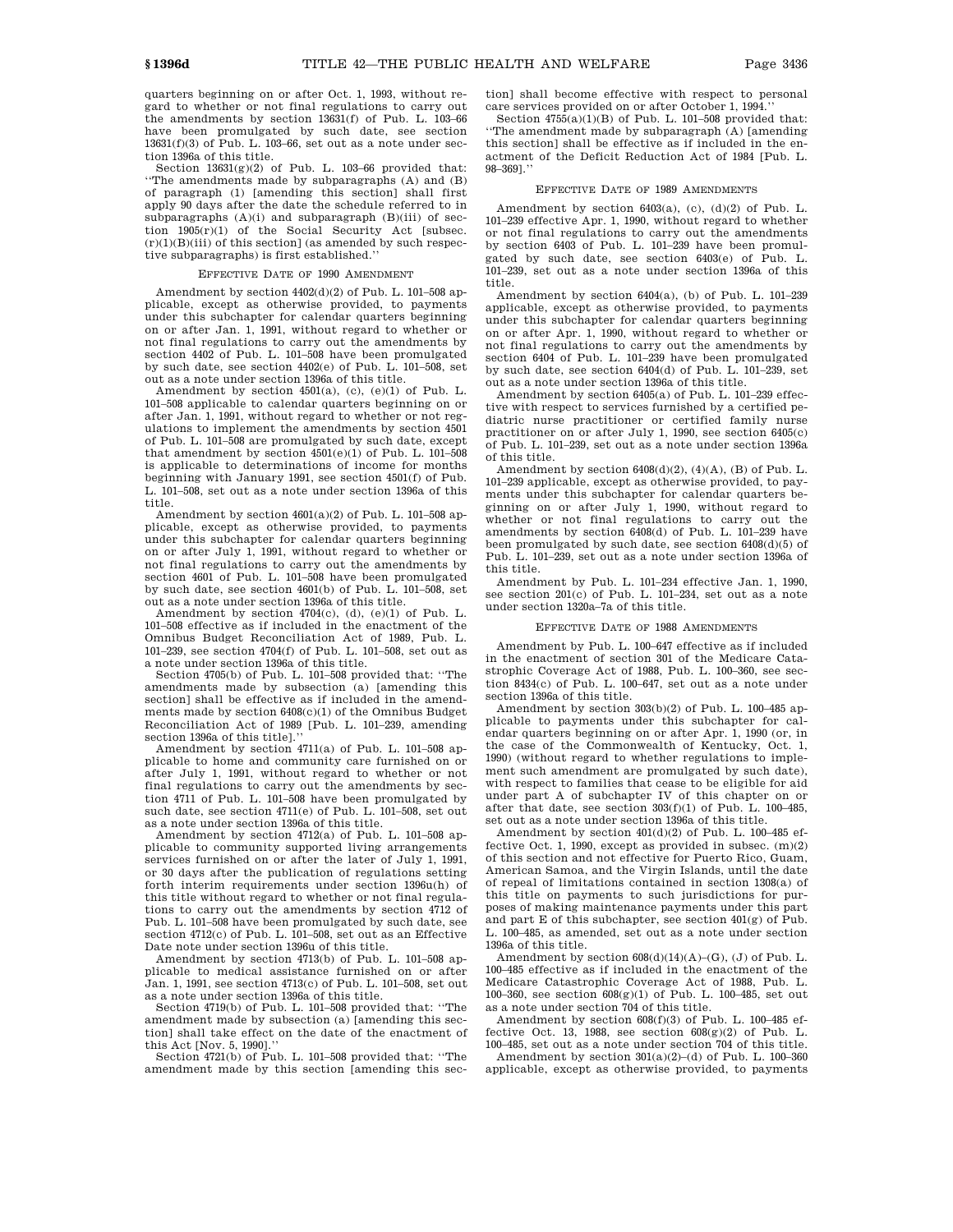quarters beginning on or after Oct. 1, 1993, without regard to whether or not final regulations to carry out the amendments by section 13631(f) of Pub. L. 103–66 have been promulgated by such date, see section 13631(f)(3) of Pub. L. 103–66, set out as a note under section 1396a of this title.

Section 13631(g)(2) of Pub. L. 103–66 provided that: ''The amendments made by subparagraphs (A) and (B) of paragraph (1) [amending this section] shall first apply 90 days after the date the schedule referred to in subparagraphs (A)(i) and subparagraph (B)(iii) of section 1905(r)(1) of the Social Security Act [subsec. (r)(1)(B)(iii) of this section] (as amended by such respective subparagraphs) is first established.''

### EFFECTIVE DATE OF 1990 AMENDMENT

Amendment by section 4402(d)(2) of Pub. L. 101–508 applicable, except as otherwise provided, to payments under this subchapter for calendar quarters beginning on or after Jan. 1, 1991, without regard to whether or not final regulations to carry out the amendments by section 4402 of Pub. L. 101–508 have been promulgated by such date, see section 4402(e) of Pub. L. 101–508, set out as a note under section 1396a of this title.

Amendment by section 4501(a), (c), (e)(1) of Pub. L. 101–508 applicable to calendar quarters beginning on or after Jan. 1, 1991, without regard to whether or not regulations to implement the amendments by section 4501 of Pub. L. 101–508 are promulgated by such date, except that amendment by section 4501(e)(1) of Pub. L. 101–508 is applicable to determinations of income for months beginning with January 1991, see section 4501(f) of Pub. L. 101–508, set out as a note under section 1396a of this title.

Amendment by section 4601(a)(2) of Pub. L. 101–508 applicable, except as otherwise provided, to payments under this subchapter for calendar quarters beginning on or after July 1, 1991, without regard to whether or not final regulations to carry out the amendments by section 4601 of Pub. L. 101–508 have been promulgated by such date, see section 4601(b) of Pub. L. 101–508, set out as a note under section 1396a of this title.

Amendment by section 4704(c), (d), (e)(1) of Pub. L. 101–508 effective as if included in the enactment of the Omnibus Budget Reconciliation Act of 1989, Pub. L. 101–239, see section 4704(f) of Pub. L. 101–508, set out as a note under section 1396a of this title.

Section 4705(b) of Pub. L. 101–508 provided that: ''The amendments made by subsection (a) [amending this section] shall be effective as if included in the amendments made by section 6408(c)(1) of the Omnibus Budget Reconciliation Act of 1989 [Pub. L. 101–239, amending section 1396a of this title].''

Amendment by section 4711(a) of Pub. L. 101–508 applicable to home and community care furnished on or after July 1, 1991, without regard to whether or not final regulations to carry out the amendments by section 4711 of Pub. L. 101–508 have been promulgated by such date, see section 4711(e) of Pub. L. 101–508, set out as a note under section 1396a of this title.

Amendment by section 4712(a) of Pub. L. 101–508 applicable to community supported living arrangements services furnished on or after the later of July 1, 1991, or 30 days after the publication of regulations setting forth interim requirements under section 1396u(h) of this title without regard to whether or not final regulations to carry out the amendments by section 4712 of Pub. L. 101–508 have been promulgated by such date, see section 4712(c) of Pub. L. 101–508, set out as an Effective Date note under section 1396u of this title.

Amendment by section 4713(b) of Pub. L. 101–508 applicable to medical assistance furnished on or after Jan. 1, 1991, see section 4713(c) of Pub. L. 101–508, set out as a note under section 1396a of this title.

Section 4719(b) of Pub. L. 101–508 provided that: ''The amendment made by subsection (a) [amending this section] shall take effect on the date of the enactment of this Act [Nov. 5, 1990].''

Section 4721(b) of Pub. L. 101–508 provided that: ''The amendment made by this section [amending this section] shall become effective with respect to personal care services provided on or after October 1, 1994.''

Section 4755(a)(1)(B) of Pub. L. 101–508 provided that: ''The amendment made by subparagraph (A) [amending this section] shall be effective as if included in the enactment of the Deficit Reduction Act of 1984 [Pub. L. 98–369].''

### EFFECTIVE DATE OF 1989 AMENDMENTS

Amendment by section 6403(a), (c), (d)(2) of Pub. L. 101–239 effective Apr. 1, 1990, without regard to whether or not final regulations to carry out the amendments by section 6403 of Pub. L. 101–239 have been promulgated by such date, see section 6403(e) of Pub. L. 101–239, set out as a note under section 1396a of this title.

Amendment by section 6404(a), (b) of Pub. L. 101–239 applicable, except as otherwise provided, to payments under this subchapter for calendar quarters beginning on or after Apr. 1, 1990, without regard to whether or not final regulations to carry out the amendments by section 6404 of Pub. L. 101–239 have been promulgated by such date, see section 6404(d) of Pub. L. 101–239, set out as a note under section 1396a of this title.

Amendment by section 6405(a) of Pub. L. 101–239 effective with respect to services furnished by a certified pediatric nurse practitioner or certified family nurse practitioner on or after July 1, 1990, see section 6405(c) of Pub. L. 101–239, set out as a note under section 1396a of this title.

Amendment by section 6408(d)(2), (4)(A), (B) of Pub. L. 101–239 applicable, except as otherwise provided, to payments under this subchapter for calendar quarters beginning on or after July 1, 1990, without regard to whether or not final regulations to carry out the amendments by section 6408(d) of Pub. L. 101–239 have been promulgated by such date, see section 6408(d)(5) of Pub. L. 101–239, set out as a note under section 1396a of this title.

Amendment by Pub. L. 101–234 effective Jan. 1, 1990, see section 201(c) of Pub. L. 101–234, set out as a note under section 1320a–7a of this title.

### EFFECTIVE DATE OF 1988 AMENDMENTS

Amendment by Pub. L. 100–647 effective as if included in the enactment of section 301 of the Medicare Catastrophic Coverage Act of 1988, Pub. L. 100–360, see section 8434(c) of Pub. L. 100–647, set out as a note under section 1396a of this title.

Amendment by section 303(b)(2) of Pub. L. 100–485 applicable to payments under this subchapter for calendar quarters beginning on or after Apr. 1, 1990 (or, in the case of the Commonwealth of Kentucky, Oct. 1, 1990) (without regard to whether regulations to implement such amendment are promulgated by such date), with respect to families that cease to be eligible for aid under part A of subchapter IV of this chapter on or after that date, see section 303(f)(1) of Pub. L. 100–485, set out as a note under section 1396a of this title.

Amendment by section 401(d)(2) of Pub. L. 100–485 effective Oct. 1, 1990, except as provided in subsec. (m)(2) of this section and not effective for Puerto Rico, Guam, American Samoa, and the Virgin Islands, until the date of repeal of limitations contained in section 1308(a) of this title on payments to such jurisdictions for purposes of making maintenance payments under this part and part E of this subchapter, see section 401(g) of Pub. L. 100–485, as amended, set out as a note under section 1396a of this title.

Amendment by section 608(d)(14)(A)–(G), (J) of Pub. L. 100–485 effective as if included in the enactment of the Medicare Catastrophic Coverage Act of 1988, Pub. L. 100–360, see section 608(g)(1) of Pub. L. 100–485, set out as a note under section 704 of this title.

Amendment by section 608(f)(3) of Pub. L. 100–485 effective Oct. 13, 1988, see section 608(g)(2) of Pub. L. 100–485, set out as a note under section 704 of this title.

Amendment by section 301(a)(2)–(d) of Pub. L. 100–360 applicable, except as otherwise provided, to payments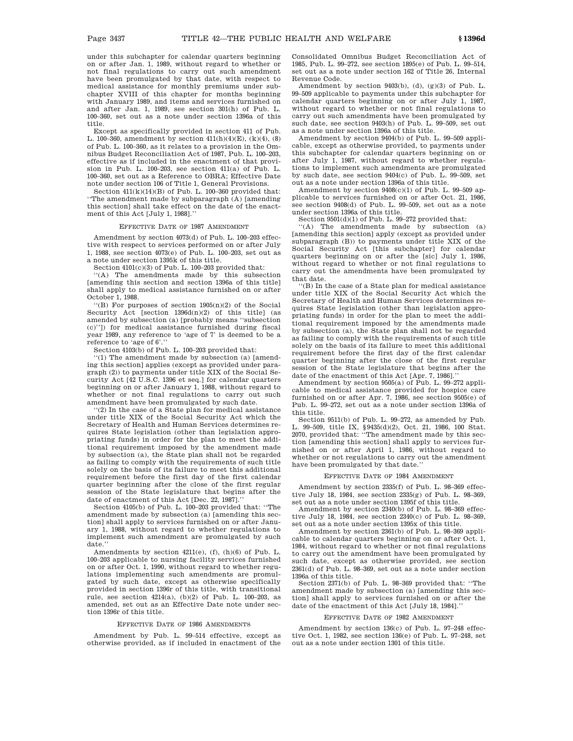under this subchapter for calendar quarters beginning on or after Jan. 1, 1989, without regard to whether or not final regulations to carry out such amendment have been promulgated by that date, with respect to medical assistance for monthly premiums under subchapter XVIII of this chapter for months beginning with January 1989, and items and services furnished on and after Jan. 1, 1989, see section 301(h) of Pub. L. 100–360, set out as a note under section 1396a of this title.

Except as specifically provided in section 411 of Pub. L. 100–360, amendment by section 411(h)(4)(E), (k)(4), (8) of Pub. L. 100–360, as it relates to a provision in the Omnibus Budget Reconciliation Act of 1987, Pub. L. 100–203, effective as if included in the enactment of that provision in Pub. L. 100–203, see section 411(a) of Pub. L. 100–360, set out as a Reference to OBRA; Effective Date note under section 106 of Title 1, General Provisions.

Section 411(k)(14)(B) of Pub. L. 100–360 provided that: ''The amendment made by subparagraph (A) [amending this section] shall take effect on the date of the enactment of this Act [July 1, 1988].''

### EFFECTIVE DATE OF 1987 AMENDMENT

Amendment by section 4073(d) of Pub. L. 100–203 effective with respect to services performed on or after July 1, 1988, see section 4073(e) of Pub. L. 100–203, set out as a note under section 1395k of this title.

Section 4101(c)(3) of Pub. L. 100–203 provided that:

''(A) The amendments made by this subsection [amending this section and section 1396a of this title] shall apply to medical assistance furnished on or after October 1, 1988.

''(B) For purposes of section 1905(n)(2) of the Social Security Act [section 1396d(n)(2) of this title] (as amended by subsection (a) [probably means ''subsection (c)'']) for medical assistance furnished during fiscal year 1989, any reference to 'age of 7' is deemed to be a reference to 'age of 6'.''

Section 4103(b) of Pub. L. 100–203 provided that:

''(1) The amendment made by subsection (a) [amending this section] applies (except as provided under paragraph (2)) to payments under title XIX of the Social Security Act [42 U.S.C. 1396 et seq.] for calendar quarters beginning on or after January 1, 1988, without regard to whether or not final regulations to carry out such amendment have been promulgated by such date.

''(2) In the case of a State plan for medical assistance under title XIX of the Social Security Act which the Secretary of Health and Human Services determines requires State legislation (other than legislation appropriating funds) in order for the plan to meet the additional requirement imposed by the amendment made by subsection (a), the State plan shall not be regarded as failing to comply with the requirements of such title solely on the basis of its failure to meet this additional requirement before the first day of the first calendar quarter beginning after the close of the first regular session of the State legislature that begins after the date of enactment of this Act [Dec. 22, 1987].''

Section 4105(b) of Pub. L. 100–203 provided that: ''The amendment made by subsection (a) [amending this section] shall apply to services furnished on or after January 1, 1988, without regard to whether regulations to implement such amendment are promulgated by such date.''

Amendments by section 4211(e), (f), (h)(6) of Pub. L. 100–203 applicable to nursing facility services furnished on or after Oct. 1, 1990, without regard to whether regulations implementing such amendments are promulgated by such date, except as otherwise specifically provided in section 1396r of this title, with transitional rule, see section 4214(a), (b)(2) of Pub. L. 100–203, as amended, set out as an Effective Date note under section 1396r of this title.

### EFFECTIVE DATE OF 1986 AMENDMENTS

Amendment by Pub. L. 99–514 effective, except as otherwise provided, as if included in enactment of the Consolidated Omnibus Budget Reconciliation Act of 1985, Pub. L. 99–272, see section 1895(e) of Pub. L. 99–514, set out as a note under section 162 of Title 26, Internal Revenue Code.

Amendment by section 9403(b), (d), (g)(3) of Pub. L. 99–509 applicable to payments under this subchapter for calendar quarters beginning on or after July 1, 1987, without regard to whether or not final regulations to carry out such amendments have been promulgated by such date, see section 9403(h) of Pub. L. 99–509, set out as a note under section 1396a of this title.

Amendment by section 9404(b) of Pub. L. 99–509 applicable, except as otherwise provided, to payments under this subchapter for calendar quarters beginning on or after July 1, 1987, without regard to whether regulations to implement such amendments are promulgated by such date, see section 9404(c) of Pub. L. 99–509, set out as a note under section 1396a of this title.

Amendment by section 9408(c)(1) of Pub. L. 99–509 applicable to services furnished on or after Oct. 21, 1986, see section 9408(d) of Pub. L. 99–509, set out as a note under section 1396a of this title.

Section 9501(d)(1) of Pub. L. 99–272 provided that:

''(A) The amendments made by subsection (a) [amending this section] apply (except as provided under subparagraph (B)) to payments under title XIX of the Social Security Act [this subchapter] for calendar quarters beginning on or after the [sic] July 1, 1986, without regard to whether or not final regulations to carry out the amendments have been promulgated by that date.

''(B) In the case of a State plan for medical assistance under title XIX of the Social Security Act which the Secretary of Health and Human Services determines requires State legislation (other than legislation appropriating funds) in order for the plan to meet the additional requirement imposed by the amendments made by subsection (a), the State plan shall not be regarded as failing to comply with the requirements of such title solely on the basis of its failure to meet this additional requirement before the first day of the first calendar quarter beginning after the close of the first regular session of the State legislature that begins after the date of the enactment of this Act [Apr. 7, 1986].''

Amendment by section 9505(a) of Pub. L. 99–272 applicable to medical assistance provided for hospice care furnished on or after Apr. 7, 1986, see section 9505(e) of Pub. L. 99–272, set out as a note under section 1396a of this title.

Section 9511(b) of Pub. L. 99–272, as amended by Pub. L. 99–509, title IX, §9435(d)(2), Oct. 21, 1986, 100 Stat. 2070, provided that: ''The amendment made by this section [amending this section] shall apply to services furnished on or after April 1, 1986, without regard to whether or not regulations to carry out the amendment have been promulgated by that date.''

### EFFECTIVE DATE OF 1984 AMENDMENT

Amendment by section 2335(f) of Pub. L. 98–369 effective July 18, 1984, see section 2335(g) of Pub. L. 98–369, set out as a note under section 1395f of this title.

Amendment by section 2340(b) of Pub. L. 98–369 effective July 18, 1984, see section 2340(c) of Pub. L. 98–369, set out as a note under section 1395x of this title.

Amendment by section 2361(b) of Pub. L. 98–369 applicable to calendar quarters beginning on or after Oct. 1, 1984, without regard to whether or not final regulations to carry out the amendment have been promulgated by such date, except as otherwise provided, see section 2361(d) of Pub. L. 98–369, set out as a note under section 1396a of this title.

Section 2371(b) of Pub. L. 98–369 provided that: ''The amendment made by subsection (a) [amending this section] shall apply to services furnished on or after the date of the enactment of this Act [July 18, 1984].''

### EFFECTIVE DATE OF 1982 AMENDMENT

Amendment by section 136(c) of Pub. L. 97–248 effective Oct. 1, 1982, see section 136(e) of Pub. L. 97–248, set out as a note under section 1301 of this title.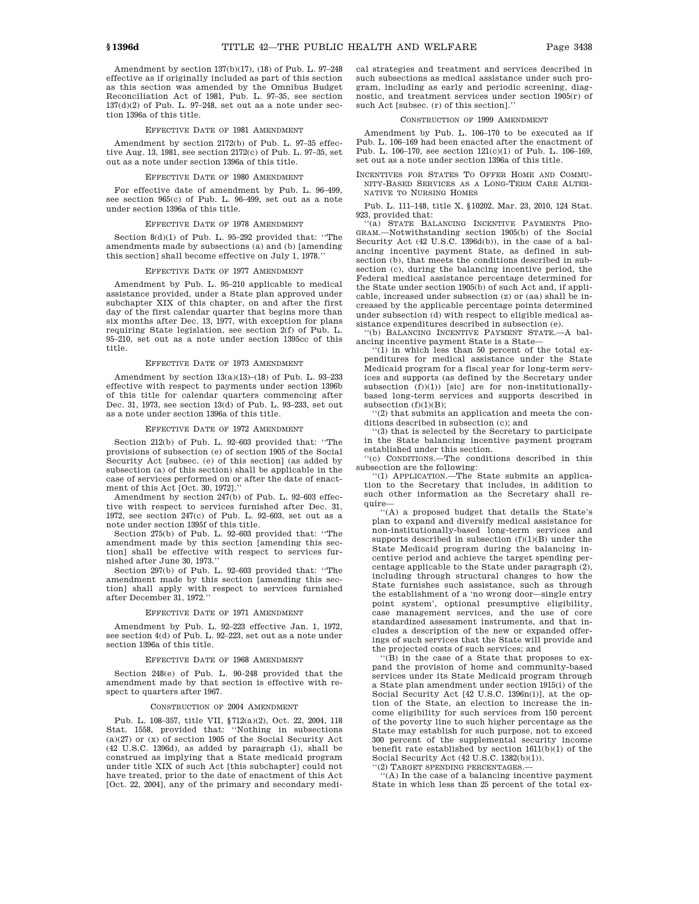Amendment by section 137(b)(17), (18) of Pub. L. 97–248 effective as if originally included as part of this section as this section was amended by the Omnibus Budget Reconciliation Act of 1981, Pub. L. 97–35, see section 137(d)(2) of Pub. L. 97–248, set out as a note under section 1396a of this title.

EFFECTIVE DATE OF 1981 AMENDMENT

Amendment by section 2172(b) of Pub. L. 97–35 effective Aug. 13, 1981, see section 2172(c) of Pub. L. 97–35, set out as a note under section 1396a of this title.

EFFECTIVE DATE OF 1980 AMENDMENT

For effective date of amendment by Pub. L. 96–499, see section 965(c) of Pub. L. 96–499, set out as a note under section 1396a of this title.

EFFECTIVE DATE OF 1978 AMENDMENT

Section 8(d)(1) of Pub. L. 95–292 provided that: ''The amendments made by subsections (a) and (b) [amending this section] shall become effective on July 1, 1978.''

EFFECTIVE DATE OF 1977 AMENDMENT

Amendment by Pub. L. 95–210 applicable to medical assistance provided, under a State plan approved under subchapter XIX of this chapter, on and after the first day of the first calendar quarter that begins more than six months after Dec. 13, 1977, with exception for plans requiring State legislation, see section 2(f) of Pub. L. 95–210, set out as a note under section 1395cc of this title.

EFFECTIVE DATE OF 1973 AMENDMENT

Amendment by section 13(a)(13)–(18) of Pub. L. 93–233 effective with respect to payments under section 1396b of this title for calendar quarters commencing after Dec. 31, 1973, see section 13(d) of Pub. L. 93–233, set out as a note under section 1396a of this title.

EFFECTIVE DATE OF 1972 AMENDMENT

Section 212(b) of Pub. L. 92–603 provided that: ''The provisions of subsection (e) of section 1905 of the Social Security Act [subsec. (e) of this section] (as added by subsection (a) of this section) shall be applicable in the case of services performed on or after the date of enactment of this Act [Oct. 30, 1972].''

Amendment by section 247(b) of Pub. L. 92–603 effective with respect to services furnished after Dec. 31, 1972, see section 247(c) of Pub. L. 92–603, set out as a note under section 1395f of this title.

Section 275(b) of Pub. L. 92–603 provided that: ''The amendment made by this section [amending this section] shall be effective with respect to services furnished after June 30, 1973.''

Section 297(b) of Pub. L. 92–603 provided that: ''The amendment made by this section [amending this section] shall apply with respect to services furnished after December 31, 1972.''

EFFECTIVE DATE OF 1971 AMENDMENT

Amendment by Pub. L. 92–223 effective Jan. 1, 1972, see section 4(d) of Pub. L. 92–223, set out as a note under section 1396a of this title.

EFFECTIVE DATE OF 1968 AMENDMENT

Section 248(e) of Pub. L. 90–248 provided that the amendment made by that section is effective with respect to quarters after 1967.

CONSTRUCTION OF 2004 AMENDMENT

Pub. L. 108–357, title VII, §712(a)(2), Oct. 22, 2004, 118 Stat. 1558, provided that: ''Nothing in subsections (a)(27) or (x) of section 1905 of the Social Security Act (42 U.S.C. 1396d), as added by paragraph (1), shall be construed as implying that a State medicaid program under title XIX of such Act [this subchapter] could not have treated, prior to the date of enactment of this Act [Oct. 22, 2004], any of the primary and secondary medical strategies and treatment and services described in such subsections as medical assistance under such program, including as early and periodic screening, diagnostic, and treatment services under section 1905(r) of such Act [subsec. (r) of this section].''

CONSTRUCTION OF 1999 AMENDMENT

Amendment by Pub. L. 106–170 to be executed as if Pub. L. 106–169 had been enacted after the enactment of Pub. L. 106–170, see section 121(c)(1) of Pub. L. 106–169, set out as a note under section 1396a of this title.

INCENTIVES FOR STATES TO OFFER HOME AND COMMUNITY-BASED SERVICES AS A LONG-TERM CARE ALTERNATIVE TO NURSING HOMES

Pub. L. 111–148, title X, §10202, Mar. 23, 2010, 124 Stat. 923, provided that:

''(a) STATE BALANCING INCENTIVE PAYMENTS PROGRAM.—Notwithstanding section 1905(b) of the Social Security Act (42 U.S.C. 1396d(b)), in the case of a balancing incentive payment State, as defined in subsection (b), that meets the conditions described in subsection (c), during the balancing incentive period, the Federal medical assistance percentage determined for the State under section 1905(b) of such Act and, if applicable, increased under subsection (z) or (aa) shall be increased by the applicable percentage points determined under subsection (d) with respect to eligible medical assistance expenditures described in subsection (e).

''(b) BALANCING INCENTIVE PAYMENT STATE.—A balancing incentive payment State is a State—

''(1) in which less than 50 percent of the total expenditures for medical assistance under the State Medicaid program for a fiscal year for long-term services and supports (as defined by the Secretary under subsection (f))(1)) [sic] are for non-institutionally-based long-term services and supports described in subsection (f)(1)(B);

''(2) that submits an application and meets the conditions described in subsection (c); and

''(3) that is selected by the Secretary to participate in the State balancing incentive payment program established under this section.

''(c) CONDITIONS.—The conditions described in this subsection are the following:

''(1) APPLICATION.—The State submits an application to the Secretary that includes, in addition to such other information as the Secretary shall require—

''(A) a proposed budget that details the State's plan to expand and diversify medical assistance for non-institutionally-based long-term services and supports described in subsection (f)(1)(B) under the State Medicaid program during the balancing incentive period and achieve the target spending percentage applicable to the State under paragraph (2), including through structural changes to how the State furnishes such assistance, such as through the establishment of a 'no wrong door—single entry point system', optional presumptive eligibility, case management services, and the use of core standardized assessment instruments, and that includes a description of the new or expanded offerings of such services that the State will provide and the projected costs of such services; and

''(B) in the case of a State that proposes to expand the provision of home and community-based services under its State Medicaid program through a State plan amendment under section 1915(i) of the Social Security Act [42 U.S.C. 1396n(i)], at the option of the State, an election to increase the income eligibility for such services from 150 percent of the poverty line to such higher percentage as the State may establish for such purpose, not to exceed 300 percent of the supplemental security income benefit rate established by section 1611(b)(1) of the Social Security Act (42 U.S.C. 1382(b)(1)).

''(2) TARGET SPENDING PERCENTAGES.—

''(A) In the case of a balancing incentive payment State in which less than 25 percent of the total ex-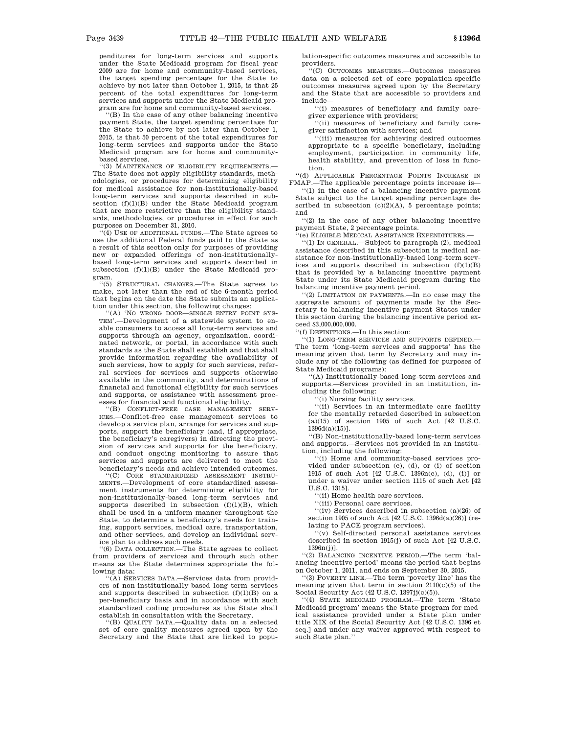penditures for long-term services and supports under the State Medicaid program for fiscal year 2009 are for home and community-based services, the target spending percentage for the State to achieve by not later than October 1, 2015, is that 25 percent of the total expenditures for long-term services and supports under the State Medicaid program are for home and community-based services.

''(B) In the case of any other balancing incentive payment State, the target spending percentage for the State to achieve by not later than October 1, 2015, is that 50 percent of the total expenditures for long-term services and supports under the State Medicaid program are for home and community-based services.

''(3) MAINTENANCE OF ELIGIBILITY REQUIREMENTS.—The State does not apply eligibility standards, methodologies, or procedures for determining eligibility for medical assistance for non-institutionally-based long-term services and supports described in subsection (f)(1)(B) under the State Medicaid program that are more restrictive than the eligibility standards, methodologies, or procedures in effect for such purposes on December 31, 2010.

''(4) USE OF ADDITIONAL FUNDS.—The State agrees to use the additional Federal funds paid to the State as a result of this section only for purposes of providing new or expanded offerings of non-institutionally-based long-term services and supports described in subsection (f)(1)(B) under the State Medicaid program.

''(5) STRUCTURAL CHANGES.—The State agrees to make, not later than the end of the 6-month period that begins on the date the State submits an application under this section, the following changes:

''(A) 'NO WRONG DOOR—SINGLE ENTRY POINT SYSTEM'.—Development of a statewide system to enable consumers to access all long-term services and supports through an agency, organization, coordinated network, or portal, in accordance with such standards as the State shall establish and that shall provide information regarding the availability of such services, how to apply for such services, referral services for services and supports otherwise available in the community, and determinations of financial and functional eligibility for such services and supports, or assistance with assessment processes for financial and functional eligibility.

''(B) CONFLICT-FREE CASE MANAGEMENT SERVICES.—Conflict-free case management services to develop a service plan, arrange for services and supports, support the beneficiary (and, if appropriate, the beneficiary's caregivers) in directing the provision of services and supports for the beneficiary, and conduct ongoing monitoring to assure that services and supports are delivered to meet the beneficiary's needs and achieve intended outcomes.

''(C) CORE STANDARDIZED ASSESSMENT INSTRUMENTS.—Development of core standardized assessment instruments for determining eligibility for non-institutionally-based long-term services and supports described in subsection (f)(1)(B), which shall be used in a uniform manner throughout the State, to determine a beneficiary's needs for training, support services, medical care, transportation, and other services, and develop an individual service plan to address such needs.

''(6) DATA COLLECTION.—The State agrees to collect from providers of services and through such other means as the State determines appropriate the following data:

''(A) SERVICES DATA.—Services data from providers of non-institutionally-based long-term services and supports described in subsection (f)(1)(B) on a per-beneficiary basis and in accordance with such standardized coding procedures as the State shall establish in consultation with the Secretary.

''(B) QUALITY DATA.—Quality data on a selected set of core quality measures agreed upon by the Secretary and the State that are linked to population-specific outcomes measures and accessible to providers.

''(C) OUTCOMES MEASURES.—Outcomes measures data on a selected set of core population-specific outcomes measures agreed upon by the Secretary and the State that are accessible to providers and include—

''(i) measures of beneficiary and family caregiver experience with providers;

''(ii) measures of beneficiary and family caregiver satisfaction with services; and

''(iii) measures for achieving desired outcomes appropriate to a specific beneficiary, including employment, participation in community life, health stability, and prevention of loss in function.

''(d) APPLICABLE PERCENTAGE POINTS INCREASE IN FMAP.—The applicable percentage points increase is—

''(1) in the case of a balancing incentive payment State subject to the target spending percentage described in subsection (c)(2)(A), 5 percentage points; and

''(2) in the case of any other balancing incentive payment State, 2 percentage points.

''(e) ELIGIBLE MEDICAL ASSISTANCE EXPENDITURES.—

''(1) IN GENERAL.—Subject to paragraph (2), medical assistance described in this subsection is medical assistance for non-institutionally-based long-term services and supports described in subsection (f)(1)(B) that is provided by a balancing incentive payment State under its State Medicaid program during the balancing incentive payment period.

''(2) LIMITATION ON PAYMENTS.—In no case may the aggregate amount of payments made by the Secretary to balancing incentive payment States under this section during the balancing incentive period exceed $3,000,000,000.

''(f) DEFINITIONS.—In this section:

''(1) LONG-TERM SERVICES AND SUPPORTS DEFINED.—The term 'long-term services and supports' has the meaning given that term by Secretary and may include any of the following (as defined for purposes of State Medicaid programs):

''(A) Institutionally-based long-term services and supports.—Services provided in an institution, including the following:

''(i) Nursing facility services.

''(ii) Services in an intermediate care facility for the mentally retarded described in subsection (a)(15) of section 1905 of such Act [42 U.S.C. 1396d(a)(15)].

''(B) Non-institutionally-based long-term services and supports.—Services not provided in an institution, including the following:

''(i) Home and community-based services provided under subsection (c), (d), or (i) of section 1915 of such Act [42 U.S.C. 1396n(c), (d), (i)] or under a waiver under section 1115 of such Act [42 U.S.C. 1315].

''(ii) Home health care services.

''(iii) Personal care services.

''(iv) Services described in subsection (a)(26) of section 1905 of such Act [42 U.S.C. 1396d(a)(26)] (relating to PACE program services).

''(v) Self-directed personal assistance services described in section 1915(j) of such Act [42 U.S.C. 1396n(j)].

''(2) BALANCING INCENTIVE PERIOD.—The term 'balancing incentive period' means the period that begins on October 1, 2011, and ends on September 30, 2015.

''(3) POVERTY LINE.—The term 'poverty line' has the meaning given that term in section 2110(c)(5) of the Social Security Act (42 U.S.C. 1397jj(c)(5)).

''(4) STATE MEDICAID PROGRAM.—The term 'State Medicaid program' means the State program for medical assistance provided under a State plan under title XIX of the Social Security Act [42 U.S.C. 1396 et seq.] and under any waiver approved with respect to such State plan.''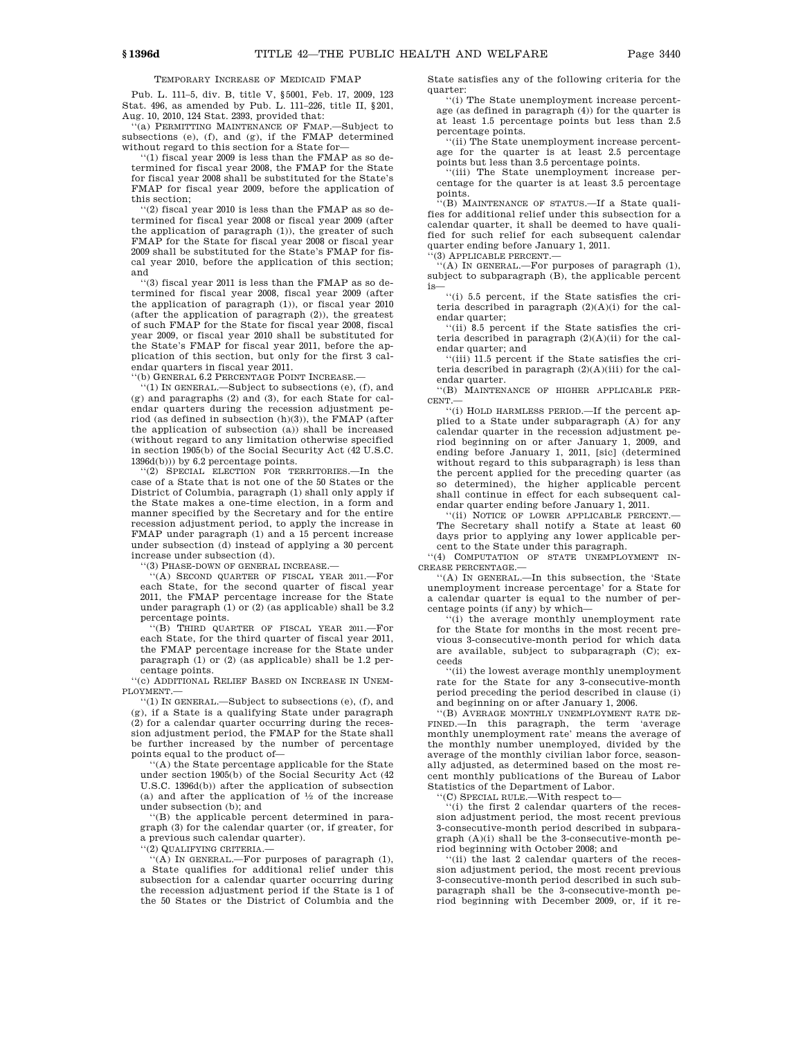TEMPORARY INCREASE OF MEDICAID FMAP

Pub. L. 111–5, div. B, title V, §5001, Feb. 17, 2009, 123 Stat. 496, as amended by Pub. L. 111–226, title II, §201, Aug. 10, 2010, 124 Stat. 2393, provided that:

"(a) PERMITTING MAINTENANCE OF FMAP.—Subject to subsections (e), (f), and (g), if the FMAP determined without regard to this section for a State for—

"(1) fiscal year 2009 is less than the FMAP as so determined for fiscal year 2008, the FMAP for the State for fiscal year 2008 shall be substituted for the State's FMAP for fiscal year 2009, before the application of this section;

"(2) fiscal year 2010 is less than the FMAP as so determined for fiscal year 2008 or fiscal year 2009 (after the application of paragraph (1)), the greater of such FMAP for the State for fiscal year 2008 or fiscal year 2009 shall be substituted for the State's FMAP for fiscal year 2010, before the application of this section; and

"(3) fiscal year 2011 is less than the FMAP as so determined for fiscal year 2008, fiscal year 2009 (after the application of paragraph (1)), or fiscal year 2010 (after the application of paragraph (2)), the greatest of such FMAP for the State for fiscal year 2008, fiscal year 2009, or fiscal year 2010 shall be substituted for the State's FMAP for fiscal year 2011, before the application of this section, but only for the first 3 calendar quarters in fiscal year 2011.

"(b) GENERAL 6.2 PERCENTAGE POINT INCREASE.—

"(1) IN GENERAL.—Subject to subsections (e), (f), and (g) and paragraphs (2) and (3), for each State for calendar quarters during the recession adjustment period (as defined in subsection (h)(3)), the FMAP (after the application of subsection (a)) shall be increased (without regard to any limitation otherwise specified in section 1905(b) of the Social Security Act (42 U.S.C. 1396d(b))) by 6.2 percentage points.

"(2) SPECIAL ELECTION FOR TERRITORIES.—In the case of a State that is not one of the 50 States or the District of Columbia, paragraph (1) shall only apply if the State makes a one-time election, in a form and manner specified by the Secretary and for the entire recession adjustment period, to apply the increase in FMAP under paragraph (1) and a 15 percent increase under subsection (d) instead of applying a 30 percent increase under subsection (d).

"(3) PHASE-DOWN OF GENERAL INCREASE.—

"(A) SECOND QUARTER OF FISCAL YEAR 2011.—For each State, for the second quarter of fiscal year 2011, the FMAP percentage increase for the State under paragraph (1) or (2) (as applicable) shall be 3.2 percentage points.

"(B) THIRD QUARTER OF FISCAL YEAR 2011.—For each State, for the third quarter of fiscal year 2011, the FMAP percentage increase for the State under paragraph (1) or (2) (as applicable) shall be 1.2 percentage points.

"(c) ADDITIONAL RELIEF BASED ON INCREASE IN UNEMPLOYMENT.—

"(1) IN GENERAL.—Subject to subsections (e), (f), and (g), if a State is a qualifying State under paragraph (2) for a calendar quarter occurring during the recession adjustment period, the FMAP for the State shall be further increased by the number of percentage points equal to the product of—

"(A) the State percentage applicable for the State under section 1905(b) of the Social Security Act (42 U.S.C. 1396d(b)) after the application of subsection (a) and after the application of ½ of the increase under subsection (b); and

"(B) the applicable percent determined in paragraph (3) for the calendar quarter (or, if greater, for a previous such calendar quarter).

"(2) QUALIFYING CRITERIA.—

"(A) IN GENERAL.—For purposes of paragraph (1), a State qualifies for additional relief under this subsection for a calendar quarter occurring during the recession adjustment period if the State is 1 of the 50 States or the District of Columbia and the State satisfies any of the following criteria for the quarter:

"(i) The State unemployment increase percentage (as defined in paragraph (4)) for the quarter is at least 1.5 percentage points but less than 2.5 percentage points.

"(ii) The State unemployment increase percentage for the quarter is at least 2.5 percentage points but less than 3.5 percentage points.

"(iii) The State unemployment increase percentage for the quarter is at least 3.5 percentage points.

"(B) MAINTENANCE OF STATUS.—If a State qualifies for additional relief under this subsection for a calendar quarter, it shall be deemed to have qualified for such relief for each subsequent calendar quarter ending before January 1, 2011.

"(3) APPLICABLE PERCENT.—

"(A) IN GENERAL.—For purposes of paragraph (1), subject to subparagraph (B), the applicable percent is—

"(i) 5.5 percent, if the State satisfies the criteria described in paragraph (2)(A)(i) for the calendar quarter;

"(ii) 8.5 percent if the State satisfies the criteria described in paragraph (2)(A)(ii) for the calendar quarter; and

"(iii) 11.5 percent if the State satisfies the criteria described in paragraph (2)(A)(iii) for the calendar quarter.

"(B) MAINTENANCE OF HIGHER APPLICABLE PERCENT.—

"(i) HOLD HARMLESS PERIOD.—If the percent applied to a State under subparagraph (A) for any calendar quarter in the recession adjustment period beginning on or after January 1, 2009, and ending before January 1, 2011, [sic] (determined without regard to this subparagraph) is less than the percent applied for the preceding quarter (as so determined), the higher applicable percent shall continue in effect for each subsequent calendar quarter ending before January 1, 2011.

"(ii) NOTICE OF LOWER APPLICABLE PERCENT.—The Secretary shall notify a State at least 60 days prior to applying any lower applicable percent to the State under this paragraph.

"(4) COMPUTATION OF STATE UNEMPLOYMENT INCREASE PERCENTAGE.—

"(A) IN GENERAL.—In this subsection, the 'State unemployment increase percentage' for a State for a calendar quarter is equal to the number of percentage points (if any) by which—

"(i) the average monthly unemployment rate for the State for months in the most recent previous 3-consecutive-month period for which data are available, subject to subparagraph (C); exceeds

"(ii) the lowest average monthly unemployment rate for the State for any 3-consecutive-month period preceding the period described in clause (i) and beginning on or after January 1, 2006.

"(B) AVERAGE MONTHLY UNEMPLOYMENT RATE DEFINED.—In this paragraph, the term 'average monthly unemployment rate' means the average of the monthly number unemployed, divided by the average of the monthly civilian labor force, seasonally adjusted, as determined based on the most recent monthly publications of the Bureau of Labor Statistics of the Department of Labor.

"(C) SPECIAL RULE.—With respect to—

"(i) the first 2 calendar quarters of the recession adjustment period, the most recent previous 3-consecutive-month period described in subparagraph (A)(i) shall be the 3-consecutive-month period beginning with October 2008; and

"(ii) the last 2 calendar quarters of the recession adjustment period, the most recent previous 3-consecutive-month period described in such subparagraph shall be the 3-consecutive-month period beginning with December 2009, or, if it re-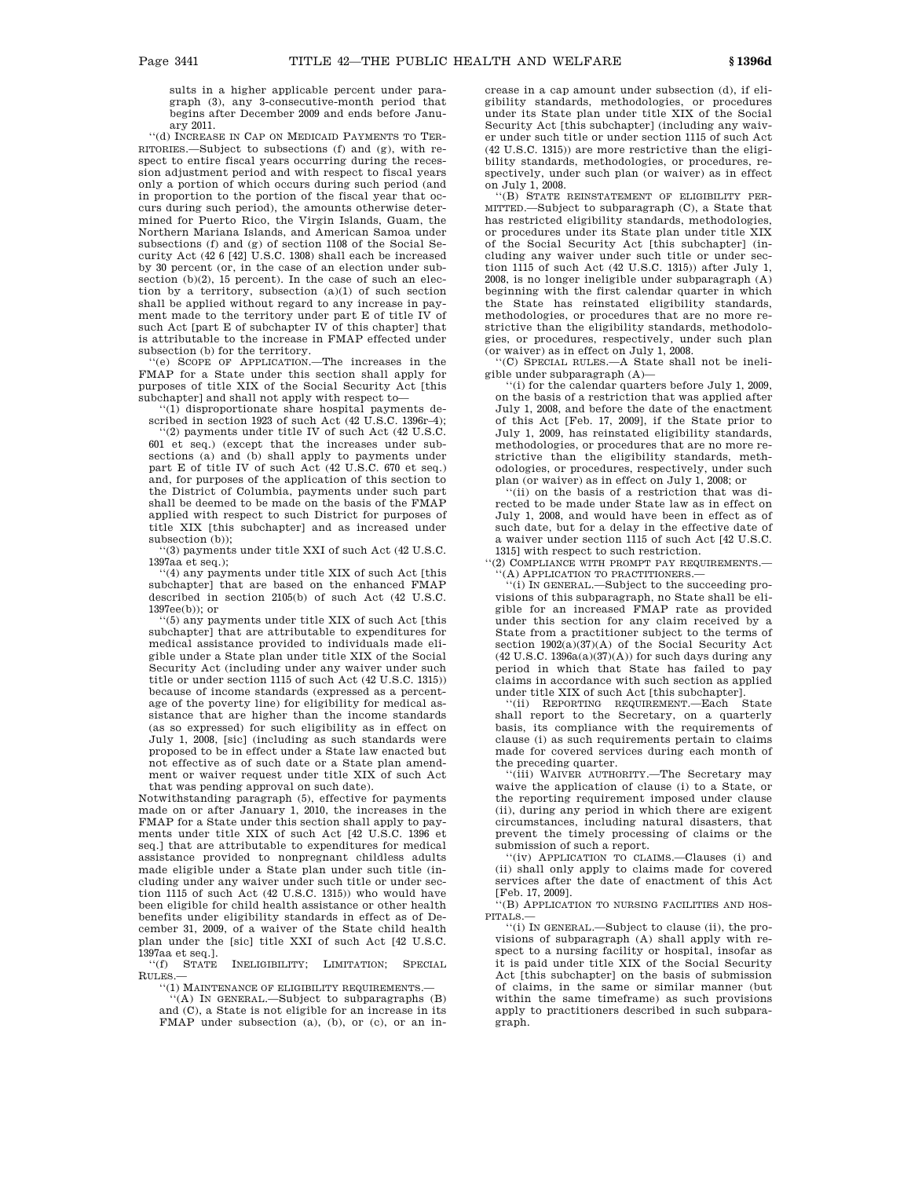sults in a higher applicable percent under paragraph (3), any 3-consecutive-month period that begins after December 2009 and ends before January 2011.

"(d) INCREASE IN CAP ON MEDICAID PAYMENTS TO TERRITORIES.—Subject to subsections (f) and (g), with respect to entire fiscal years occurring during the recession adjustment period and with respect to fiscal years only a portion of which occurs during such period (and in proportion to the portion of the fiscal year that occurs during such period), the amounts otherwise determined for Puerto Rico, the Virgin Islands, Guam, the Northern Mariana Islands, and American Samoa under subsections (f) and (g) of section 1108 of the Social Security Act (42 6 [42] U.S.C. 1308) shall each be increased by 30 percent (or, in the case of an election under subsection (b)(2), 15 percent). In the case of such an election by a territory, subsection (a)(1) of such section shall be applied without regard to any increase in payment made to the territory under part E of title IV of such Act [part E of subchapter IV of this chapter] that is attributable to the increase in FMAP effected under subsection (b) for the territory.

"(e) SCOPE OF APPLICATION.—The increases in the FMAP for a State under this section shall apply for purposes of title XIX of the Social Security Act [this subchapter] and shall not apply with respect to—

"(1) disproportionate share hospital payments described in section 1923 of such Act (42 U.S.C. 1396r–4);

"(2) payments under title IV of such Act (42 U.S.C. 601 et seq.) (except that the increases under subsections (a) and (b) shall apply to payments under part E of title IV of such Act (42 U.S.C. 670 et seq.) and, for purposes of the application of this section to the District of Columbia, payments under such part shall be deemed to be made on the basis of the FMAP applied with respect to such District for purposes of title XIX [this subchapter] and as increased under subsection (b));

"(3) payments under title XXI of such Act (42 U.S.C. 1397aa et seq.);

"(4) any payments under title XIX of such Act [this subchapter] that are based on the enhanced FMAP described in section 2105(b) of such Act (42 U.S.C. 1397ee(b)); or

"(5) any payments under title XIX of such Act [this subchapter] that are attributable to expenditures for medical assistance provided to individuals made eligible under a State plan under title XIX of the Social Security Act (including under any waiver under such title or under section 1115 of such Act (42 U.S.C. 1315)) because of income standards (expressed as a percentage of the poverty line) for eligibility for medical assistance that are higher than the income standards (as so expressed) for such eligibility as in effect on July 1, 2008, [sic] (including as such standards were proposed to be in effect under a State law enacted but not effective as of such date or a State plan amendment or waiver request under title XIX of such Act that was pending approval on such date).

Notwithstanding paragraph (5), effective for payments made on or after January 1, 2010, the increases in the FMAP for a State under this section shall apply to payments under title XIX of such Act [42 U.S.C. 1396 et seq.] that are attributable to expenditures for medical assistance provided to nonpregnant childless adults made eligible under a State plan under such title (including under any waiver under such title or under section 1115 of such Act (42 U.S.C. 1315)) who would have been eligible for child health assistance or other health benefits under eligibility standards in effect as of December 31, 2009, of a waiver of the State child health plan under the [sic] title XXI of such Act [42 U.S.C. 1397aa et seq.].

"(f) STATE INELIGIBILITY; LIMITATION; SPECIAL RULES.—

"(1) MAINTENANCE OF ELIGIBILITY REQUIREMENTS.—

"(A) IN GENERAL.—Subject to subparagraphs (B) and (C), a State is not eligible for an increase in its FMAP under subsection (a), (b), or (c), or an increase in a cap amount under subsection (d), if eligibility standards, methodologies, or procedures under its State plan under title XIX of the Social Security Act [this subchapter] (including any waiver under such title or under section 1115 of such Act (42 U.S.C. 1315)) are more restrictive than the eligibility standards, methodologies, or procedures, respectively, under such plan (or waiver) as in effect on July 1, 2008.

"(B) STATE REINSTATEMENT OF ELIGIBILITY PERMITTED.—Subject to subparagraph (C), a State that has restricted eligibility standards, methodologies, or procedures under its State plan under title XIX of the Social Security Act [this subchapter] (including any waiver under such title or under section 1115 of such Act (42 U.S.C. 1315)) after July 1, 2008, is no longer ineligible under subparagraph (A) beginning with the first calendar quarter in which the State has reinstated eligibility standards, methodologies, or procedures that are no more restrictive than the eligibility standards, methodologies, or procedures, respectively, under such plan (or waiver) as in effect on July 1, 2008.

"(C) SPECIAL RULES.—A State shall not be ineligible under subparagraph (A)—

"(i) for the calendar quarters before July 1, 2009, on the basis of a restriction that was applied after July 1, 2008, and before the date of the enactment of this Act [Feb. 17, 2009], if the State prior to July 1, 2009, has reinstated eligibility standards, methodologies, or procedures that are no more restrictive than the eligibility standards, methodologies, or procedures, respectively, under such plan (or waiver) as in effect on July 1, 2008; or

"(ii) on the basis of a restriction that was directed to be made under State law as in effect on July 1, 2008, and would have been in effect as of such date, but for a delay in the effective date of a waiver under section 1115 of such Act [42 U.S.C. 1315] with respect to such restriction.

"(2) COMPLIANCE WITH PROMPT PAY REQUIREMENTS.—

"(A) APPLICATION TO PRACTITIONERS.—

"(i) IN GENERAL.—Subject to the succeeding provisions of this subparagraph, no State shall be eligible for an increased FMAP rate as provided under this section for any claim received by a State from a practitioner subject to the terms of section 1902(a)(37)(A) of the Social Security Act (42 U.S.C. 1396a(a)(37)(A)) for such days during any period in which that State has failed to pay claims in accordance with such section as applied under title XIX of such Act [this subchapter].

"(ii) REPORTING REQUIREMENT.—Each State shall report to the Secretary, on a quarterly basis, its compliance with the requirements of clause (i) as such requirements pertain to claims made for covered services during each month of the preceding quarter.

"(iii) WAIVER AUTHORITY.—The Secretary may waive the application of clause (i) to a State, or the reporting requirement imposed under clause (ii), during any period in which there are exigent circumstances, including natural disasters, that prevent the timely processing of claims or the submission of such a report.

"(iv) APPLICATION TO CLAIMS.—Clauses (i) and (ii) shall only apply to claims made for covered services after the date of enactment of this Act [Feb. 17, 2009].

"(B) APPLICATION TO NURSING FACILITIES AND HOSPITALS.—

"(i) IN GENERAL.—Subject to clause (ii), the provisions of subparagraph (A) shall apply with respect to a nursing facility or hospital, insofar as it is paid under title XIX of the Social Security Act [this subchapter] on the basis of submission of claims, in the same or similar manner (but within the same timeframe) as such provisions apply to practitioners described in such subparagraph.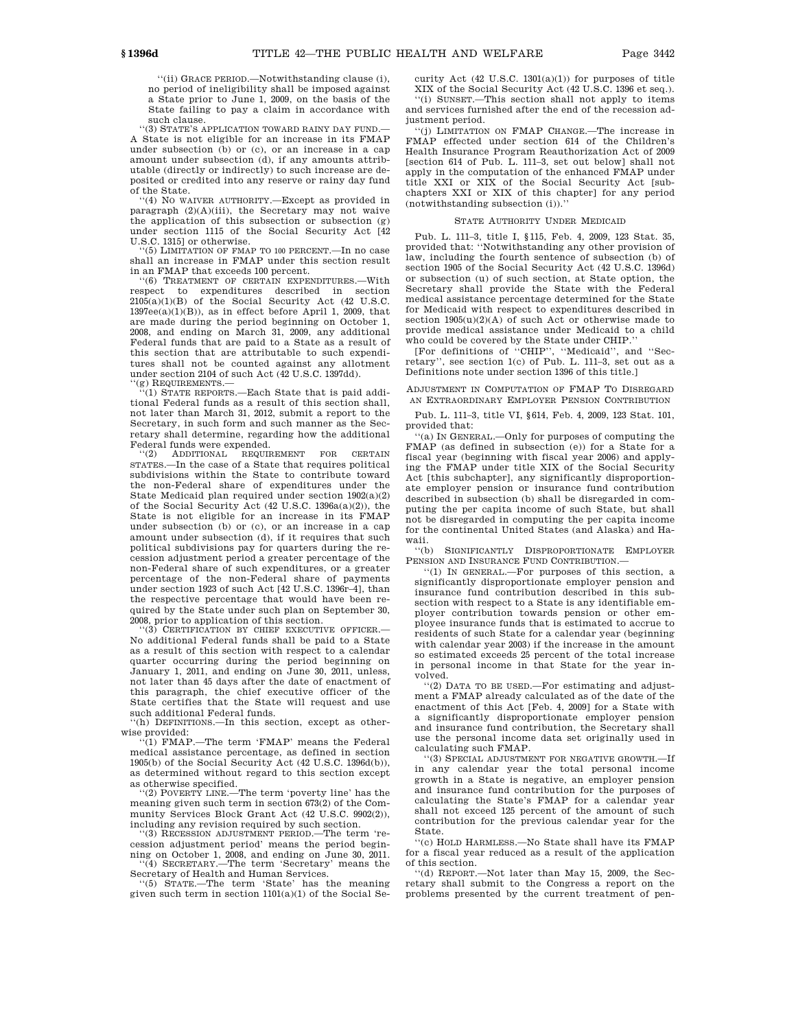"(ii) GRACE PERIOD.—Notwithstanding clause (i), no period of ineligibility shall be imposed against a State prior to June 1, 2009, on the basis of the State failing to pay a claim in accordance with such clause.

"(3) STATE'S APPLICATION TOWARD RAINY DAY FUND.—A State is not eligible for an increase in its FMAP under subsection (b) or (c), or an increase in a cap amount under subsection (d), if any amounts attributable (directly or indirectly) to such increase are deposited or credited into any reserve or rainy day fund of the State.

"(4) NO WAIVER AUTHORITY.—Except as provided in paragraph (2)(A)(iii), the Secretary may not waive the application of this subsection or subsection (g) under section 1115 of the Social Security Act [42 U.S.C. 1315] or otherwise.

"(5) LIMITATION OF FMAP TO 100 PERCENT.—In no case shall an increase in FMAP under this section result in an FMAP that exceeds 100 percent.

"(6) TREATMENT OF CERTAIN EXPENDITURES.—With respect to expenditures described in section 2105(a)(1)(B) of the Social Security Act (42 U.S.C. 1397ee(a)(1)(B)), as in effect before April 1, 2009, that are made during the period beginning on October 1, 2008, and ending on March 31, 2009, any additional Federal funds that are paid to a State as a result of this section that are attributable to such expenditures shall not be counted against any allotment under section 2104 of such Act (42 U.S.C. 1397dd).

"(g) REQUIREMENTS.—

"(1) STATE REPORTS.—Each State that is paid additional Federal funds as a result of this section shall, not later than March 31, 2012, submit a report to the Secretary, in such form and such manner as the Secretary shall determine, regarding how the additional Federal funds were expended.

"(2) ADDITIONAL REQUIREMENT FOR CERTAIN STATES.—In the case of a State that requires political subdivisions within the State to contribute toward the non-Federal share of expenditures under the State Medicaid plan required under section 1902(a)(2) of the Social Security Act (42 U.S.C. 1396a(a)(2)), the State is not eligible for an increase in its FMAP under subsection (b) or (c), or an increase in a cap amount under subsection (d), if it requires that such political subdivisions pay for quarters during the recession adjustment period a greater percentage of the non-Federal share of such expenditures, or a greater percentage of the non-Federal share of payments under section 1923 of such Act [42 U.S.C. 1396r–4], than the respective percentage that would have been required by the State under such plan on September 30, 2008, prior to application of this section.

"(3) CERTIFICATION BY CHIEF EXECUTIVE OFFICER.—No additional Federal funds shall be paid to a State as a result of this section with respect to a calendar quarter occurring during the period beginning on January 1, 2011, and ending on June 30, 2011, unless, not later than 45 days after the date of enactment of this paragraph, the chief executive officer of the State certifies that the State will request and use such additional Federal funds.

"(h) DEFINITIONS.—In this section, except as otherwise provided:

"(1) FMAP.—The term 'FMAP' means the Federal medical assistance percentage, as defined in section 1905(b) of the Social Security Act (42 U.S.C. 1396d(b)), as determined without regard to this section except as otherwise specified.

"(2) POVERTY LINE.—The term 'poverty line' has the meaning given such term in section 673(2) of the Community Services Block Grant Act (42 U.S.C. 9902(2)), including any revision required by such section.

"(3) RECESSION ADJUSTMENT PERIOD.—The term 'recession adjustment period' means the period beginning on October 1, 2008, and ending on June 30, 2011.

"(4) SECRETARY.—The term 'Secretary' means the Secretary of Health and Human Services.

"(5) STATE.—The term 'State' has the meaning given such term in section 1101(a)(1) of the Social Security Act (42 U.S.C. 1301(a)(1)) for purposes of title XIX of the Social Security Act (42 U.S.C. 1396 et seq.).

"(i) SUNSET.—This section shall not apply to items and services furnished after the end of the recession adjustment period.

"(j) LIMITATION ON FMAP CHANGE.—The increase in FMAP effected under section 614 of the Children's Health Insurance Program Reauthorization Act of 2009 [section 614 of Pub. L. 111–3, set out below] shall not apply in the computation of the enhanced FMAP under title XXI or XIX of the Social Security Act [subchapters XXI or XIX of this chapter] for any period (notwithstanding subsection (i))."

STATE AUTHORITY UNDER MEDICAID

Pub. L. 111–3, title I, §115, Feb. 4, 2009, 123 Stat. 35, provided that: "Notwithstanding any other provision of law, including the fourth sentence of subsection (b) of section 1905 of the Social Security Act (42 U.S.C. 1396d) or subsection (u) of such section, at State option, the Secretary shall provide the State with the Federal medical assistance percentage determined for the State for Medicaid with respect to expenditures described in section 1905(u)(2)(A) of such Act or otherwise made to provide medical assistance under Medicaid to a child who could be covered by the State under CHIP."

[For definitions of "CHIP", "Medicaid", and "Secretary", see section 1(c) of Pub. L. 111–3, set out as a Definitions note under section 1396 of this title.]

ADJUSTMENT IN COMPUTATION OF FMAP TO DISREGARD AN EXTRAORDINARY EMPLOYER PENSION CONTRIBUTION

Pub. L. 111–3, title VI, §614, Feb. 4, 2009, 123 Stat. 101, provided that:

"(a) IN GENERAL.—Only for purposes of computing the FMAP (as defined in subsection (e)) for a State for a fiscal year (beginning with fiscal year 2006) and applying the FMAP under title XIX of the Social Security Act [this subchapter], any significantly disproportionate employer pension or insurance fund contribution described in subsection (b) shall be disregarded in computing the per capita income of such State, but shall not be disregarded in computing the per capita income for the continental United States (and Alaska) and Hawaii.

"(b) SIGNIFICANTLY DISPROPORTIONATE EMPLOYER PENSION AND INSURANCE FUND CONTRIBUTION.—

"(1) IN GENERAL.—For purposes of this section, a significantly disproportionate employer pension and insurance fund contribution described in this subsection with respect to a State is any identifiable employer contribution towards pension or other employee insurance funds that is estimated to accrue to residents of such State for a calendar year (beginning with calendar year 2003) if the increase in the amount so estimated exceeds 25 percent of the total increase in personal income in that State for the year involved.

"(2) DATA TO BE USED.—For estimating and adjustment a FMAP already calculated as of the date of the enactment of this Act [Feb. 4, 2009] for a State with a significantly disproportionate employer pension and insurance fund contribution, the Secretary shall use the personal income data set originally used in calculating such FMAP.

"(3) SPECIAL ADJUSTMENT FOR NEGATIVE GROWTH.—If in any calendar year the total personal income growth in a State is negative, an employer pension and insurance fund contribution for the purposes of calculating the State's FMAP for a calendar year shall not exceed 125 percent of the amount of such contribution for the previous calendar year for the State.

"(c) HOLD HARMLESS.—No State shall have its FMAP for a fiscal year reduced as a result of the application of this section.

"(d) REPORT.—Not later than May 15, 2009, the Secretary shall submit to the Congress a report on the problems presented by the current treatment of pen-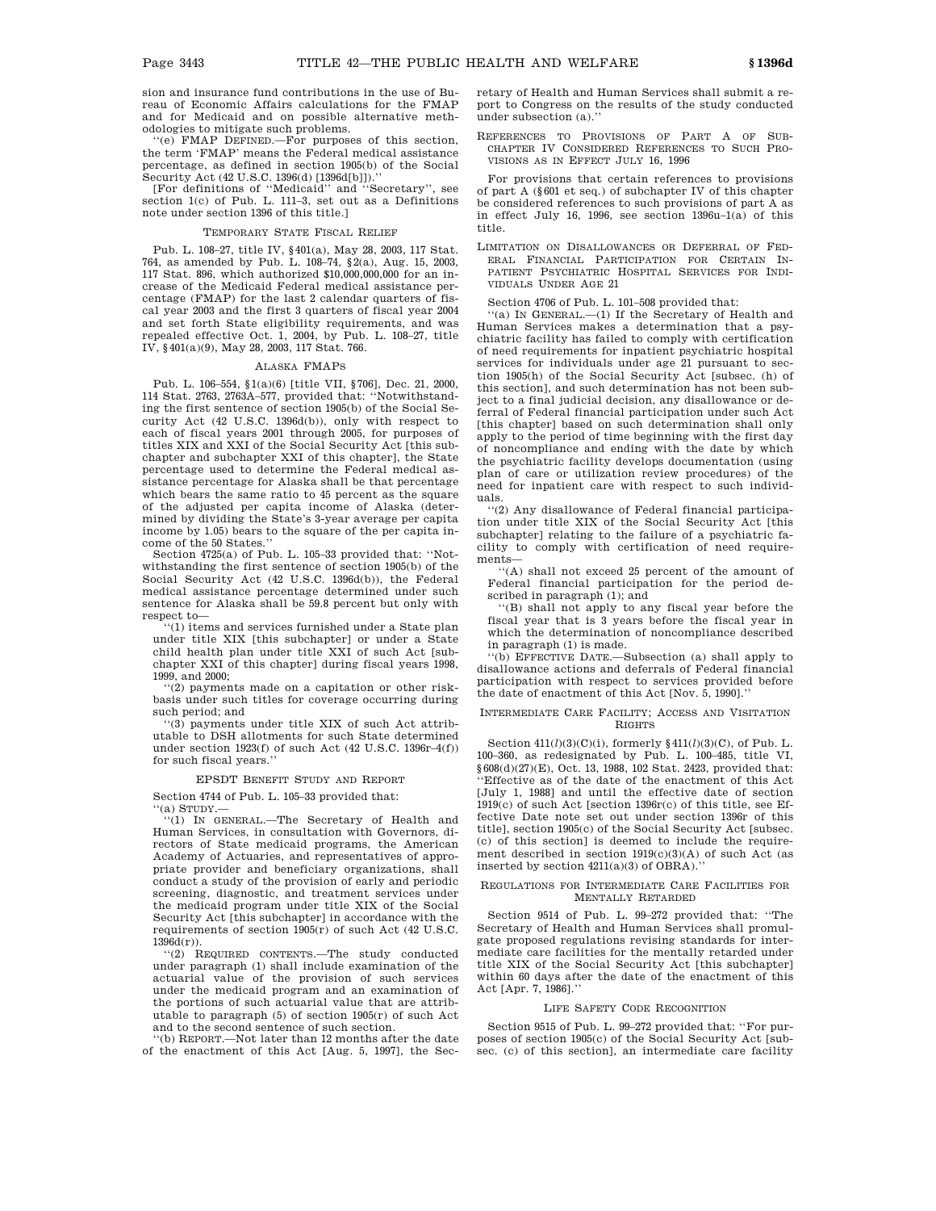sion and insurance fund contributions in the use of Bureau of Economic Affairs calculations for the FMAP and for Medicaid and on possible alternative methodologies to mitigate such problems.

''(e) FMAP DEFINED.—For purposes of this section, the term 'FMAP' means the Federal medical assistance percentage, as defined in section 1905(b) of the Social Security Act (42 U.S.C. 1396(d) [1396d[b]]).''

[For definitions of ''Medicaid'' and ''Secretary'', see section 1(c) of Pub. L. 111–3, set out as a Definitions note under section 1396 of this title.]

### TEMPORARY STATE FISCAL RELIEF

Pub. L. 108–27, title IV, §401(a), May 28, 2003, 117 Stat. 764, as amended by Pub. L. 108–74, §2(a), Aug. 15, 2003, 117 Stat. 896, which authorized $10,000,000,000 for an increase of the Medicaid Federal medical assistance percentage (FMAP) for the last 2 calendar quarters of fiscal year 2003 and the first 3 quarters of fiscal year 2004 and set forth State eligibility requirements, and was repealed effective Oct. 1, 2004, by Pub. L. 108–27, title IV, §401(a)(9), May 28, 2003, 117 Stat. 766.

### ALASKA FMAPS

Pub. L. 106–554, §1(a)(6) [title VII, §706], Dec. 21, 2000, 114 Stat. 2763, 2763A–577, provided that: ''Notwithstanding the first sentence of section 1905(b) of the Social Security Act (42 U.S.C. 1396d(b)), only with respect to each of fiscal years 2001 through 2005, for purposes of titles XIX and XXI of the Social Security Act [this subchapter and subchapter XXI of this chapter], the State percentage used to determine the Federal medical assistance percentage for Alaska shall be that percentage which bears the same ratio to 45 percent as the square of the adjusted per capita income of Alaska (determined by dividing the State's 3-year average per capita income by 1.05) bears to the square of the per capita income of the 50 States.''

Section 4725(a) of Pub. L. 105–33 provided that: ''Notwithstanding the first sentence of section 1905(b) of the Social Security Act (42 U.S.C. 1396d(b)), the Federal medical assistance percentage determined under such sentence for Alaska shall be 59.8 percent but only with respect to—

''(1) items and services furnished under a State plan under title XIX [this subchapter] or under a State child health plan under title XXI of such Act [subchapter XXI of this chapter] during fiscal years 1998, 1999, and 2000;

''(2) payments made on a capitation or other risk-basis under such titles for coverage occurring during such period; and

''(3) payments under title XIX of such Act attributable to DSH allotments for such State determined under section 1923(f) of such Act (42 U.S.C. 1396r–4(f)) for such fiscal years.''

### EPSDT BENEFIT STUDY AND REPORT

Section 4744 of Pub. L. 105–33 provided that:

''(a) STUDY.—

''(1) IN GENERAL.—The Secretary of Health and Human Services, in consultation with Governors, directors of State medicaid programs, the American Academy of Actuaries, and representatives of appropriate provider and beneficiary organizations, shall conduct a study of the provision of early and periodic screening, diagnostic, and treatment services under the medicaid program under title XIX of the Social Security Act [this subchapter] in accordance with the requirements of section 1905(r) of such Act (42 U.S.C. 1396d(r)).

''(2) REQUIRED CONTENTS.—The study conducted under paragraph (1) shall include examination of the actuarial value of the provision of such services under the medicaid program and an examination of the portions of such actuarial value that are attributable to paragraph (5) of section 1905(r) of such Act and to the second sentence of such section.

''(b) REPORT.—Not later than 12 months after the date of the enactment of this Act [Aug. 5, 1997], the Secretary of Health and Human Services shall submit a report to Congress on the results of the study conducted under subsection (a).''

### REFERENCES TO PROVISIONS OF PART A OF SUBCHAPTER IV CONSIDERED REFERENCES TO SUCH PROVISIONS AS IN EFFECT JULY 16, 1996

For provisions that certain references to provisions of part A (§601 et seq.) of subchapter IV of this chapter be considered references to such provisions of part A as in effect July 16, 1996, see section 1396u–1(a) of this title.

### LIMITATION ON DISALLOWANCES OR DEFERRAL OF FEDERAL FINANCIAL PARTICIPATION FOR CERTAIN INPATIENT PSYCHIATRIC HOSPITAL SERVICES FOR INDIVIDUALS UNDER AGE 21

Section 4706 of Pub. L. 101–508 provided that:

''(a) IN GENERAL.—(1) If the Secretary of Health and Human Services makes a determination that a psychiatric facility has failed to comply with certification of need requirements for inpatient psychiatric hospital services for individuals under age 21 pursuant to section 1905(h) of the Social Security Act [subsec. (h) of this section], and such determination has not been subject to a final judicial decision, any disallowance or deferral of Federal financial participation under such Act [this chapter] based on such determination shall only apply to the period of time beginning with the first day of noncompliance and ending with the date by which the psychiatric facility develops documentation (using plan of care or utilization review procedures) of the need for inpatient care with respect to such individuals.

''(2) Any disallowance of Federal financial participation under title XIX of the Social Security Act [this subchapter] relating to the failure of a psychiatric facility to comply with certification of need requirements—

''(A) shall not exceed 25 percent of the amount of Federal financial participation for the period described in paragraph (1); and

''(B) shall not apply to any fiscal year before the fiscal year that is 3 years before the fiscal year in which the determination of noncompliance described in paragraph (1) is made.

''(b) EFFECTIVE DATE.—Subsection (a) shall apply to disallowance actions and deferrals of Federal financial participation with respect to services provided before the date of enactment of this Act [Nov. 5, 1990].''

### INTERMEDIATE CARE FACILITY; ACCESS AND VISITATION RIGHTS

Section 411(*l*)(3)(C)(i), formerly §411(*l*)(3)(C), of Pub. L. 100–360, as redesignated by Pub. L. 100–485, title VI, §608(d)(27)(E), Oct. 13, 1988, 102 Stat. 2423, provided that: ''Effective as of the date of the enactment of this Act [July 1, 1988] and until the effective date of section 1919(c) of such Act [section 1396r(c) of this title, see Effective Date note set out under section 1396r of this title], section 1905(c) of the Social Security Act [subsec. (c) of this section] is deemed to include the requirement described in section 1919(c)(3)(A) of such Act (as inserted by section 4211(a)(3) of OBRA).''

### REGULATIONS FOR INTERMEDIATE CARE FACILITIES FOR MENTALLY RETARDED

Section 9514 of Pub. L. 99–272 provided that: ''The Secretary of Health and Human Services shall promulgate proposed regulations revising standards for intermediate care facilities for the mentally retarded under title XIX of the Social Security Act [this subchapter] within 60 days after the date of the enactment of this Act [Apr. 7, 1986].''

### LIFE SAFETY CODE RECOGNITION

Section 9515 of Pub. L. 99–272 provided that: ''For purposes of section 1905(c) of the Social Security Act [subsec. (c) of this section], an intermediate care facility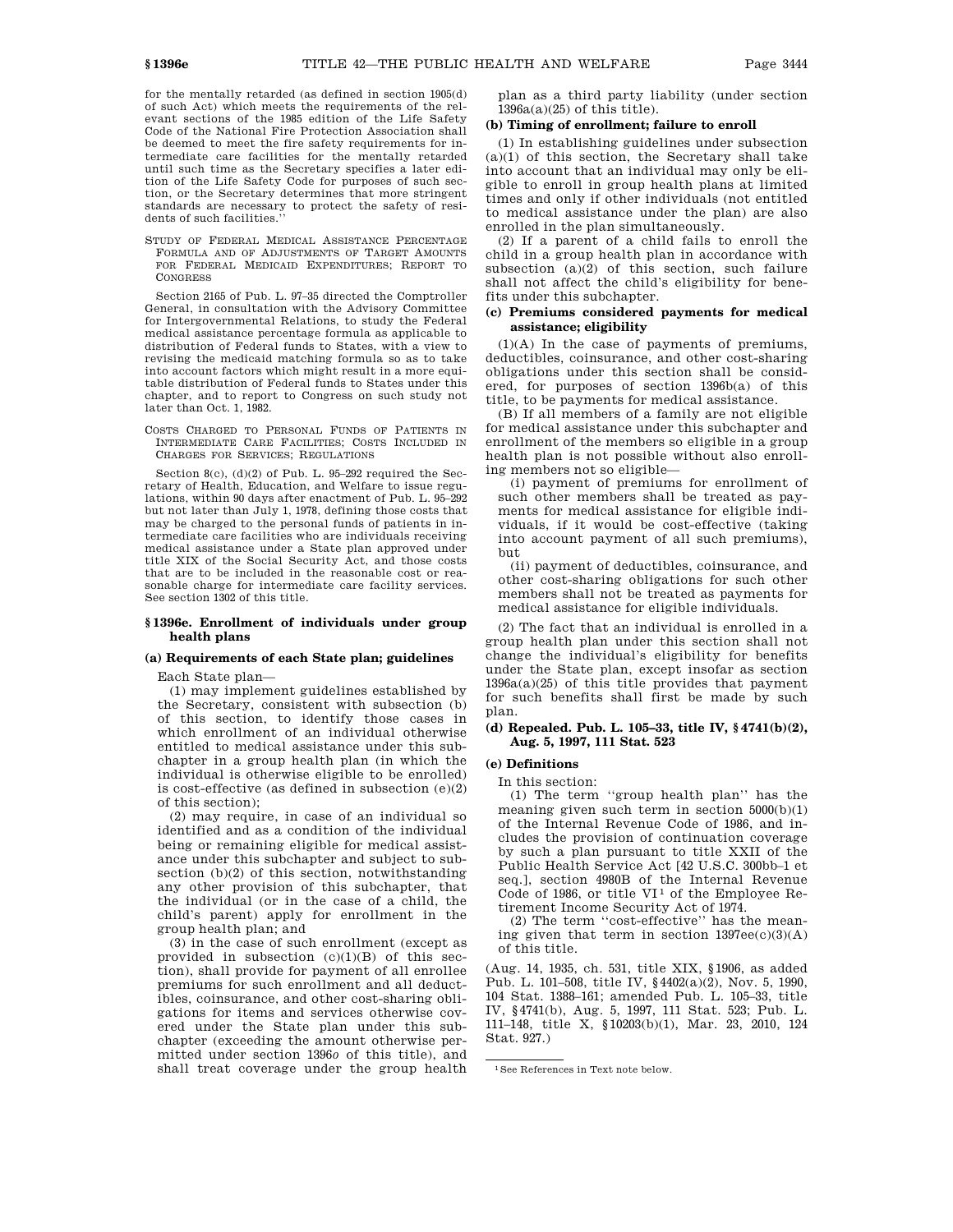for the mentally retarded (as defined in section 1905(d) of such Act) which meets the requirements of the relevant sections of the 1985 edition of the Life Safety Code of the National Fire Protection Association shall be deemed to meet the fire safety requirements for intermediate care facilities for the mentally retarded until such time as the Secretary specifies a later edition of the Life Safety Code for purposes of such section, or the Secretary determines that more stringent standards are necessary to protect the safety of residents of such facilities.''

STUDY OF FEDERAL MEDICAL ASSISTANCE PERCENTAGE FORMULA AND OF ADJUSTMENTS OF TARGET AMOUNTS FOR FEDERAL MEDICAID EXPENDITURES; REPORT TO CONGRESS

Section 2165 of Pub. L. 97–35 directed the Comptroller General, in consultation with the Advisory Committee for Intergovernmental Relations, to study the Federal medical assistance percentage formula as applicable to distribution of Federal funds to States, with a view to revising the medicaid matching formula so as to take into account factors which might result in a more equitable distribution of Federal funds to States under this chapter, and to report to Congress on such study not later than Oct. 1, 1982.

COSTS CHARGED TO PERSONAL FUNDS OF PATIENTS IN INTERMEDIATE CARE FACILITIES; COSTS INCLUDED IN CHARGES FOR SERVICES; REGULATIONS

Section 8(c), (d)(2) of Pub. L. 95–292 required the Secretary of Health, Education, and Welfare to issue regulations, within 90 days after enactment of Pub. L. 95–292 but not later than July 1, 1978, defining those costs that may be charged to the personal funds of patients in intermediate care facilities who are individuals receiving medical assistance under a State plan approved under title XIX of the Social Security Act, and those costs that are to be included in the reasonable cost or reasonable charge for intermediate care facility services. See section 1302 of this title.

## § 1396e. Enrollment of individuals under group health plans

### (a) Requirements of each State plan; guidelines

Each State plan—

(1) may implement guidelines established by the Secretary, consistent with subsection (b) of this section, to identify those cases in which enrollment of an individual otherwise entitled to medical assistance under this subchapter in a group health plan (in which the individual is otherwise eligible to be enrolled) is cost-effective (as defined in subsection (e)(2) of this section);

(2) may require, in case of an individual so identified and as a condition of the individual being or remaining eligible for medical assistance under this subchapter and subject to subsection (b)(2) of this section, notwithstanding any other provision of this subchapter, that the individual (or in the case of a child, the child's parent) apply for enrollment in the group health plan; and

(3) in the case of such enrollment (except as provided in subsection (c)(1)(B) of this section), shall provide for payment of all enrollee premiums for such enrollment and all deductibles, coinsurance, and other cost-sharing obligations for items and services otherwise covered under the State plan under this subchapter (exceeding the amount otherwise permitted under section 1396*o* of this title), and shall treat coverage under the group health plan as a third party liability (under section 1396a(a)(25) of this title).

### (b) Timing of enrollment; failure to enroll

(1) In establishing guidelines under subsection (a)(1) of this section, the Secretary shall take into account that an individual may only be eligible to enroll in group health plans at limited times and only if other individuals (not entitled to medical assistance under the plan) are also enrolled in the plan simultaneously.

(2) If a parent of a child fails to enroll the child in a group health plan in accordance with subsection (a)(2) of this section, such failure shall not affect the child's eligibility for benefits under this subchapter.

### (c) Premiums considered payments for medical assistance; eligibility

(1)(A) In the case of payments of premiums, deductibles, coinsurance, and other cost-sharing obligations under this section shall be considered, for purposes of section 1396b(a) of this title, to be payments for medical assistance.

(B) If all members of a family are not eligible for medical assistance under this subchapter and enrollment of the members so eligible in a group health plan is not possible without also enrolling members not so eligible—

(i) payment of premiums for enrollment of such other members shall be treated as payments for medical assistance for eligible individuals, if it would be cost-effective (taking into account payment of all such premiums), but

(ii) payment of deductibles, coinsurance, and other cost-sharing obligations for such other members shall not be treated as payments for medical assistance for eligible individuals.

(2) The fact that an individual is enrolled in a group health plan under this section shall not change the individual's eligibility for benefits under the State plan, except insofar as section 1396a(a)(25) of this title provides that payment for such benefits shall first be made by such plan.

### (d) Repealed. Pub. L. 105–33, title IV, § 4741(b)(2), Aug. 5, 1997, 111 Stat. 523

### (e) Definitions

In this section:

(1) The term ''group health plan'' has the meaning given such term in section 5000(b)(1) of the Internal Revenue Code of 1986, and includes the provision of continuation coverage by such a plan pursuant to title XXII of the Public Health Service Act [42 U.S.C. 300bb–1 et seq.], section 4980B of the Internal Revenue Code of 1986, or title VI[1] of the Employee Retirement Income Security Act of 1974.

(2) The term ''cost-effective'' has the meaning given that term in section 1397ee(c)(3)(A) of this title.

(Aug. 14, 1935, ch. 531, title XIX, § 1906, as added Pub. L. 101–508, title IV, § 4402(a)(2), Nov. 5, 1990, 104 Stat. 1388–161; amended Pub. L. 105–33, title IV, § 4741(b), Aug. 5, 1997, 111 Stat. 523; Pub. L. 111–148, title X, § 10203(b)(1), Mar. 23, 2010, 124 Stat. 927.)

[1] See References in Text note below.